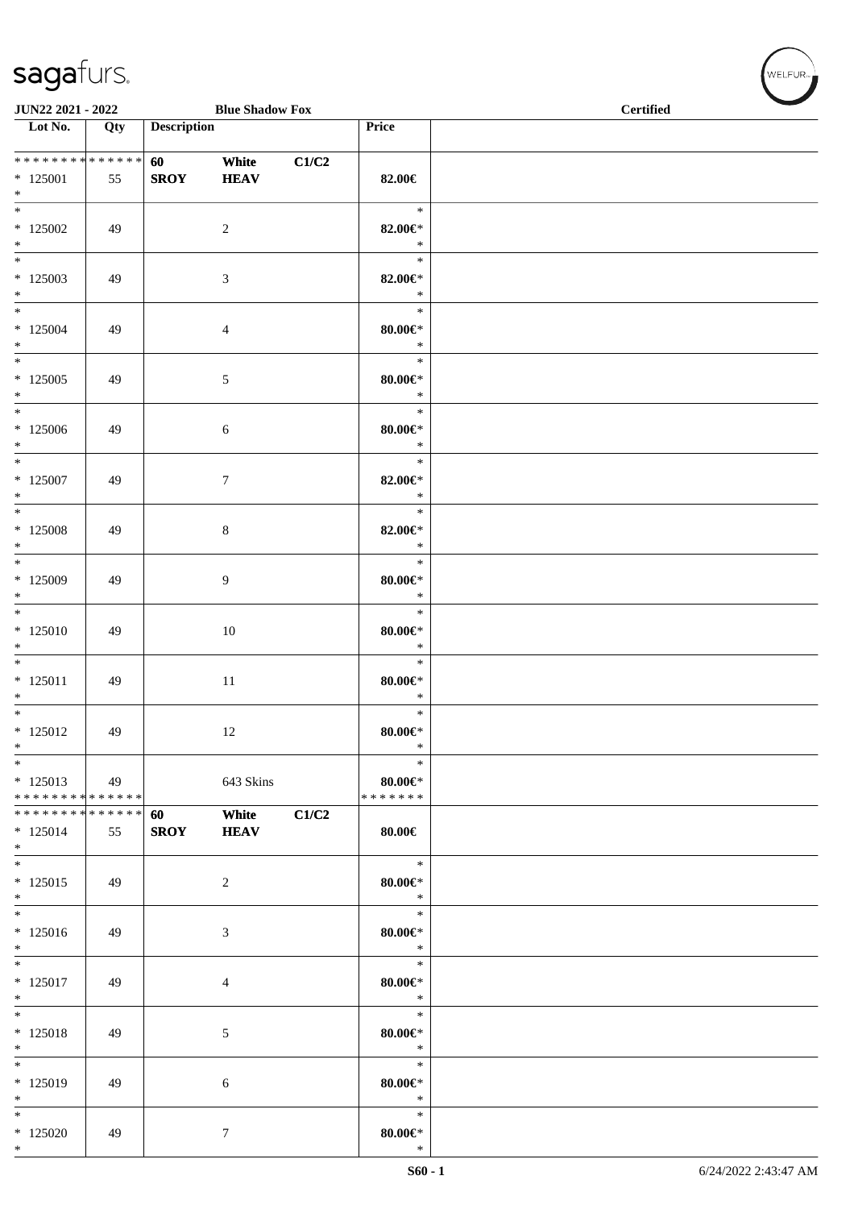JUN22 2021 - 2022 | Blue Shadow Fox | Certified

| Lot No. | Qty | Description | | | Price | |
|---|---|---|---|---|---|---|
| * * * * * * * * * * * * * * | | 60 | White | C1/C2 | | |
| * 125001 | 55 | SROY | HEAV | | 82.00€ | |
| * | | | | | | |
| * | | | | | * | |
| * 125002 | 49 | | 2 | | 82.00€* | |
| * | | | | | * | |
| * | | | | | * | |
| * 125003 | 49 | | 3 | | 82.00€* | |
| * | | | | | * | |
| * | | | | | * | |
| * 125004 | 49 | | 4 | | 80.00€* | |
| * | | | | | * | |
| * | | | | | * | |
| * 125005 | 49 | | 5 | | 80.00€* | |
| * | | | | | * | |
| * | | | | | * | |
| * 125006 | 49 | | 6 | | 80.00€* | |
| * | | | | | * | |
| * | | | | | * | |
| * 125007 | 49 | | 7 | | 82.00€* | |
| * | | | | | * | |
| * | | | | | * | |
| * 125008 | 49 | | 8 | | 82.00€* | |
| * | | | | | * | |
| * | | | | | * | |
| * 125009 | 49 | | 9 | | 80.00€* | |
| * | | | | | * | |
| * | | | | | * | |
| * 125010 | 49 | | 10 | | 80.00€* | |
| * | | | | | * | |
| * | | | | | * | |
| * 125011 | 49 | | 11 | | 80.00€* | |
| * | | | | | * | |
| * | | | | | * | |
| * 125012 | 49 | | 12 | | 80.00€* | |
| * | | | | | * | |
| * | | | | | * | |
| * 125013 | 49 | | 643 Skins | | 80.00€* | |
| * * * * * * * * * * * * * * | | | | | * * * * * * * | |
| * * * * * * * * * * * * * * | | 60 | White | C1/C2 | | |
| * 125014 | 55 | SROY | HEAV | | 80.00€ | |
| * | | | | | | |
| * | | | | | * | |
| * 125015 | 49 | | 2 | | 80.00€* | |
| * | | | | | * | |
| * | | | | | * | |
| * 125016 | 49 | | 3 | | 80.00€* | |
| * | | | | | * | |
| * | | | | | * | |
| * 125017 | 49 | | 4 | | 80.00€* | |
| * | | | | | * | |
| * | | | | | * | |
| * 125018 | 49 | | 5 | | 80.00€* | |
| * | | | | | * | |
| * | | | | | * | |
| * 125019 | 49 | | 6 | | 80.00€* | |
| * | | | | | * | |
| * | | | | | * | |
| * 125020 | 49 | | 7 | | 80.00€* | |
| * | | | | | * | |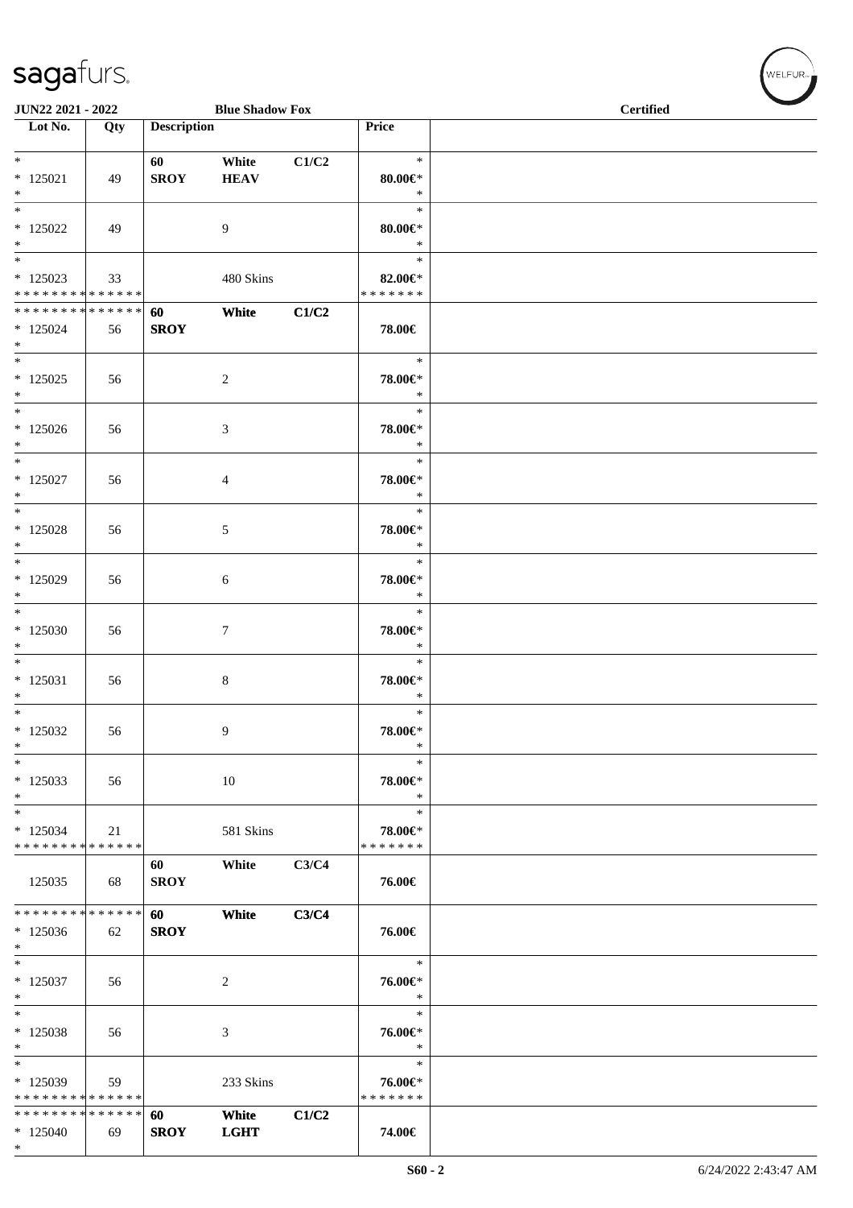JUN22 2021 - 2022 Blue Shadow Fox Certified

| Lot No. | Qty | Description | | | Price | |
|---|---|---|---|---|---|---|
| * 125021 * | 49 | 60 SROY | White HEAV | C1/C2 | * 80.00€* * | |
| * 125022 * | 49 | | 9 | | * 80.00€* * | |
| * 125023 * * * * * * * * * * * * * * | 33 | | 480 Skins | | * 82.00€* * * * * * * * | |
| * * * * * * * * * * * * * * 125024 * | 56 | 60 SROY | White | C1/C2 | 78.00€ | |
| * 125025 * | 56 | | 2 | | * 78.00€* * | |
| * 125026 * | 56 | | 3 | | * 78.00€* * | |
| * 125027 * | 56 | | 4 | | * 78.00€* * | |
| * 125028 * | 56 | | 5 | | * 78.00€* * | |
| * 125029 * | 56 | | 6 | | * 78.00€* * | |
| * 125030 * | 56 | | 7 | | * 78.00€* * | |
| * 125031 * | 56 | | 8 | | * 78.00€* * | |
| * 125032 * | 56 | | 9 | | * 78.00€* * | |
| * 125033 * | 56 | | 10 | | * 78.00€* * | |
| * 125034 * * * * * * * * * * * * * * | 21 | | 581 Skins | | * 78.00€* * * * * * * * | |
| 125035 | 68 | 60 SROY | White | C3/C4 | 76.00€ | |
| * * * * * * * * * * * * * * 125036 * | 62 | 60 SROY | White | C3/C4 | 76.00€ | |
| * 125037 * | 56 | | 2 | | * 76.00€* * | |
| * 125038 * | 56 | | 3 | | * 76.00€* * | |
| * 125039 * * * * * * * * * * * * * * | 59 | | 233 Skins | | * 76.00€* * * * * * * * | |
| * * * * * * * * * * * * * * 125040 * | 69 | 60 SROY | White LGHT | C1/C2 | 74.00€ | |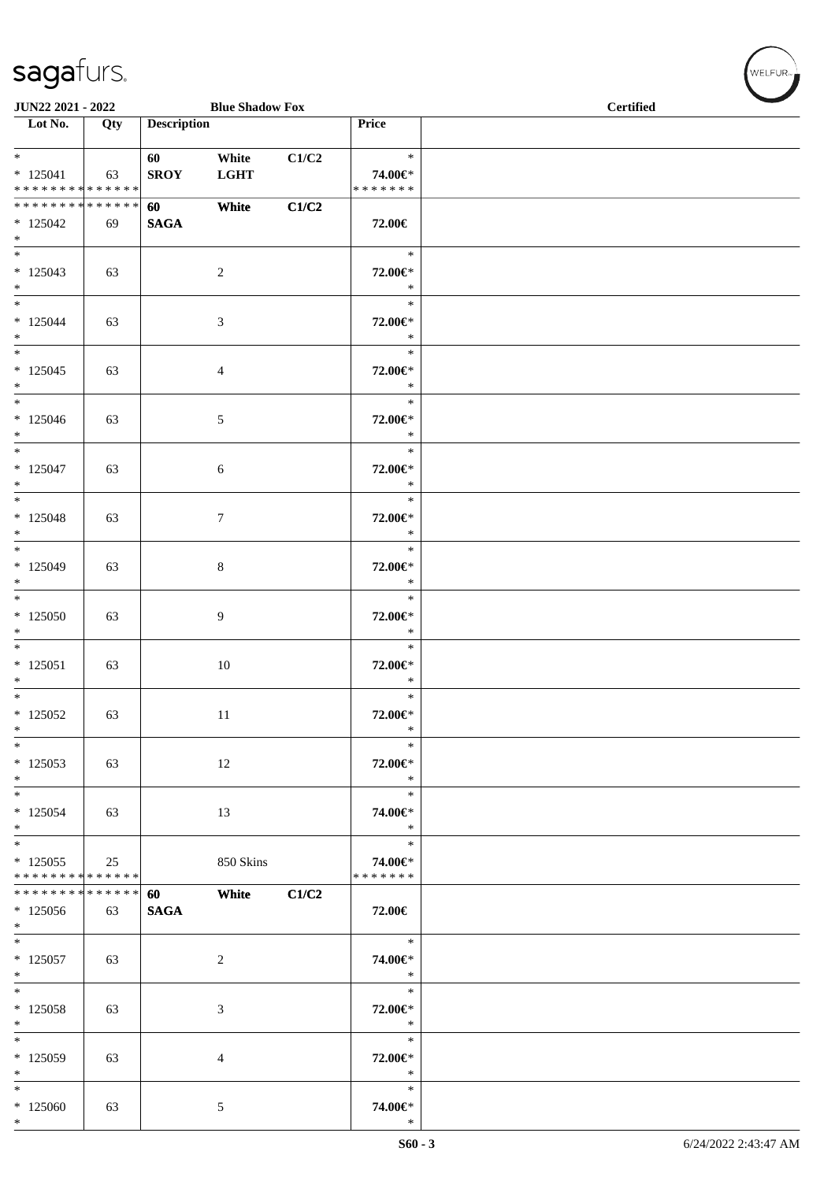**JUN22 2021 - 2022** **Blue Shadow Fox** **Certified**

| Lot No. | Qty | Description | | | Price | |
|---|---|---|---|---|---|---|
| * | | 60 | White | C1/C2 | * | |
| * 125041 | 63 | SROY | LGHT | | 74.00€* | |
| * * * * * * * * * * * * * * | | | | | * * * * * * * | |
| * * * * * * * * * * * * * * | | 60 | White | C1/C2 | | |
| * 125042 | 69 | SAGA | | | 72.00€ | |
| * | | | | | | |
| * | | | | | * | |
| * 125043 | 63 | | 2 | | 72.00€* | |
| * | | | | | * | |
| * | | | | | * | |
| * 125044 | 63 | | 3 | | 72.00€* | |
| * | | | | | * | |
| * | | | | | * | |
| * 125045 | 63 | | 4 | | 72.00€* | |
| * | | | | | * | |
| * | | | | | * | |
| * 125046 | 63 | | 5 | | 72.00€* | |
| * | | | | | * | |
| * | | | | | * | |
| * 125047 | 63 | | 6 | | 72.00€* | |
| * | | | | | * | |
| * | | | | | * | |
| * 125048 | 63 | | 7 | | 72.00€* | |
| * | | | | | * | |
| * | | | | | * | |
| * 125049 | 63 | | 8 | | 72.00€* | |
| * | | | | | * | |
| * | | | | | * | |
| * 125050 | 63 | | 9 | | 72.00€* | |
| * | | | | | * | |
| * | | | | | * | |
| * 125051 | 63 | | 10 | | 72.00€* | |
| * | | | | | * | |
| * | | | | | * | |
| * 125052 | 63 | | 11 | | 72.00€* | |
| * | | | | | * | |
| * | | | | | * | |
| * 125053 | 63 | | 12 | | 72.00€* | |
| * | | | | | * | |
| * | | | | | * | |
| * 125054 | 63 | | 13 | | 74.00€* | |
| * | | | | | * | |
| * | | | | | * | |
| * 125055 | 25 | | 850 Skins | | 74.00€* | |
| * * * * * * * * * * * * * * | | | | | * * * * * * * | |
| * * * * * * * * * * * * * * | | 60 | White | C1/C2 | | |
| * 125056 | 63 | SAGA | | | 72.00€ | |
| * | | | | | | |
| * | | | | | * | |
| * 125057 | 63 | | 2 | | 74.00€* | |
| * | | | | | * | |
| * | | | | | * | |
| * 125058 | 63 | | 3 | | 72.00€* | |
| * | | | | | * | |
| * | | | | | * | |
| * 125059 | 63 | | 4 | | 72.00€* | |
| * | | | | | * | |
| * | | | | | * | |
| * 125060 | 63 | | 5 | | 74.00€* | |
| * | | | | | * | |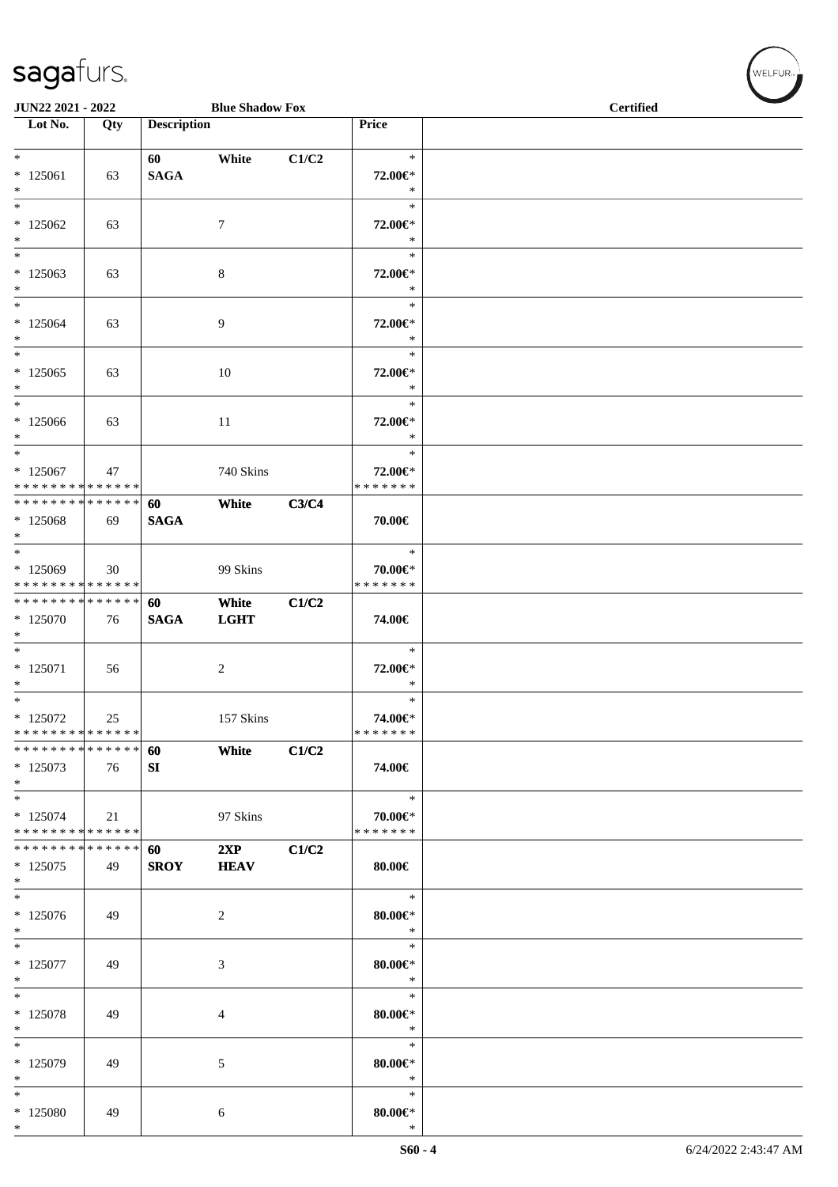JUN22 2021 - 2022 | Blue Shadow Fox | Certified

| Lot No. | Qty | Description | | | Price |
|---|---|---|---|---|---|
| * 125061 * | 63 | 60 SAGA | White | C1/C2 | * 72.00€* * |
| * 125062 * | 63 | | 7 | | * 72.00€* * |
| * 125063 * | 63 | | 8 | | * 72.00€* * |
| * 125064 * | 63 | | 9 | | * 72.00€* * |
| * 125065 * | 63 | | 10 | | * 72.00€* * |
| * 125066 * | 63 | | 11 | | * 72.00€* * |
| * 125067 * * * * * * * * * * * * * * | 47 | | 740 Skins | | * 72.00€* * * * * * * * |
| * * * * * * * * * * * * * * 125068 * | 69 | 60 SAGA | White | C3/C4 | 70.00€ |
| * 125069 * * * * * * * * * * * * * * | 30 | | 99 Skins | | * 70.00€* * * * * * * * |
| * * * * * * * * * * * * * * 125070 * | 76 | 60 SAGA | White LGHT | C1/C2 | 74.00€ |
| * 125071 * | 56 | | 2 | | * 72.00€* * |
| * 125072 * * * * * * * * * * * * * * | 25 | | 157 Skins | | * 74.00€* * * * * * * * |
| * * * * * * * * * * * * * * 125073 * | 76 | 60 SI | White | C1/C2 | 74.00€ |
| * 125074 * * * * * * * * * * * * * * | 21 | | 97 Skins | | * 70.00€* * * * * * * * |
| * * * * * * * * * * * * * * 125075 * | 49 | 60 SROY | 2XP HEAV | C1/C2 | 80.00€ |
| * 125076 * | 49 | | 2 | | * 80.00€* * |
| * 125077 * | 49 | | 3 | | * 80.00€* * |
| * 125078 * | 49 | | 4 | | * 80.00€* * |
| * 125079 * | 49 | | 5 | | * 80.00€* * |
| * 125080 * | 49 | | 6 | | * 80.00€* * |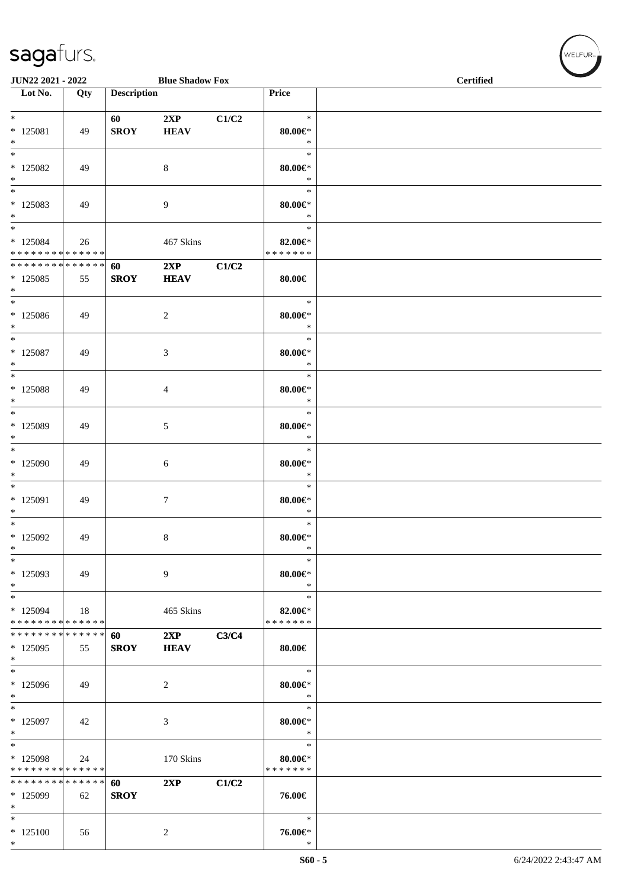JUN22 2021 - 2022 | Blue Shadow Fox | Certified

| Lot No. | Qty | Description | | | Price |
|---|---|---|---|---|---|
| * | | 60 | 2XP | C1/C2 | * |
| * 125081 | 49 | SROY | HEAV | | 80.00€* |
| * | | | | | * |
| * | | | | | * |
| * 125082 | 49 | | 8 | | 80.00€* |
| * | | | | | * |
| * | | | | | * |
| * 125083 | 49 | | 9 | | 80.00€* |
| * | | | | | * |
| * | | | | | * |
| * 125084 | 26 | | 467 Skins | | 82.00€* |
| * * * * * * * * * * * * * * | | | | | * * * * * * * |
| * * * * * * * * * * * * * * | | 60 | 2XP | C1/C2 | |
| * 125085 | 55 | SROY | HEAV | | 80.00€ |
| * | | | | | |
| * | | | | | * |
| * 125086 | 49 | | 2 | | 80.00€* |
| * | | | | | * |
| * | | | | | * |
| * 125087 | 49 | | 3 | | 80.00€* |
| * | | | | | * |
| * | | | | | * |
| * 125088 | 49 | | 4 | | 80.00€* |
| * | | | | | * |
| * | | | | | * |
| * 125089 | 49 | | 5 | | 80.00€* |
| * | | | | | * |
| * | | | | | * |
| * 125090 | 49 | | 6 | | 80.00€* |
| * | | | | | * |
| * | | | | | * |
| * 125091 | 49 | | 7 | | 80.00€* |
| * | | | | | * |
| * | | | | | * |
| * 125092 | 49 | | 8 | | 80.00€* |
| * | | | | | * |
| * | | | | | * |
| * 125093 | 49 | | 9 | | 80.00€* |
| * | | | | | * |
| * | | | | | * |
| * 125094 | 18 | | 465 Skins | | 82.00€* |
| * * * * * * * * * * * * * * | | | | | * * * * * * * |
| * * * * * * * * * * * * * * | | 60 | 2XP | C3/C4 | |
| * 125095 | 55 | SROY | HEAV | | 80.00€ |
| * | | | | | |
| * | | | | | * |
| * 125096 | 49 | | 2 | | 80.00€* |
| * | | | | | * |
| * | | | | | * |
| * 125097 | 42 | | 3 | | 80.00€* |
| * | | | | | * |
| * | | | | | * |
| * 125098 | 24 | | 170 Skins | | 80.00€* |
| * * * * * * * * * * * * * * | | | | | * * * * * * * |
| * * * * * * * * * * * * * * | | 60 | 2XP | C1/C2 | |
| * 125099 | 62 | SROY | | | 76.00€ |
| * | | | | | |
| * | | | | | * |
| * 125100 | 56 | | 2 | | 76.00€* |
| * | | | | | * |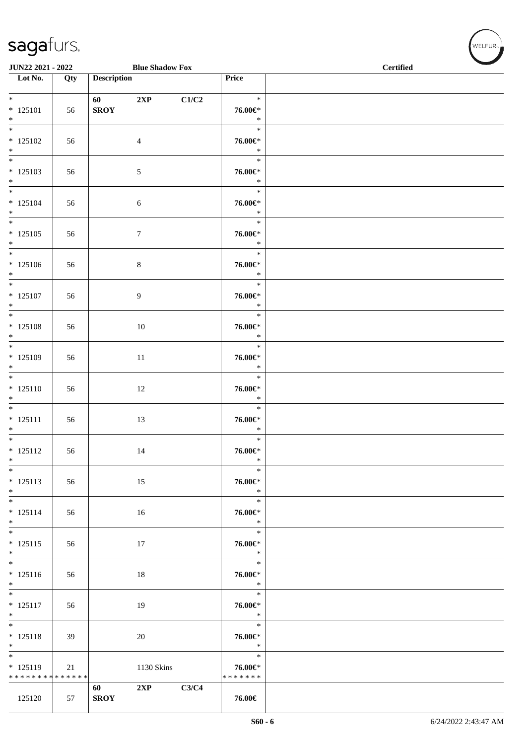JUN22 2021 - 2022 | Blue Shadow Fox | Certified

| Lot No. | Qty | Description | | | Price | |
|---|---|---|---|---|---|---|
| * 125101 * | 56 | 60 SROY | 2XP | C1/C2 | * 76.00€* * | |
| * 125102 * | 56 | | 4 | | * 76.00€* * | |
| * 125103 * | 56 | | 5 | | * 76.00€* * | |
| * 125104 * | 56 | | 6 | | * 76.00€* * | |
| * 125105 * | 56 | | 7 | | * 76.00€* * | |
| * 125106 * | 56 | | 8 | | * 76.00€* * | |
| * 125107 * | 56 | | 9 | | * 76.00€* * | |
| * 125108 * | 56 | | 10 | | * 76.00€* * | |
| * 125109 * | 56 | | 11 | | * 76.00€* * | |
| * 125110 * | 56 | | 12 | | * 76.00€* * | |
| * 125111 * | 56 | | 13 | | * 76.00€* * | |
| * 125112 * | 56 | | 14 | | * 76.00€* * | |
| * 125113 * | 56 | | 15 | | * 76.00€* * | |
| * 125114 * | 56 | | 16 | | * 76.00€* * | |
| * 125115 * | 56 | | 17 | | * 76.00€* * | |
| * 125116 * | 56 | | 18 | | * 76.00€* * | |
| * 125117 * | 56 | | 19 | | * 76.00€* * | |
| * 125118 * | 39 | | 20 | | * 76.00€* * | |
| * 125119 * * * * * * * * * * * * * * | 21 | | 1130 Skins | | * 76.00€* * * * * * * * | |
| 125120 | 57 | 60 SROY | 2XP | C3/C4 | 76.00€ | |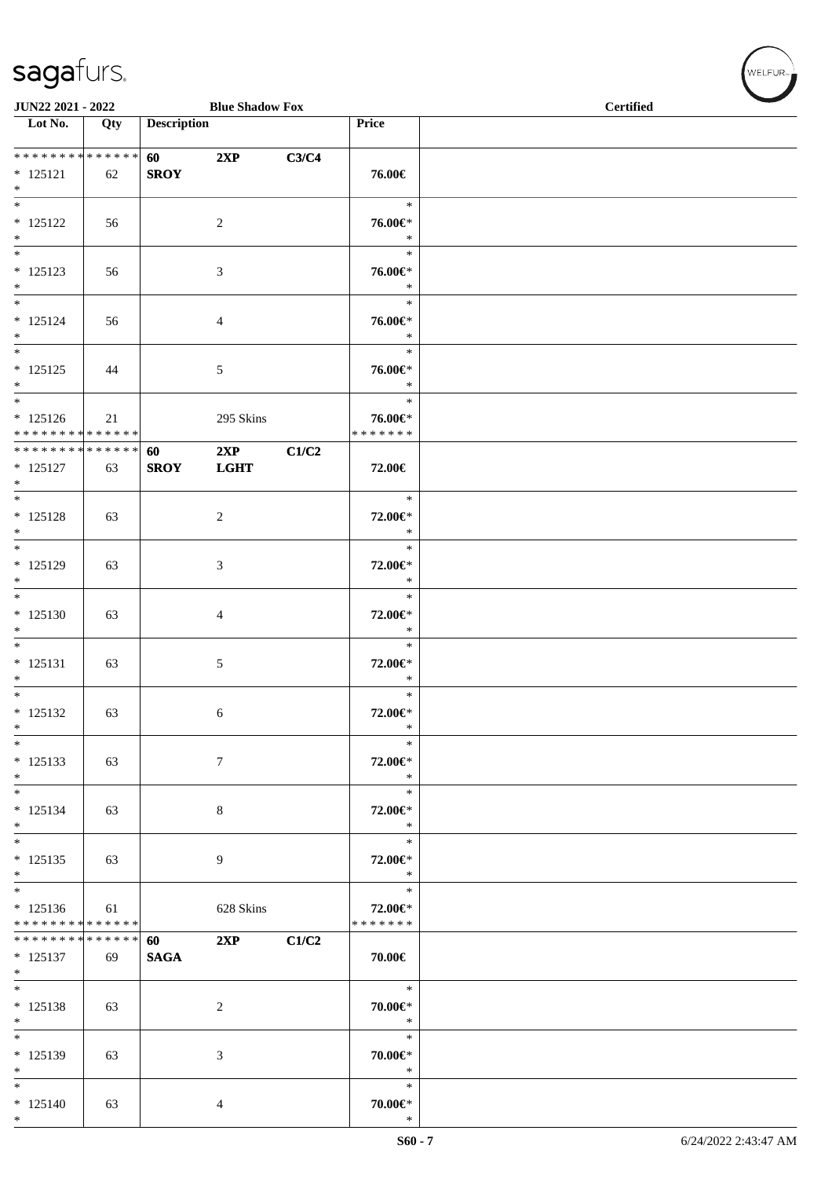JUN22 2021 - 2022 | Blue Shadow Fox | Certified

| Lot No. | Qty | Description | | | Price | |
|---|---|---|---|---|---|---|
| * * * * * * * * * * * * * * | | 60 | 2XP | C3/C4 | | |
| * 125121 | 62 | SROY | | | 76.00€ | |
| * | | | | | | |
| * | | | | | * | |
| * 125122 | 56 | | 2 | | 76.00€* | |
| * | | | | | * | |
| * | | | | | * | |
| * 125123 | 56 | | 3 | | 76.00€* | |
| * | | | | | * | |
| * | | | | | * | |
| * 125124 | 56 | | 4 | | 76.00€* | |
| * | | | | | * | |
| * | | | | | * | |
| * 125125 | 44 | | 5 | | 76.00€* | |
| * | | | | | * | |
| * | | | | | * | |
| * 125126 | 21 | | 295 Skins | | 76.00€* | |
| * * * * * * * * * * * * * * | | | | | * * * * * * * | |
| * * * * * * * * * * * * * * | | 60 | 2XP | C1/C2 | | |
| * 125127 | 63 | SROY | LGHT | | 72.00€ | |
| * | | | | | | |
| * | | | | | * | |
| * 125128 | 63 | | 2 | | 72.00€* | |
| * | | | | | * | |
| * | | | | | * | |
| * 125129 | 63 | | 3 | | 72.00€* | |
| * | | | | | * | |
| * | | | | | * | |
| * 125130 | 63 | | 4 | | 72.00€* | |
| * | | | | | * | |
| * | | | | | * | |
| * 125131 | 63 | | 5 | | 72.00€* | |
| * | | | | | * | |
| * | | | | | * | |
| * 125132 | 63 | | 6 | | 72.00€* | |
| * | | | | | * | |
| * | | | | | * | |
| * 125133 | 63 | | 7 | | 72.00€* | |
| * | | | | | * | |
| * | | | | | * | |
| * 125134 | 63 | | 8 | | 72.00€* | |
| * | | | | | * | |
| * | | | | | * | |
| * 125135 | 63 | | 9 | | 72.00€* | |
| * | | | | | * | |
| * | | | | | * | |
| * 125136 | 61 | | 628 Skins | | 72.00€* | |
| * * * * * * * * * * * * * * | | | | | * * * * * * * | |
| * * * * * * * * * * * * * * | | 60 | 2XP | C1/C2 | | |
| * 125137 | 69 | SAGA | | | 70.00€ | |
| * | | | | | | |
| * | | | | | * | |
| * 125138 | 63 | | 2 | | 70.00€* | |
| * | | | | | * | |
| * | | | | | * | |
| * 125139 | 63 | | 3 | | 70.00€* | |
| * | | | | | * | |
| * | | | | | * | |
| * 125140 | 63 | | 4 | | 70.00€* | |
| * | | | | | * | |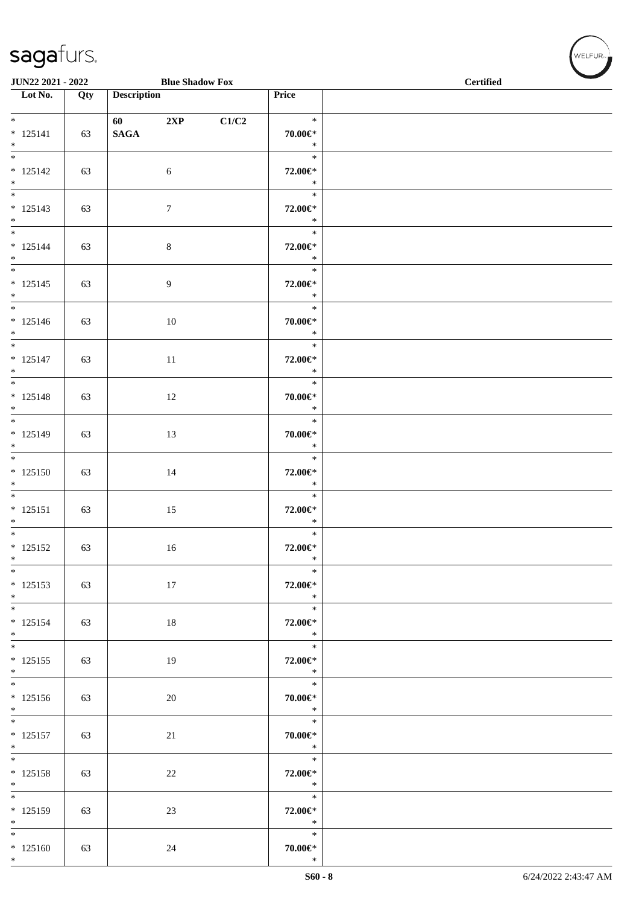JUN22 2021 - 2022 Blue Shadow Fox Certified

| Lot No. | Qty | Description | Price | |
|---|---|---|---|---|
| * 125141 * | 63 | 60 2XP C1/C2 SAGA | * 70.00€* * | |
| * 125142 * | 63 | 6 | * 72.00€* * | |
| * 125143 * | 63 | 7 | * 72.00€* * | |
| * 125144 * | 63 | 8 | * 72.00€* * | |
| * 125145 * | 63 | 9 | * 72.00€* * | |
| * 125146 * | 63 | 10 | * 70.00€* * | |
| * 125147 * | 63 | 11 | * 72.00€* * | |
| * 125148 * | 63 | 12 | * 70.00€* * | |
| * 125149 * | 63 | 13 | * 70.00€* * | |
| * 125150 * | 63 | 14 | * 72.00€* * | |
| * 125151 * | 63 | 15 | * 72.00€* * | |
| * 125152 * | 63 | 16 | * 72.00€* * | |
| * 125153 * | 63 | 17 | * 72.00€* * | |
| * 125154 * | 63 | 18 | * 72.00€* * | |
| * 125155 * | 63 | 19 | * 72.00€* * | |
| * 125156 * | 63 | 20 | * 70.00€* * | |
| * 125157 * | 63 | 21 | * 70.00€* * | |
| * 125158 * | 63 | 22 | * 72.00€* * | |
| * 125159 * | 63 | 23 | * 72.00€* * | |
| * 125160 * | 63 | 24 | * 70.00€* * | |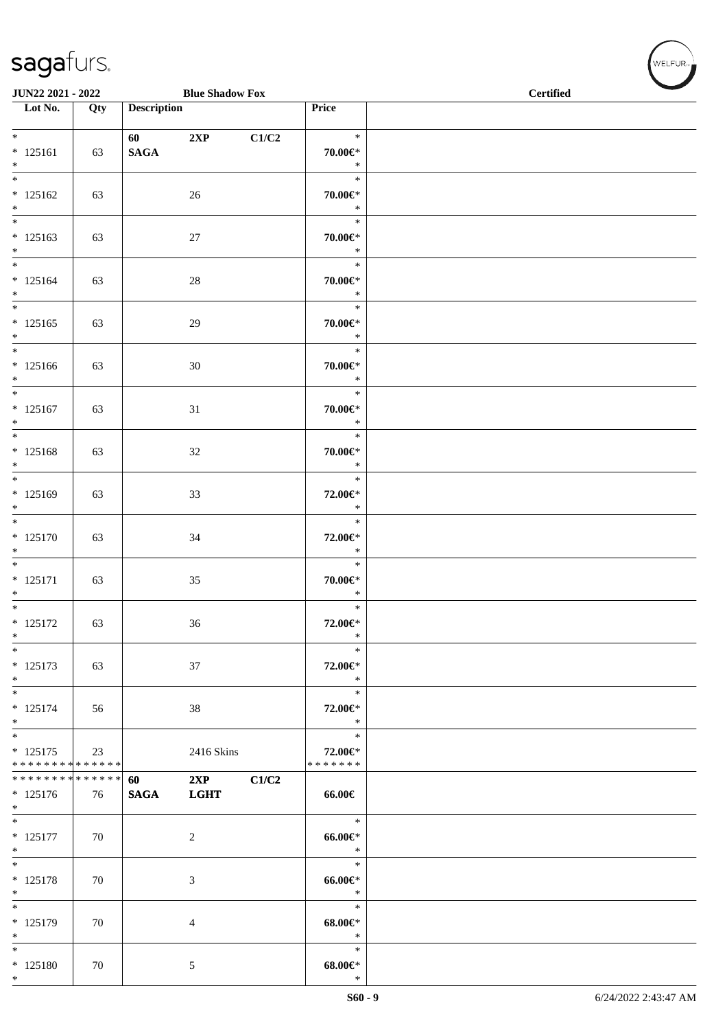JUN22 2021 - 2022 | Blue Shadow Fox | Certified

| Lot No. | Qty | Description | Price | |
|---|---|---|---|---|
| * 125161 * | 63 | **60 2XP C1/C2 SAGA** | * 70.00€* * | |
| * 125162 * | 63 | 26 | * 70.00€* * | |
| * 125163 * | 63 | 27 | * 70.00€* * | |
| * 125164 * | 63 | 28 | * 70.00€* * | |
| * 125165 * | 63 | 29 | * 70.00€* * | |
| * 125166 * | 63 | 30 | * 70.00€* * | |
| * 125167 * | 63 | 31 | * 70.00€* * | |
| * 125168 * | 63 | 32 | * 70.00€* * | |
| * 125169 * | 63 | 33 | * 72.00€* * | |
| * 125170 * | 63 | 34 | * 72.00€* * | |
| * 125171 * | 63 | 35 | * 70.00€* * | |
| * 125172 * | 63 | 36 | * 72.00€* * | |
| * 125173 * | 63 | 37 | * 72.00€* * | |
| * 125174 * | 56 | 38 | * 72.00€* * | |
| * 125175 ************** | 23 | 2416 Skins | * 72.00€* ******* | |
| ************** 125176 * | 76 | **60 2XP C1/C2 SAGA LGHT** | 66.00€ | |
| * 125177 * | 70 | 2 | * 66.00€* * | |
| * 125178 * | 70 | 3 | * 66.00€* * | |
| * 125179 * | 70 | 4 | * 68.00€* * | |
| * 125180 * | 70 | 5 | * 68.00€* * | |

S60 - 9 | 6/24/2022 2:43:47 AM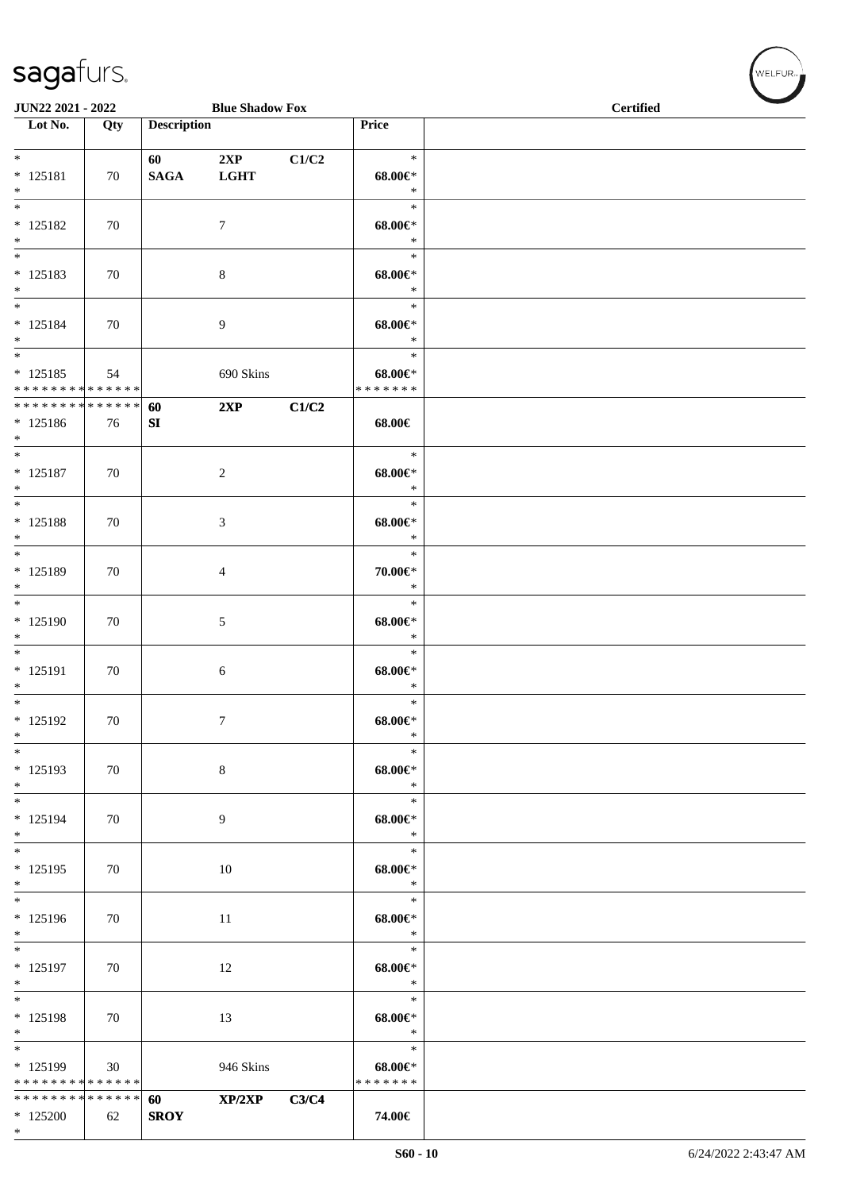JUN22 2021 - 2022 | Blue Shadow Fox | Certified

| Lot No. | Qty | Description | | | Price | |
|---|---|---|---|---|---|---|
| * 125181 * | 70 | 60 SAGA | 2XP LGHT | C1/C2 | * 68.00€* * | |
| * 125182 * | 70 | | 7 | | * 68.00€* * | |
| * 125183 * | 70 | | 8 | | * 68.00€* * | |
| * 125184 * | 70 | | 9 | | * 68.00€* * | |
| * 125185 * * * * * * * * * * * * * | 54 | | 690 Skins | | * 68.00€* * * * * * * * | |
| * * * * * * * * * * * * * * 125186 * | 76 | 60 SI | 2XP | C1/C2 | 68.00€ | |
| * 125187 * | 70 | | 2 | | * 68.00€* * | |
| * 125188 * | 70 | | 3 | | * 68.00€* * | |
| * 125189 * | 70 | | 4 | | * 70.00€* * | |
| * 125190 * | 70 | | 5 | | * 68.00€* * | |
| * 125191 * | 70 | | 6 | | * 68.00€* * | |
| * 125192 * | 70 | | 7 | | * 68.00€* * | |
| * 125193 * | 70 | | 8 | | * 68.00€* * | |
| * 125194 * | 70 | | 9 | | * 68.00€* * | |
| * 125195 * | 70 | | 10 | | * 68.00€* * | |
| * 125196 * | 70 | | 11 | | * 68.00€* * | |
| * 125197 * | 70 | | 12 | | * 68.00€* * | |
| * 125198 * | 70 | | 13 | | * 68.00€* * | |
| * 125199 * * * * * * * * * * * * * | 30 | | 946 Skins | | * 68.00€* * * * * * * * | |
| * * * * * * * * * * * * * * 125200 * | 62 | 60 SROY | XP/2XP | C3/C4 | 74.00€ | |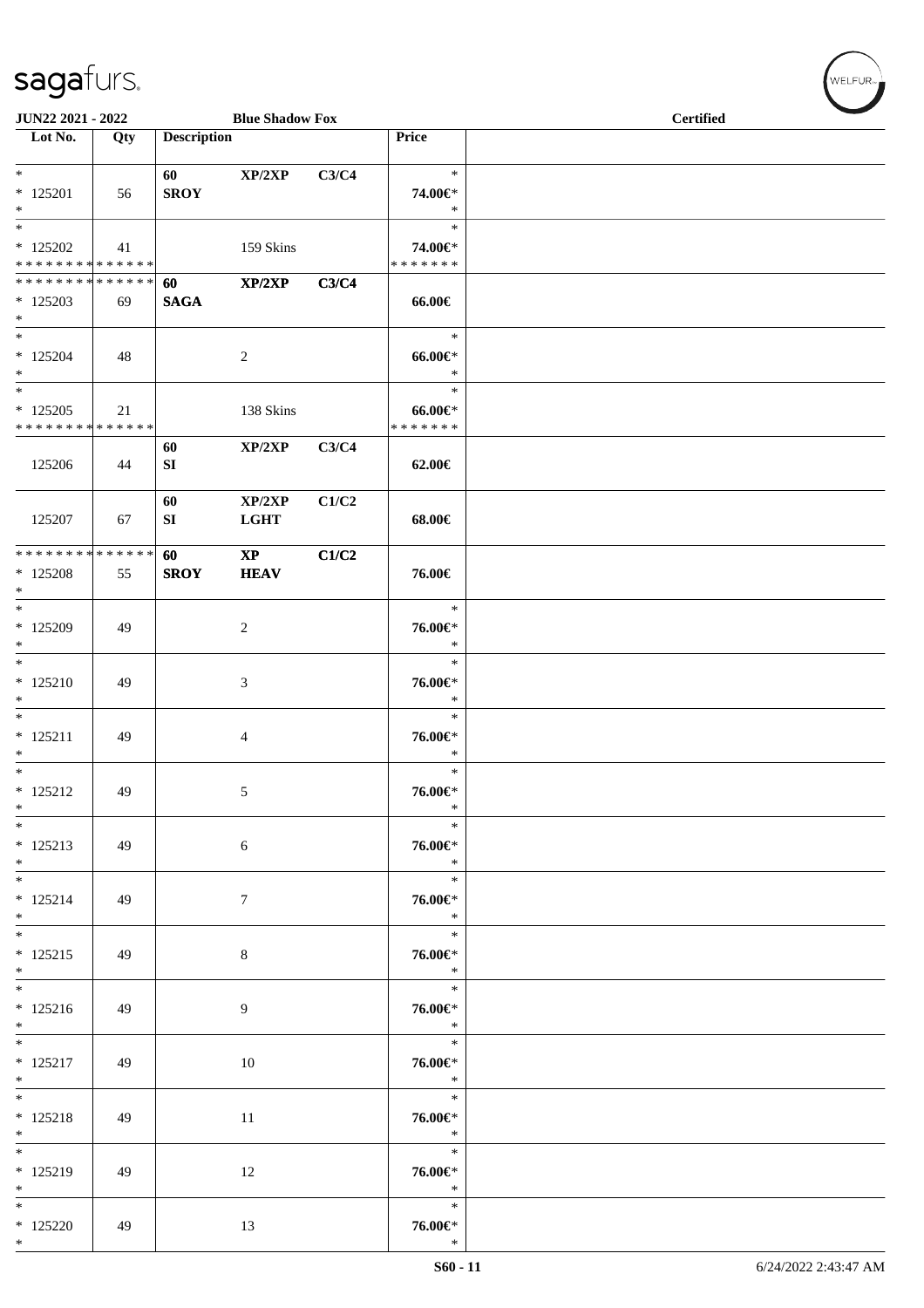JUN22 2021 - 2022 | Blue Shadow Fox | Certified

| Lot No. | Qty | Description | | | Price |
|---|---|---|---|---|---|
| * * 125201 * | 56 | 60 SROY | XP/2XP | C3/C4 | * 74.00€* * |
| * * 125202 * * * * * * * * * * * * * * | 41 | | 159 Skins | | * 74.00€* * * * * * * * |
| * * * * * * * * * * * * * * * 125203 * | 69 | 60 SAGA | XP/2XP | C3/C4 | 66.00€ |
| * * 125204 * | 48 | | 2 | | * 66.00€* * |
| * * 125205 * * * * * * * * * * * * * * | 21 | | 138 Skins | | * 66.00€* * * * * * * * |
| 125206 | 44 | 60 SI | XP/2XP | C3/C4 | 62.00€ |
| 125207 | 67 | 60 SI | XP/2XP LGHT | C1/C2 | 68.00€ |
| * * * * * * * * * * * * * * * 125208 * | 55 | 60 SROY | XP HEAV | C1/C2 | 76.00€ |
| * * 125209 * | 49 | | 2 | | * 76.00€* * |
| * * 125210 * | 49 | | 3 | | * 76.00€* * |
| * * 125211 * | 49 | | 4 | | * 76.00€* * |
| * * 125212 * | 49 | | 5 | | * 76.00€* * |
| * * 125213 * | 49 | | 6 | | * 76.00€* * |
| * * 125214 * | 49 | | 7 | | * 76.00€* * |
| * * 125215 * | 49 | | 8 | | * 76.00€* * |
| * * 125216 * | 49 | | 9 | | * 76.00€* * |
| * * 125217 * | 49 | | 10 | | * 76.00€* * |
| * * 125218 * | 49 | | 11 | | * 76.00€* * |
| * * 125219 * | 49 | | 12 | | * 76.00€* * |
| * * 125220 * | 49 | | 13 | | * 76.00€* * |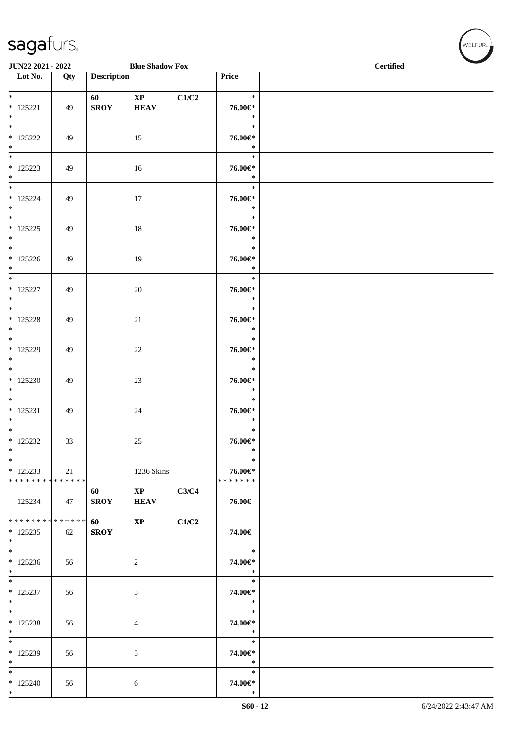JUN22 2021 - 2022 — Blue Shadow Fox — Certified

| Lot No. | Qty | Description | | | Price | |
|---|---|---|---|---|---|---|
| * | | 60 | XP | C1/C2 | * | |
| * 125221 | 49 | SROY | HEAV | | 76.00€* | |
| * | | | | | * | |
| * 125222 | 49 | | 15 | | 76.00€* | |
| * | | | | | * | |
| * 125223 | 49 | | 16 | | 76.00€* | |
| * | | | | | * | |
| * 125224 | 49 | | 17 | | 76.00€* | |
| * | | | | | * | |
| * 125225 | 49 | | 18 | | 76.00€* | |
| * | | | | | * | |
| * 125226 | 49 | | 19 | | 76.00€* | |
| * | | | | | * | |
| * 125227 | 49 | | 20 | | 76.00€* | |
| * | | | | | * | |
| * 125228 | 49 | | 21 | | 76.00€* | |
| * | | | | | * | |
| * 125229 | 49 | | 22 | | 76.00€* | |
| * | | | | | * | |
| * 125230 | 49 | | 23 | | 76.00€* | |
| * | | | | | * | |
| * 125231 | 49 | | 24 | | 76.00€* | |
| * | | | | | * | |
| * 125232 | 33 | | 25 | | 76.00€* | |
| * | | | | | * | |
| * 125233 | 21 | | 1236 Skins | | 76.00€* | |
| * * * * * * * * * * * * * * | | | | | * * * * * * * | |
| | | 60 | XP | C3/C4 | | |
| 125234 | 47 | SROY | HEAV | | 76.00€ | |
| * * * * * * * * * * * * * * | | 60 | XP | C1/C2 | | |
| * 125235 | 62 | SROY | | | 74.00€ | |
| * | | | | | * | |
| * 125236 | 56 | | 2 | | 74.00€* | |
| * | | | | | * | |
| * 125237 | 56 | | 3 | | 74.00€* | |
| * | | | | | * | |
| * 125238 | 56 | | 4 | | 74.00€* | |
| * | | | | | * | |
| * 125239 | 56 | | 5 | | 74.00€* | |
| * | | | | | * | |
| * 125240 | 56 | | 6 | | 74.00€* | |
| * | | | | | * | |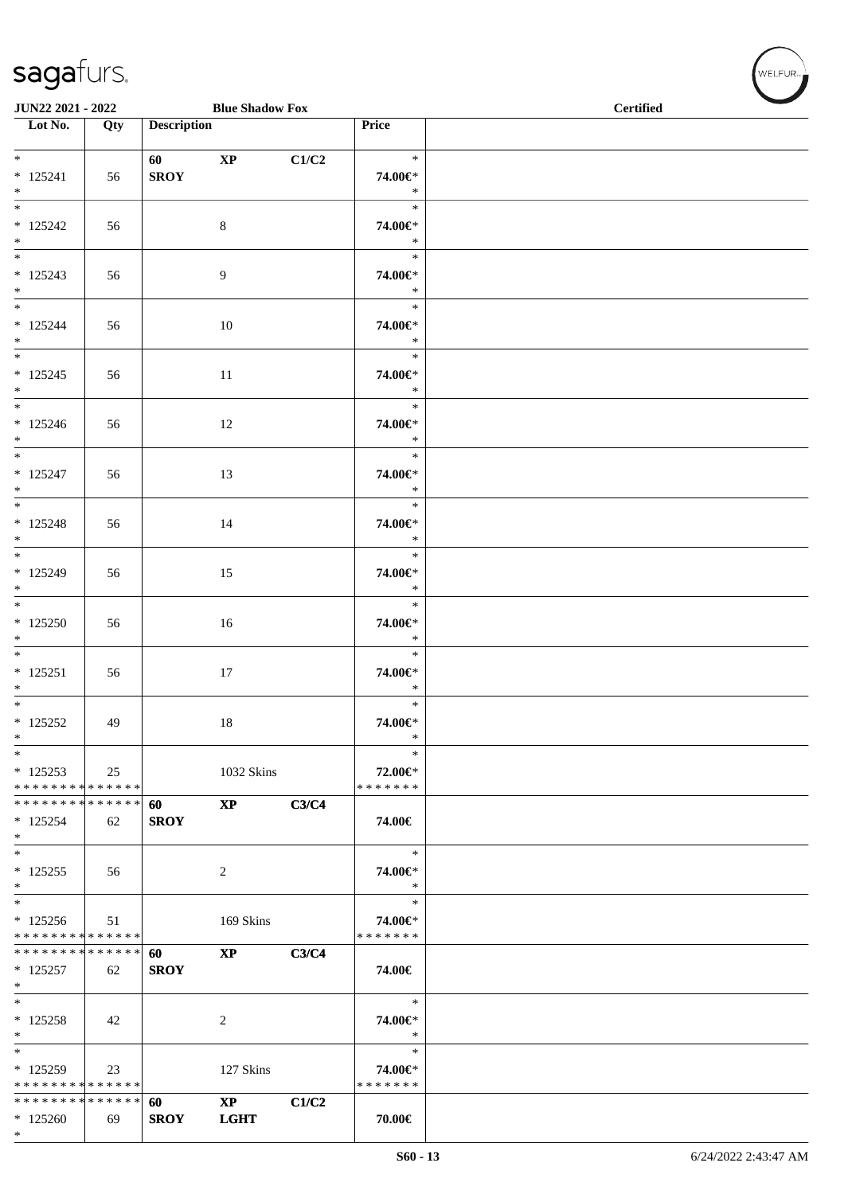| Lot No. | Qty | Description | | | Price |
|---|---|---|---|---|---|
| * 125241 * | 56 | 60 SROY | XP | C1/C2 | * 74.00€* * |
| * 125242 * | 56 | | 8 | | * 74.00€* * |
| * 125243 * | 56 | | 9 | | * 74.00€* * |
| * 125244 * | 56 | | 10 | | * 74.00€* * |
| * 125245 * | 56 | | 11 | | * 74.00€* * |
| * 125246 * | 56 | | 12 | | * 74.00€* * |
| * 125247 * | 56 | | 13 | | * 74.00€* * |
| * 125248 * | 56 | | 14 | | * 74.00€* * |
| * 125249 * | 56 | | 15 | | * 74.00€* * |
| * 125250 * | 56 | | 16 | | * 74.00€* * |
| * 125251 * | 56 | | 17 | | * 74.00€* * |
| * 125252 * | 49 | | 18 | | * 74.00€* * |
| * 125253 * * * * * * * * * * * * * * | 25 | | 1032 Skins | | * 72.00€* * * * * * * * |
| * * * * * * * * * * * * * * 125254 * | 62 | 60 SROY | XP | C3/C4 | 74.00€ |
| * 125255 * | 56 | | 2 | | * 74.00€* * |
| * 125256 * * * * * * * * * * * * * * | 51 | | 169 Skins | | * 74.00€* * * * * * * * |
| * * * * * * * * * * * * * * 125257 * | 62 | 60 SROY | XP | C3/C4 | 74.00€ |
| * 125258 * | 42 | | 2 | | * 74.00€* * |
| * 125259 * * * * * * * * * * * * * * | 23 | | 127 Skins | | * 74.00€* * * * * * * * |
| * * * * * * * * * * * * * * 125260 * | 69 | 60 SROY | XP LGHT | C1/C2 | 70.00€ |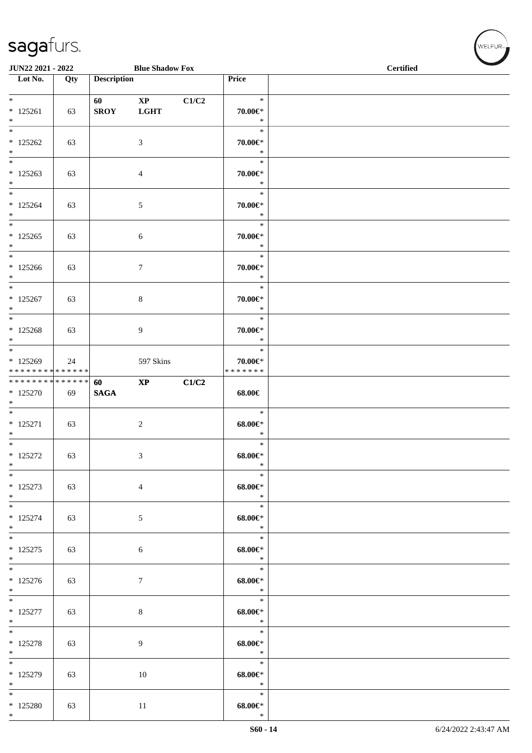**JUN22 2021 - 2022** | **Blue Shadow Fox** | **Certified**

| Lot No. | Qty | Description | | | Price | |
|---|---|---|---|---|---|---|
| * 125261 * | 63 | 60 SROY | XP LGHT | C1/C2 | * 70.00€* * | |
| * 125262 * | 63 | | 3 | | * 70.00€* * | |
| * 125263 * | 63 | | 4 | | * 70.00€* * | |
| * 125264 * | 63 | | 5 | | * 70.00€* * | |
| * 125265 * | 63 | | 6 | | * 70.00€* * | |
| * 125266 * | 63 | | 7 | | * 70.00€* * | |
| * 125267 * | 63 | | 8 | | * 70.00€* * | |
| * 125268 * | 63 | | 9 | | * 70.00€* * | |
| * 125269 * * * * * * * * * * * * * * | 24 | | 597 Skins | | * 70.00€* * * * * * * * | |
| * * * * * * * * * * * * * * 125270 * | 69 | 60 SAGA | XP | C1/C2 | 68.00€ | |
| * 125271 * | 63 | | 2 | | * 68.00€* * | |
| * 125272 * | 63 | | 3 | | * 68.00€* * | |
| * 125273 * | 63 | | 4 | | * 68.00€* * | |
| * 125274 * | 63 | | 5 | | * 68.00€* * | |
| * 125275 * | 63 | | 6 | | * 68.00€* * | |
| * 125276 * | 63 | | 7 | | * 68.00€* * | |
| * 125277 * | 63 | | 8 | | * 68.00€* * | |
| * 125278 * | 63 | | 9 | | * 68.00€* * | |
| * 125279 * | 63 | | 10 | | * 68.00€* * | |
| * 125280 * | 63 | | 11 | | * 68.00€* * | |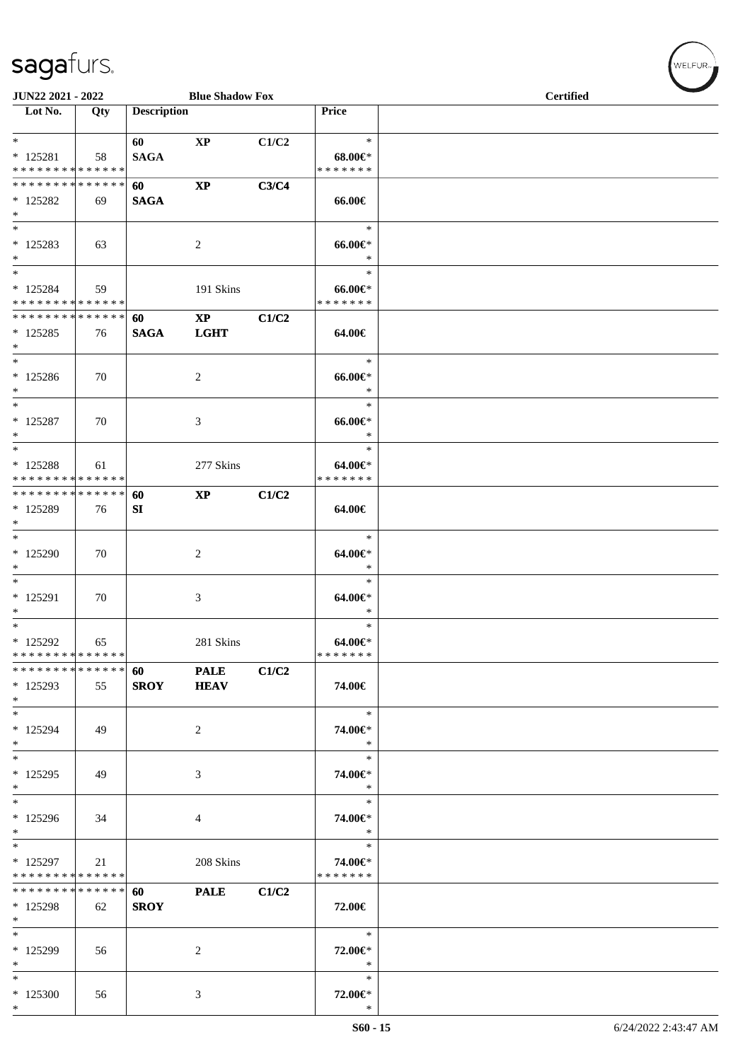**JUN22 2021 - 2022** | **Blue Shadow Fox** | **Certified**

| Lot No. | Qty | Description | | | Price | |
|---|---|---|---|---|---|---|
| * | | 60 | XP | C1/C2 | * | |
| * 125281 | 58 | SAGA | | | 68.00€* | |
| * * * * * * * * * * * * * * | | | | | * * * * * * * | |
| * * * * * * * * * * * * * * | | 60 | XP | C3/C4 | | |
| * 125282 | 69 | SAGA | | | 66.00€ | |
| * | | | | | | |
| * | | | | | * | |
| * 125283 | 63 | | 2 | | 66.00€* | |
| * | | | | | * | |
| * | | | | | * | |
| * 125284 | 59 | | 191 Skins | | 66.00€* | |
| * * * * * * * * * * * * * * | | | | | * * * * * * * | |
| * * * * * * * * * * * * * * | | 60 | XP | C1/C2 | | |
| * 125285 | 76 | SAGA | LGHT | | 64.00€ | |
| * | | | | | | |
| * | | | | | * | |
| * 125286 | 70 | | 2 | | 66.00€* | |
| * | | | | | * | |
| * | | | | | * | |
| * 125287 | 70 | | 3 | | 66.00€* | |
| * | | | | | * | |
| * | | | | | * | |
| * 125288 | 61 | | 277 Skins | | 64.00€* | |
| * * * * * * * * * * * * * * | | | | | * * * * * * * | |
| * * * * * * * * * * * * * * | | 60 | XP | C1/C2 | | |
| * 125289 | 76 | SI | | | 64.00€ | |
| * | | | | | | |
| * | | | | | * | |
| * 125290 | 70 | | 2 | | 64.00€* | |
| * | | | | | * | |
| * | | | | | * | |
| * 125291 | 70 | | 3 | | 64.00€* | |
| * | | | | | * | |
| * | | | | | * | |
| * 125292 | 65 | | 281 Skins | | 64.00€* | |
| * * * * * * * * * * * * * * | | | | | * * * * * * * | |
| * * * * * * * * * * * * * * | | 60 | PALE | C1/C2 | | |
| * 125293 | 55 | SROY | HEAV | | 74.00€ | |
| * | | | | | | |
| * | | | | | * | |
| * 125294 | 49 | | 2 | | 74.00€* | |
| * | | | | | * | |
| * | | | | | * | |
| * 125295 | 49 | | 3 | | 74.00€* | |
| * | | | | | * | |
| * | | | | | * | |
| * 125296 | 34 | | 4 | | 74.00€* | |
| * | | | | | * | |
| * | | | | | * | |
| * 125297 | 21 | | 208 Skins | | 74.00€* | |
| * * * * * * * * * * * * * * | | | | | * * * * * * * | |
| * * * * * * * * * * * * * * | | 60 | PALE | C1/C2 | | |
| * 125298 | 62 | SROY | | | 72.00€ | |
| * | | | | | | |
| * | | | | | * | |
| * 125299 | 56 | | 2 | | 72.00€* | |
| * | | | | | * | |
| * | | | | | * | |
| * 125300 | 56 | | 3 | | 72.00€* | |
| * | | | | | * | |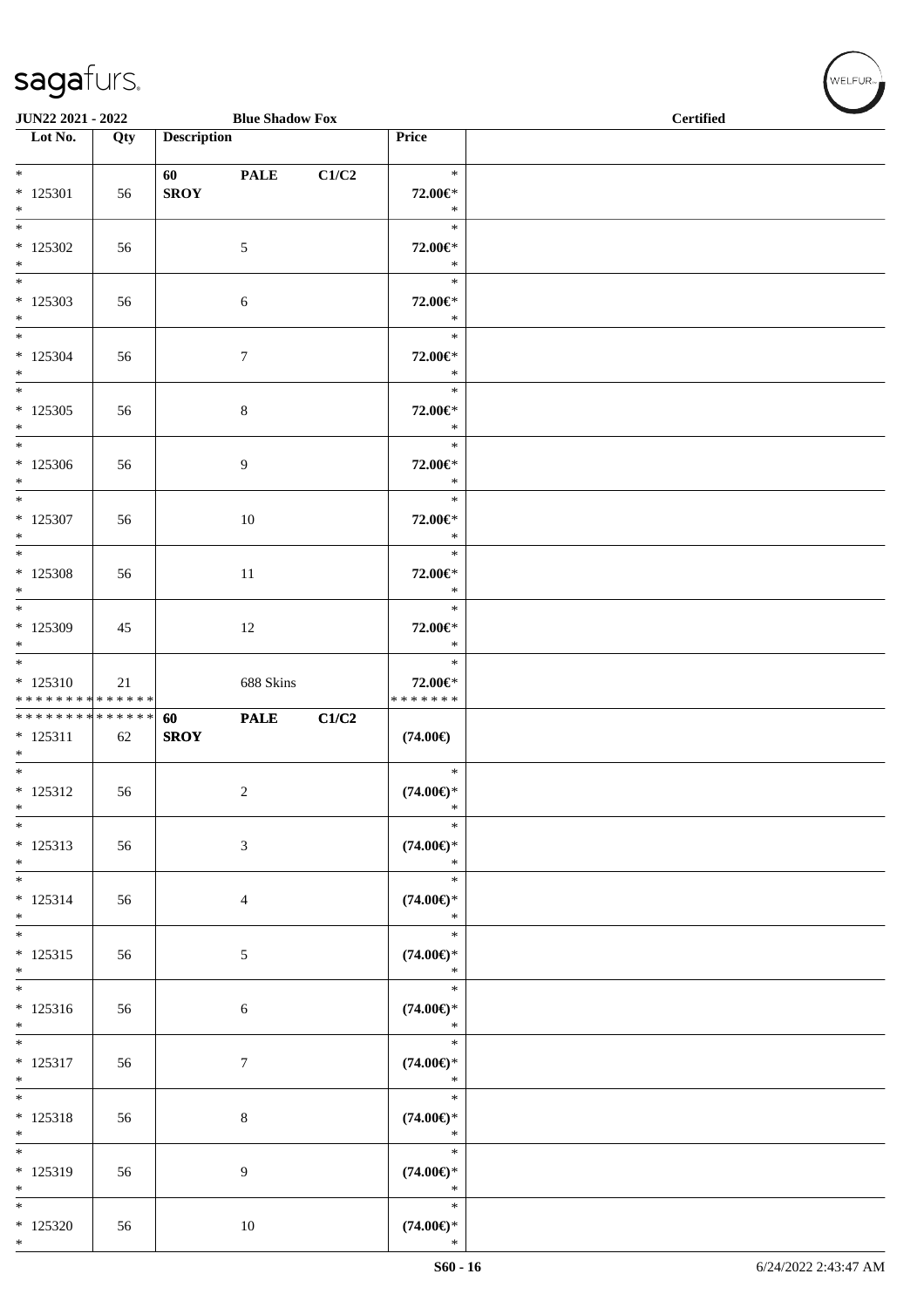sagafurs.

**JUN22 2021 - 2022** **Blue Shadow Fox** **Certified**

| Lot No. | Qty | Description | Price | |
|---|---|---|---|---|
| * 125301 * | 56 | **60 PALE C1/C2 SROY** | * 72.00€* * | |
| * 125302 * | 56 | 5 | * 72.00€* * | |
| * 125303 * | 56 | 6 | * 72.00€* * | |
| * 125304 * | 56 | 7 | * 72.00€* * | |
| * 125305 * | 56 | 8 | * 72.00€* * | |
| * 125306 * | 56 | 9 | * 72.00€* * | |
| * 125307 * | 56 | 10 | * 72.00€* * | |
| * 125308 * | 56 | 11 | * 72.00€* * | |
| * 125309 * | 45 | 12 | * 72.00€* * | |
| * 125310 ************** | 21 | 688 Skins | * 72.00€* ******* | |
| ************** 125311 * | 62 | **60 PALE C1/C2 SROY** | (74.00€) | |
| * 125312 * | 56 | 2 | * (74.00€)* * | |
| * 125313 * | 56 | 3 | * (74.00€)* * | |
| * 125314 * | 56 | 4 | * (74.00€)* * | |
| * 125315 * | 56 | 5 | * (74.00€)* * | |
| * 125316 * | 56 | 6 | * (74.00€)* * | |
| * 125317 * | 56 | 7 | * (74.00€)* * | |
| * 125318 * | 56 | 8 | * (74.00€)* * | |
| * 125319 * | 56 | 9 | * (74.00€)* * | |
| * 125320 * | 56 | 10 | * (74.00€)* * | |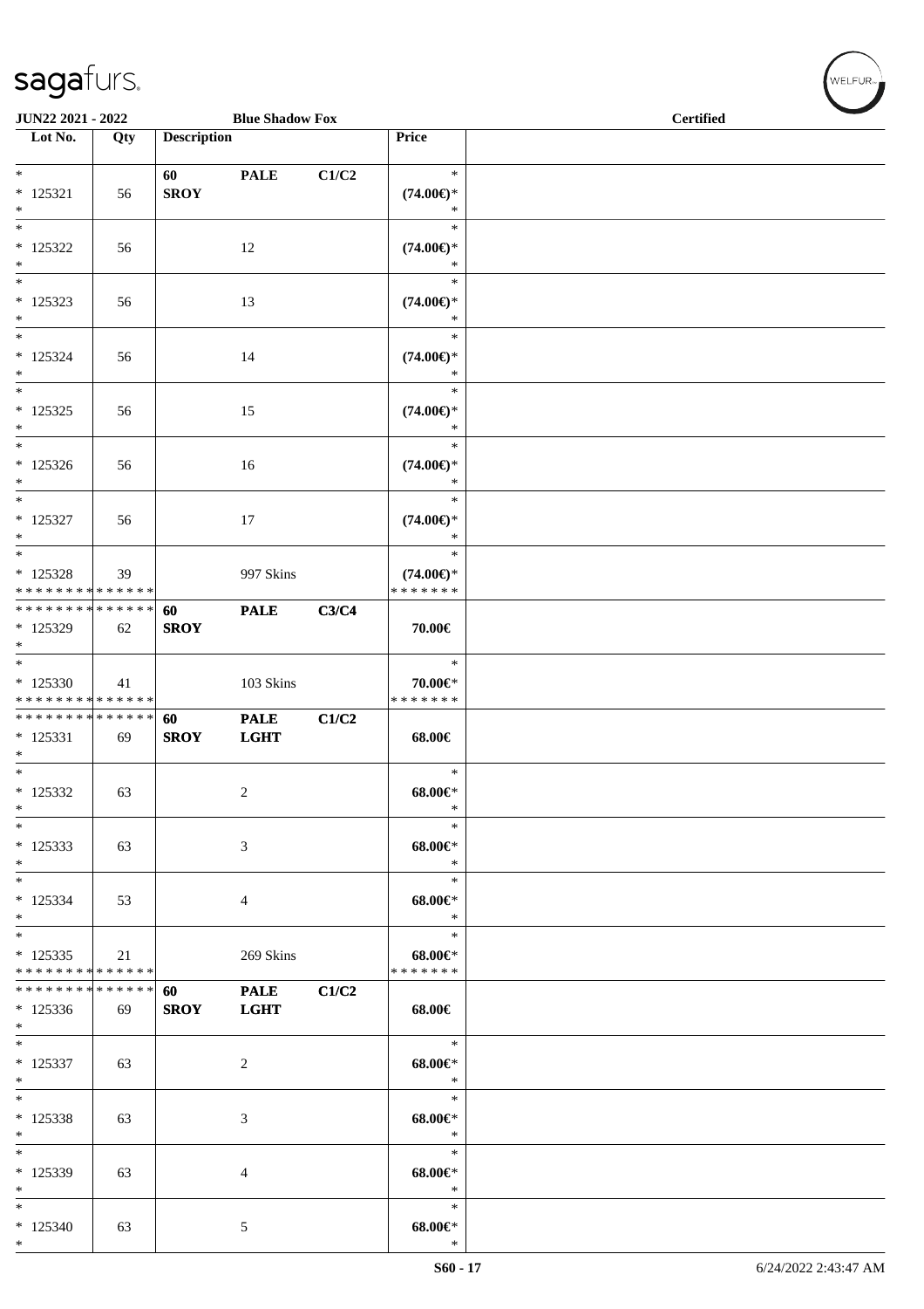# sagafurs.

**JUN22 2021 - 2022** | **Blue Shadow Fox** | **Certified**

| Lot No. | Qty | Description | | | Price | |
|---|---|---|---|---|---|---|
| * | | **60** | **PALE** | **C1/C2** | * | |
| * 125321 | 56 | **SROY** | | | **(74.00€)*** | |
| * | | | | | * | |
| * | | | | | * | |
| * 125322 | 56 | | 12 | | **(74.00€)*** | |
| * | | | | | * | |
| * | | | | | * | |
| * 125323 | 56 | | 13 | | **(74.00€)*** | |
| * | | | | | * | |
| * | | | | | * | |
| * 125324 | 56 | | 14 | | **(74.00€)*** | |
| * | | | | | * | |
| * | | | | | * | |
| * 125325 | 56 | | 15 | | **(74.00€)*** | |
| * | | | | | * | |
| * | | | | | * | |
| * 125326 | 56 | | 16 | | **(74.00€)*** | |
| * | | | | | * | |
| * | | | | | * | |
| * 125327 | 56 | | 17 | | **(74.00€)*** | |
| * | | | | | * | |
| * | | | | | * | |
| * 125328 | 39 | | 997 Skins | | **(74.00€)*** | |
| * * * * * * * * * * * * * * | | | | | * * * * * * * | |
| * * * * * * * * * * * * * * | | **60** | **PALE** | **C3/C4** | | |
| * 125329 | 62 | **SROY** | | | **70.00€** | |
| * | | | | | | |
| * | | | | | * | |
| * 125330 | 41 | | 103 Skins | | **70.00€*** | |
| * * * * * * * * * * * * * * | | | | | * * * * * * * | |
| * * * * * * * * * * * * * * | | **60** | **PALE** | **C1/C2** | | |
| * 125331 | 69 | **SROY** | **LGHT** | | **68.00€** | |
| * | | | | | | |
| * | | | | | * | |
| * 125332 | 63 | | 2 | | **68.00€*** | |
| * | | | | | * | |
| * | | | | | * | |
| * 125333 | 63 | | 3 | | **68.00€*** | |
| * | | | | | * | |
| * | | | | | * | |
| * 125334 | 53 | | 4 | | **68.00€*** | |
| * | | | | | * | |
| * | | | | | * | |
| * 125335 | 21 | | 269 Skins | | **68.00€*** | |
| * * * * * * * * * * * * * * | | | | | * * * * * * * | |
| * * * * * * * * * * * * * * | | **60** | **PALE** | **C1/C2** | | |
| * 125336 | 69 | **SROY** | **LGHT** | | **68.00€** | |
| * | | | | | | |
| * | | | | | * | |
| * 125337 | 63 | | 2 | | **68.00€*** | |
| * | | | | | * | |
| * | | | | | * | |
| * 125338 | 63 | | 3 | | **68.00€*** | |
| * | | | | | * | |
| * | | | | | * | |
| * 125339 | 63 | | 4 | | **68.00€*** | |
| * | | | | | * | |
| * | | | | | * | |
| * 125340 | 63 | | 5 | | **68.00€*** | |
| * | | | | | * | |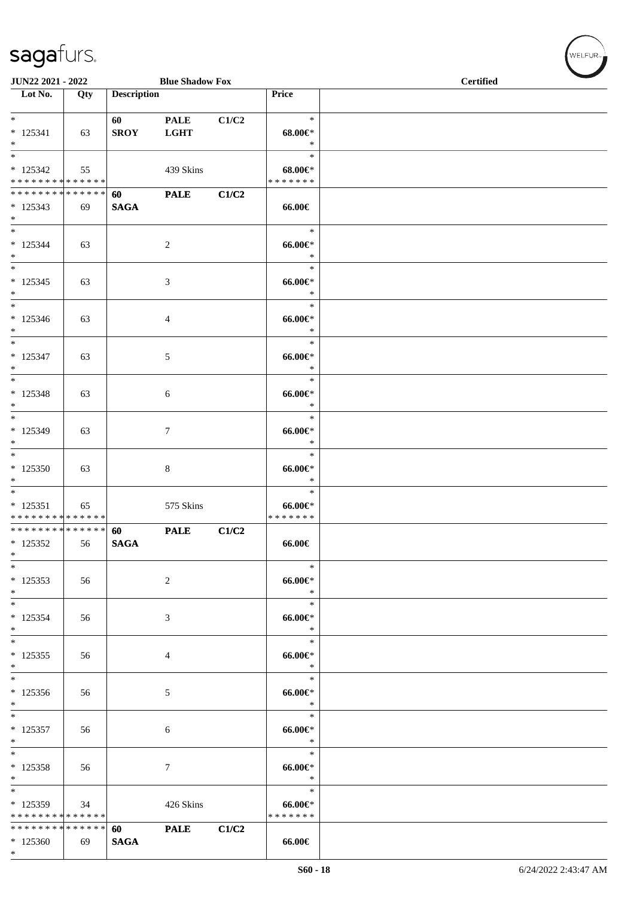JUN22 2021 - 2022 | Blue Shadow Fox | Certified

| Lot No. | Qty | Description | | | Price | |
|---|---|---|---|---|---|---|
| *<br>* 125341<br>* | 63 | 60<br>SROY | PALE<br>LGHT | C1/C2 | *<br>68.00€*<br>* | |
| *<br>* 125342<br>* * * * * * * * * * * * * * | 55 | | 439 Skins | | *<br>68.00€*<br>* * * * * * * | |
| * * * * * * * * * * * * * *<br>* 125343<br>* | 69 | 60<br>SAGA | PALE | C1/C2 | 66.00€ | |
| *<br>* 125344<br>* | 63 | | 2 | | *<br>66.00€*<br>* | |
| *<br>* 125345<br>* | 63 | | 3 | | *<br>66.00€*<br>* | |
| *<br>* 125346<br>* | 63 | | 4 | | *<br>66.00€*<br>* | |
| *<br>* 125347<br>* | 63 | | 5 | | *<br>66.00€*<br>* | |
| *<br>* 125348<br>* | 63 | | 6 | | *<br>66.00€*<br>* | |
| *<br>* 125349<br>* | 63 | | 7 | | *<br>66.00€*<br>* | |
| *<br>* 125350<br>* | 63 | | 8 | | *<br>66.00€*<br>* | |
| *<br>* 125351<br>* * * * * * * * * * * * * * | 65 | | 575 Skins | | *<br>66.00€*<br>* * * * * * * | |
| * * * * * * * * * * * * * *<br>* 125352<br>* | 56 | 60<br>SAGA | PALE | C1/C2 | 66.00€ | |
| *<br>* 125353<br>* | 56 | | 2 | | *<br>66.00€*<br>* | |
| *<br>* 125354<br>* | 56 | | 3 | | *<br>66.00€*<br>* | |
| *<br>* 125355<br>* | 56 | | 4 | | *<br>66.00€*<br>* | |
| *<br>* 125356<br>* | 56 | | 5 | | *<br>66.00€*<br>* | |
| *<br>* 125357<br>* | 56 | | 6 | | *<br>66.00€*<br>* | |
| *<br>* 125358<br>* | 56 | | 7 | | *<br>66.00€*<br>* | |
| *<br>* 125359<br>* * * * * * * * * * * * * * | 34 | | 426 Skins | | *<br>66.00€*<br>* * * * * * * | |
| * * * * * * * * * * * * * *<br>* 125360<br>* | 69 | 60<br>SAGA | PALE | C1/C2 | 66.00€ | |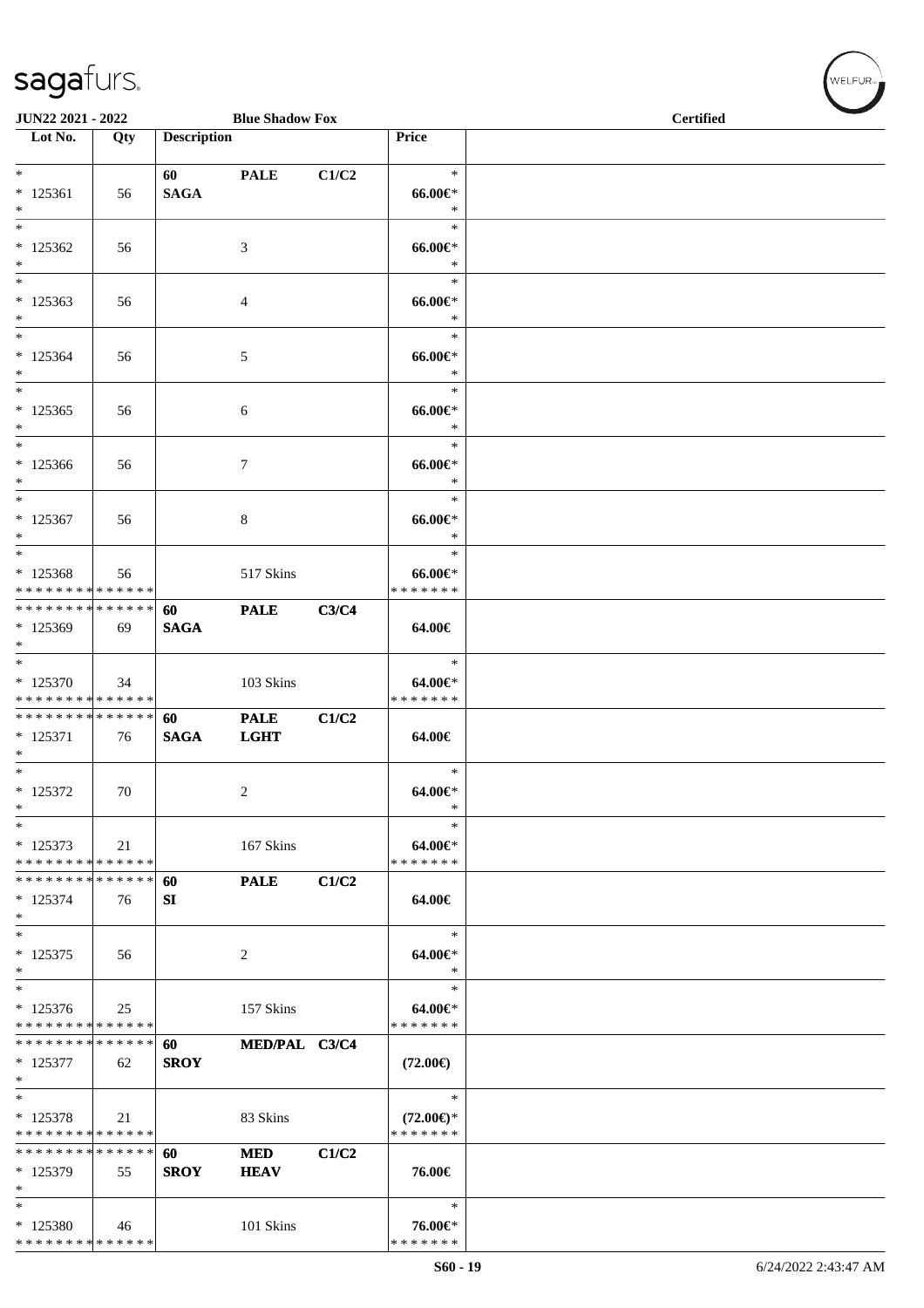| Lot No. | Qty | Description | | | Price | |
|---|---|---|---|---|---|---|
| * | | 60 | PALE | C1/C2 | * | |
| * 125361 | 56 | SAGA | | | 66.00€* | |
| * | | | | | * | |
| * | | | | | * | |
| * 125362 | 56 | | 3 | | 66.00€* | |
| * | | | | | * | |
| * | | | | | * | |
| * 125363 | 56 | | 4 | | 66.00€* | |
| * | | | | | * | |
| * | | | | | * | |
| * 125364 | 56 | | 5 | | 66.00€* | |
| * | | | | | * | |
| * | | | | | * | |
| * 125365 | 56 | | 6 | | 66.00€* | |
| * | | | | | * | |
| * | | | | | * | |
| * 125366 | 56 | | 7 | | 66.00€* | |
| * | | | | | * | |
| * | | | | | * | |
| * 125367 | 56 | | 8 | | 66.00€* | |
| * | | | | | * | |
| * | | | | | * | |
| * 125368 | 56 | | 517 Skins | | 66.00€* | |
| * * * * * * * * * * * * * * | | | | | * * * * * * * | |
| * * * * * * * * * * * * * * | | 60 | PALE | C3/C4 | | |
| * 125369 | 69 | SAGA | | | 64.00€ | |
| * | | | | | | |
| * | | | | | * | |
| * 125370 | 34 | | 103 Skins | | 64.00€* | |
| * * * * * * * * * * * * * * | | | | | * * * * * * * | |
| * * * * * * * * * * * * * * | | 60 | PALE | C1/C2 | | |
| * 125371 | 76 | SAGA | LGHT | | 64.00€ | |
| * | | | | | | |
| * | | | | | * | |
| * 125372 | 70 | | 2 | | 64.00€* | |
| * | | | | | * | |
| * | | | | | * | |
| * 125373 | 21 | | 167 Skins | | 64.00€* | |
| * * * * * * * * * * * * * * | | | | | * * * * * * * | |
| * * * * * * * * * * * * * * | | 60 | PALE | C1/C2 | | |
| * 125374 | 76 | SI | | | 64.00€ | |
| * | | | | | | |
| * | | | | | * | |
| * 125375 | 56 | | 2 | | 64.00€* | |
| * | | | | | * | |
| * | | | | | * | |
| * 125376 | 25 | | 157 Skins | | 64.00€* | |
| * * * * * * * * * * * * * * | | | | | * * * * * * * | |
| * * * * * * * * * * * * * * | | 60 | MED/PAL | C3/C4 | | |
| * 125377 | 62 | SROY | | | (72.00€) | |
| * | | | | | | |
| * | | | | | * | |
| * 125378 | 21 | | 83 Skins | | (72.00€)* | |
| * * * * * * * * * * * * * * | | | | | * * * * * * * | |
| * * * * * * * * * * * * * * | | 60 | MED | C1/C2 | | |
| * 125379 | 55 | SROY | HEAV | | 76.00€ | |
| * | | | | | | |
| * | | | | | * | |
| * 125380 | 46 | | 101 Skins | | 76.00€* | |
| * * * * * * * * * * * * * * | | | | | * * * * * * * | |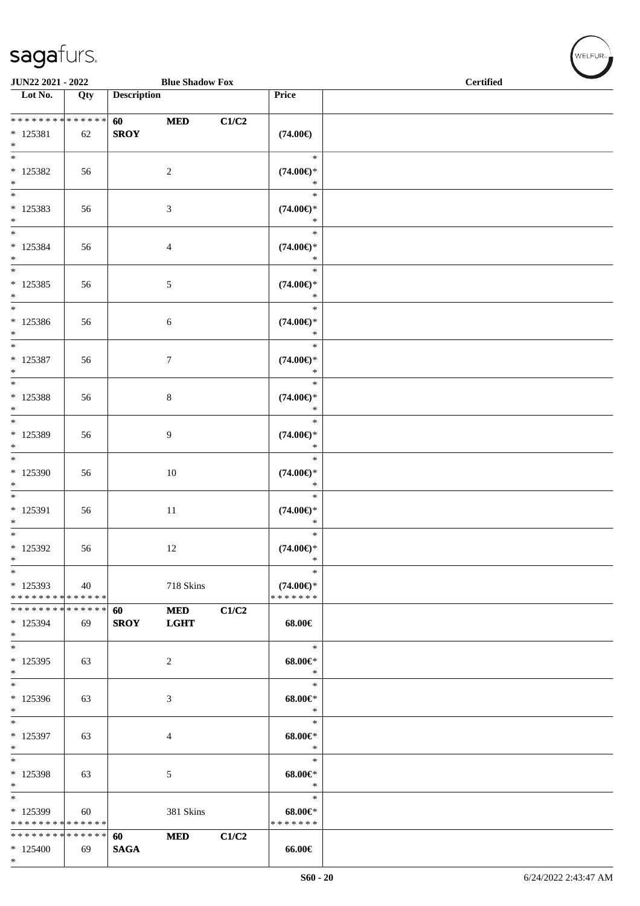JUN22 2021 - 2022 Blue Shadow Fox Certified

| Lot No. | Qty | Description | | | Price | |
|---|---|---|---|---|---|---|
| * * * * * * * * * * * * * * | | 60 | MED | C1/C2 | | |
| * 125381 | 62 | SROY | | | (74.00€) | |
| * | | | | | | |
| * 125382 | 56 | | 2 | | (74.00€)* | |
| * 125383 | 56 | | 3 | | (74.00€)* | |
| * 125384 | 56 | | 4 | | (74.00€)* | |
| * 125385 | 56 | | 5 | | (74.00€)* | |
| * 125386 | 56 | | 6 | | (74.00€)* | |
| * 125387 | 56 | | 7 | | (74.00€)* | |
| * 125388 | 56 | | 8 | | (74.00€)* | |
| * 125389 | 56 | | 9 | | (74.00€)* | |
| * 125390 | 56 | | 10 | | (74.00€)* | |
| * 125391 | 56 | | 11 | | (74.00€)* | |
| * 125392 | 56 | | 12 | | (74.00€)* | |
| * 125393 | 40 | | 718 Skins | | (74.00€)* | |
| * * * * * * * * * * * * * * | | | | | * * * * * * * | |
| * * * * * * * * * * * * * * | | 60 | MED | C1/C2 | | |
| * 125394 | 69 | SROY | LGHT | | 68.00€ | |
| * 125395 | 63 | | 2 | | 68.00€* | |
| * 125396 | 63 | | 3 | | 68.00€* | |
| * 125397 | 63 | | 4 | | 68.00€* | |
| * 125398 | 63 | | 5 | | 68.00€* | |
| * 125399 | 60 | | 381 Skins | | 68.00€* | |
| * * * * * * * * * * * * * * | | | | | * * * * * * * | |
| * * * * * * * * * * * * * * | | 60 | MED | C1/C2 | | |
| * 125400 | 69 | SAGA | | | 66.00€ | |
| * | | | | | | |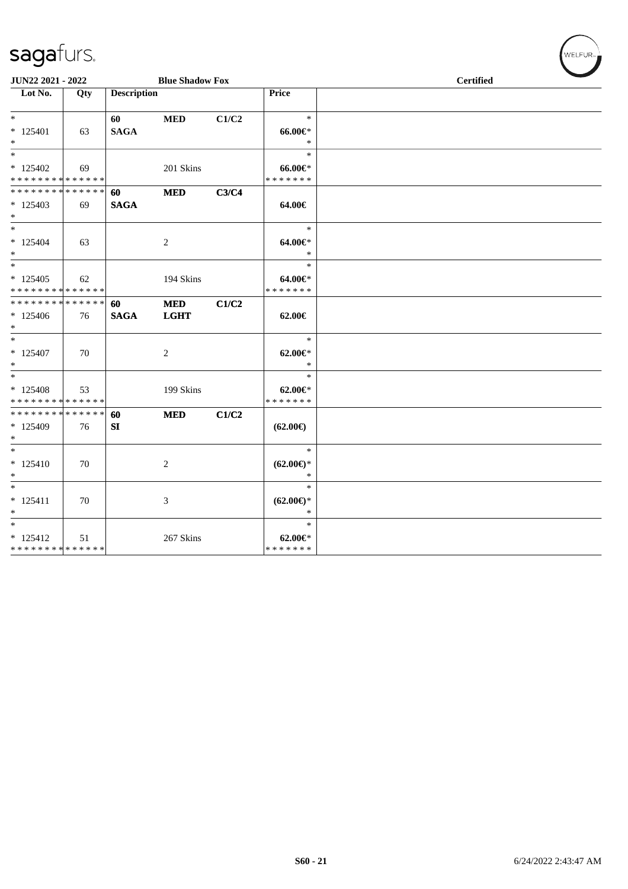**JUN22 2021 - 2022** | **Blue Shadow Fox** | **Certified**

| Lot No. | Qty | Description | | | Price | |
|---|---|---|---|---|---|---|
| * | | **60** | **MED** | **C1/C2** | * | |
| * 125401 | 63 | **SAGA** | | | **66.00€*** | |
| * | | | | | * | |
| * | | | | | * | |
| * 125402 | 69 | | 201 Skins | | **66.00€*** | |
| * * * * * * * * * * * * * * | | | | | * * * * * * * | |
| * * * * * * * * * * * * * * | | **60** | **MED** | **C3/C4** | | |
| * 125403 | 69 | **SAGA** | | | **64.00€** | |
| * | | | | | | |
| * | | | | | * | |
| * 125404 | 63 | | 2 | | **64.00€*** | |
| * | | | | | * | |
| * | | | | | * | |
| * 125405 | 62 | | 194 Skins | | **64.00€*** | |
| * * * * * * * * * * * * * * | | | | | * * * * * * * | |
| * * * * * * * * * * * * * * | | **60** | **MED** | **C1/C2** | | |
| * 125406 | 76 | **SAGA** | **LGHT** | | **62.00€** | |
| * | | | | | | |
| * | | | | | * | |
| * 125407 | 70 | | 2 | | **62.00€*** | |
| * | | | | | * | |
| * | | | | | * | |
| * 125408 | 53 | | 199 Skins | | **62.00€*** | |
| * * * * * * * * * * * * * * | | | | | * * * * * * * | |
| * * * * * * * * * * * * * * | | **60** | **MED** | **C1/C2** | | |
| * 125409 | 76 | **SI** | | | **(62.00€)** | |
| * | | | | | | |
| * | | | | | * | |
| * 125410 | 70 | | 2 | | **(62.00€)*** | |
| * | | | | | * | |
| * | | | | | * | |
| * 125411 | 70 | | 3 | | **(62.00€)*** | |
| * | | | | | * | |
| * | | | | | * | |
| * 125412 | 51 | | 267 Skins | | **62.00€*** | |
| * * * * * * * * * * * * * * | | | | | * * * * * * * | |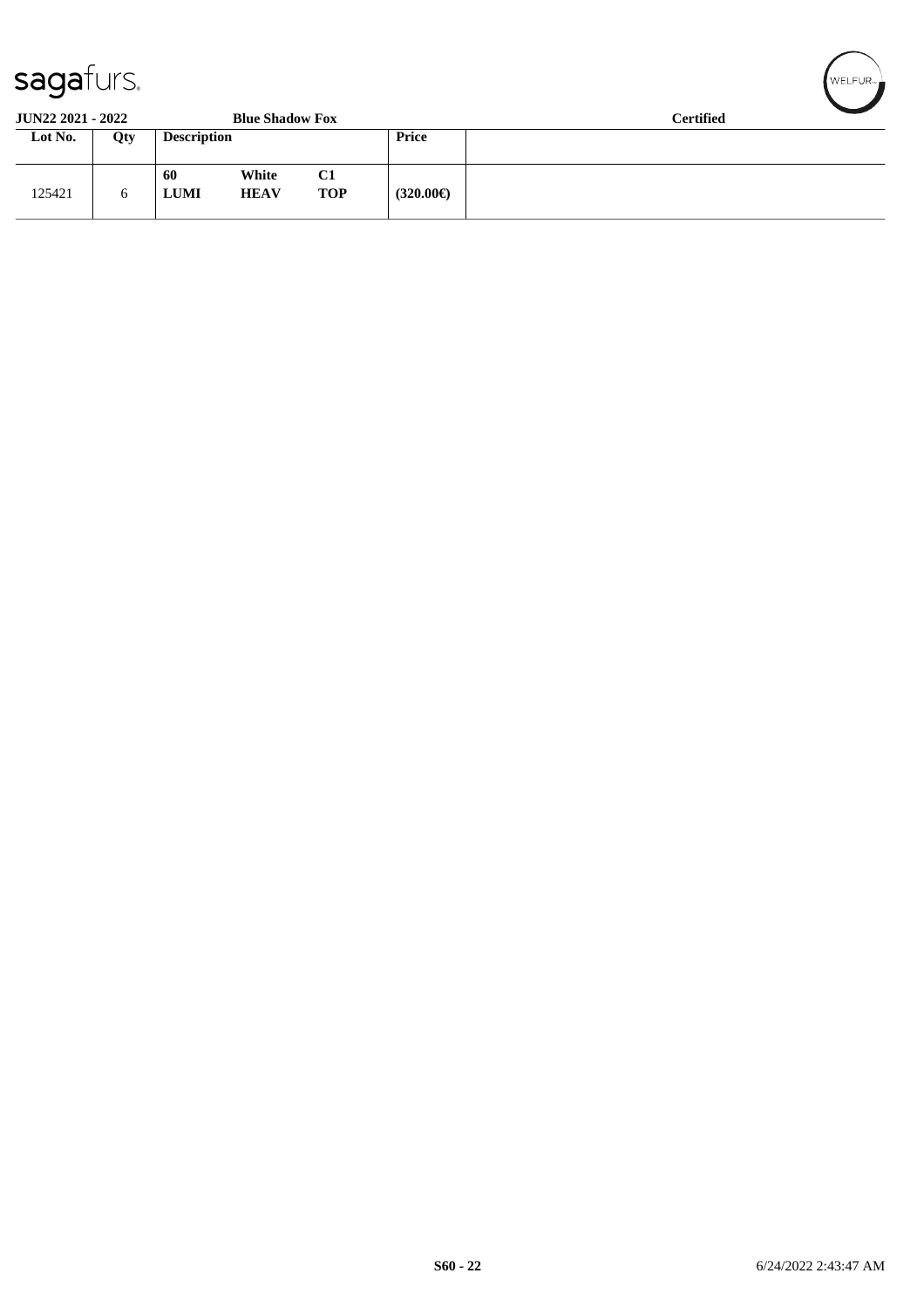**JUN22 2021 - 2022** **Blue Shadow Fox** **Certified**

| Lot No. | Qty | Description | | | Price | |
|---|---|---|---|---|---|---|
| 125421 | 6 | **60** **LUMI** | **White** **HEAV** | **C1** **TOP** | **(320.00€)** | |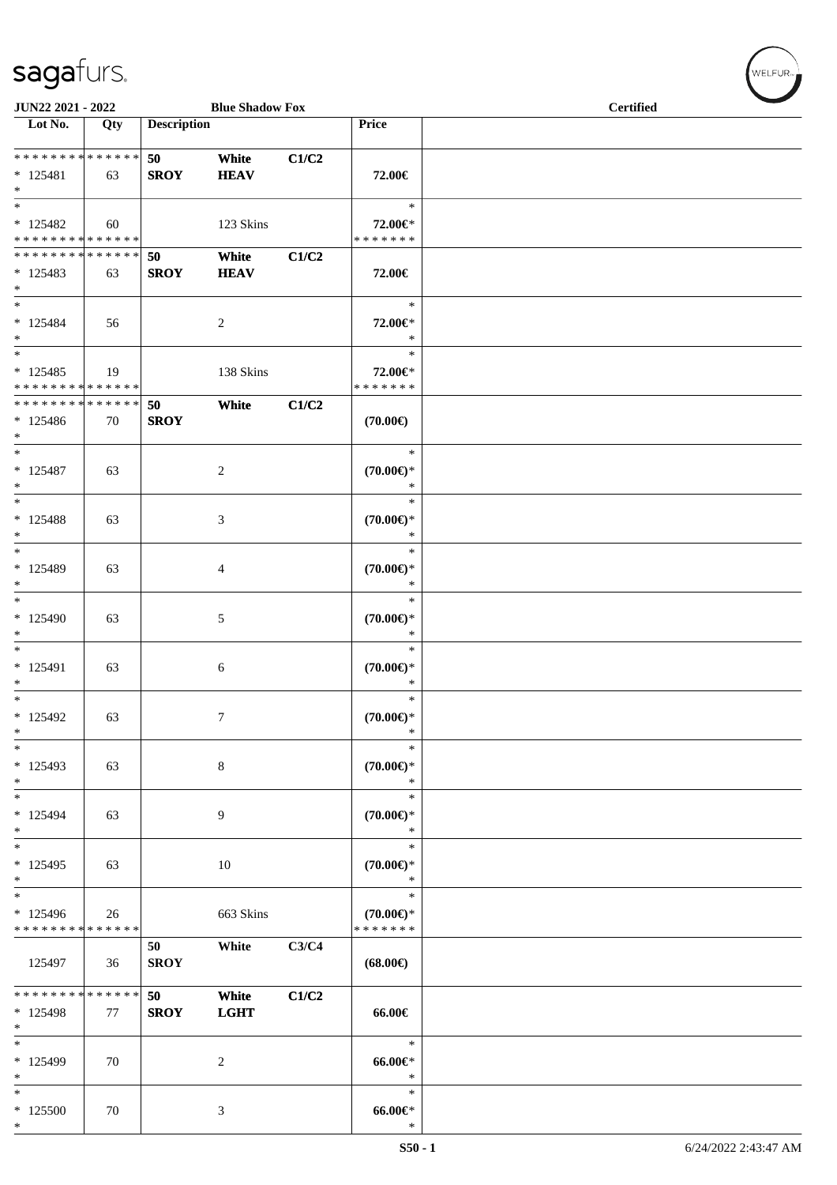**JUN22 2021 - 2022** | **Blue Shadow Fox** | **Certified**

| Lot No. | Qty | Description | | | Price | |
|---|---|---|---|---|---|---|
| * * * * * * * * * * * * * * | | 50 | White | C1/C2 | | |
| * 125481 | 63 | SROY | HEAV | | 72.00€ | |
| * | | | | | | |
| * | | | | | * | |
| * 125482 | 60 | | 123 Skins | | 72.00€* | |
| * * * * * * * * * * * * * * | | | | | * * * * * * * | |
| * * * * * * * * * * * * * * | | 50 | White | C1/C2 | | |
| * 125483 | 63 | SROY | HEAV | | 72.00€ | |
| * | | | | | | |
| * | | | | | * | |
| * 125484 | 56 | | 2 | | 72.00€* | |
| * | | | | | * | |
| * | | | | | * | |
| * 125485 | 19 | | 138 Skins | | 72.00€* | |
| * * * * * * * * * * * * * * | | | | | * * * * * * * | |
| * * * * * * * * * * * * * * | | 50 | White | C1/C2 | | |
| * 125486 | 70 | SROY | | | (70.00€) | |
| * | | | | | | |
| * | | | | | * | |
| * 125487 | 63 | | 2 | | (70.00€)* | |
| * | | | | | * | |
| * | | | | | * | |
| * 125488 | 63 | | 3 | | (70.00€)* | |
| * | | | | | * | |
| * | | | | | * | |
| * 125489 | 63 | | 4 | | (70.00€)* | |
| * | | | | | * | |
| * | | | | | * | |
| * 125490 | 63 | | 5 | | (70.00€)* | |
| * | | | | | * | |
| * | | | | | * | |
| * 125491 | 63 | | 6 | | (70.00€)* | |
| * | | | | | * | |
| * | | | | | * | |
| * 125492 | 63 | | 7 | | (70.00€)* | |
| * | | | | | * | |
| * | | | | | * | |
| * 125493 | 63 | | 8 | | (70.00€)* | |
| * | | | | | * | |
| * | | | | | * | |
| * 125494 | 63 | | 9 | | (70.00€)* | |
| * | | | | | * | |
| * | | | | | * | |
| * 125495 | 63 | | 10 | | (70.00€)* | |
| * | | | | | * | |
| * | | | | | * | |
| * 125496 | 26 | | 663 Skins | | (70.00€)* | |
| * * * * * * * * * * * * * * | | | | | * * * * * * * | |
| | | 50 | White | C3/C4 | | |
| 125497 | 36 | SROY | | | (68.00€) | |
| * * * * * * * * * * * * * * | | 50 | White | C1/C2 | | |
| * 125498 | 77 | SROY | LGHT | | 66.00€ | |
| * | | | | | | |
| * | | | | | * | |
| * 125499 | 70 | | 2 | | 66.00€* | |
| * | | | | | * | |
| * | | | | | * | |
| * 125500 | 70 | | 3 | | 66.00€* | |
| * | | | | | * | |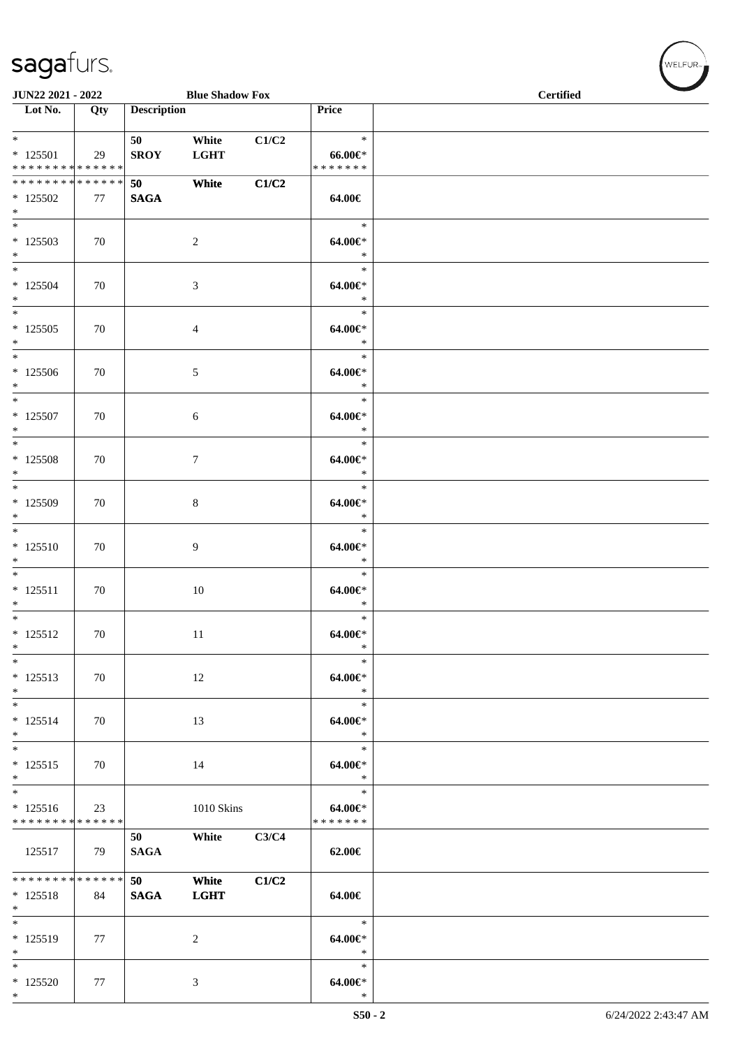JUN22 2021 - 2022 | Blue Shadow Fox | Certified

| Lot No. | Qty | Description | | | Price | |
|---|---|---|---|---|---|---|
| * | | 50 | White | C1/C2 | * | |
| * 125501 | 29 | SROY | LGHT | | 66.00€* | |
| * * * * * * * * * * * * * * | | | | | * * * * * * * | |
| * * * * * * * * * * * * * * | | 50 | White | C1/C2 | | |
| * 125502 | 77 | SAGA | | | 64.00€ | |
| * | | | | | | |
| * | | | | | * | |
| * 125503 | 70 | | 2 | | 64.00€* | |
| * | | | | | * | |
| * | | | | | * | |
| * 125504 | 70 | | 3 | | 64.00€* | |
| * | | | | | * | |
| * | | | | | * | |
| * 125505 | 70 | | 4 | | 64.00€* | |
| * | | | | | * | |
| * | | | | | * | |
| * 125506 | 70 | | 5 | | 64.00€* | |
| * | | | | | * | |
| * | | | | | * | |
| * 125507 | 70 | | 6 | | 64.00€* | |
| * | | | | | * | |
| * | | | | | * | |
| * 125508 | 70 | | 7 | | 64.00€* | |
| * | | | | | * | |
| * | | | | | * | |
| * 125509 | 70 | | 8 | | 64.00€* | |
| * | | | | | * | |
| * | | | | | * | |
| * 125510 | 70 | | 9 | | 64.00€* | |
| * | | | | | * | |
| * | | | | | * | |
| * 125511 | 70 | | 10 | | 64.00€* | |
| * | | | | | * | |
| * | | | | | * | |
| * 125512 | 70 | | 11 | | 64.00€* | |
| * | | | | | * | |
| * | | | | | * | |
| * 125513 | 70 | | 12 | | 64.00€* | |
| * | | | | | * | |
| * | | | | | * | |
| * 125514 | 70 | | 13 | | 64.00€* | |
| * | | | | | * | |
| * | | | | | * | |
| * 125515 | 70 | | 14 | | 64.00€* | |
| * | | | | | * | |
| * | | | | | * | |
| * 125516 | 23 | | 1010 Skins | | 64.00€* | |
| * * * * * * * * * * * * * * | | | | | * * * * * * * | |
| | | 50 | White | C3/C4 | | |
| 125517 | 79 | SAGA | | | 62.00€ | |
| * * * * * * * * * * * * * * | | 50 | White | C1/C2 | | |
| * 125518 | 84 | SAGA | LGHT | | 64.00€ | |
| * | | | | | | |
| * | | | | | * | |
| * 125519 | 77 | | 2 | | 64.00€* | |
| * | | | | | * | |
| * | | | | | * | |
| * 125520 | 77 | | 3 | | 64.00€* | |
| * | | | | | * | |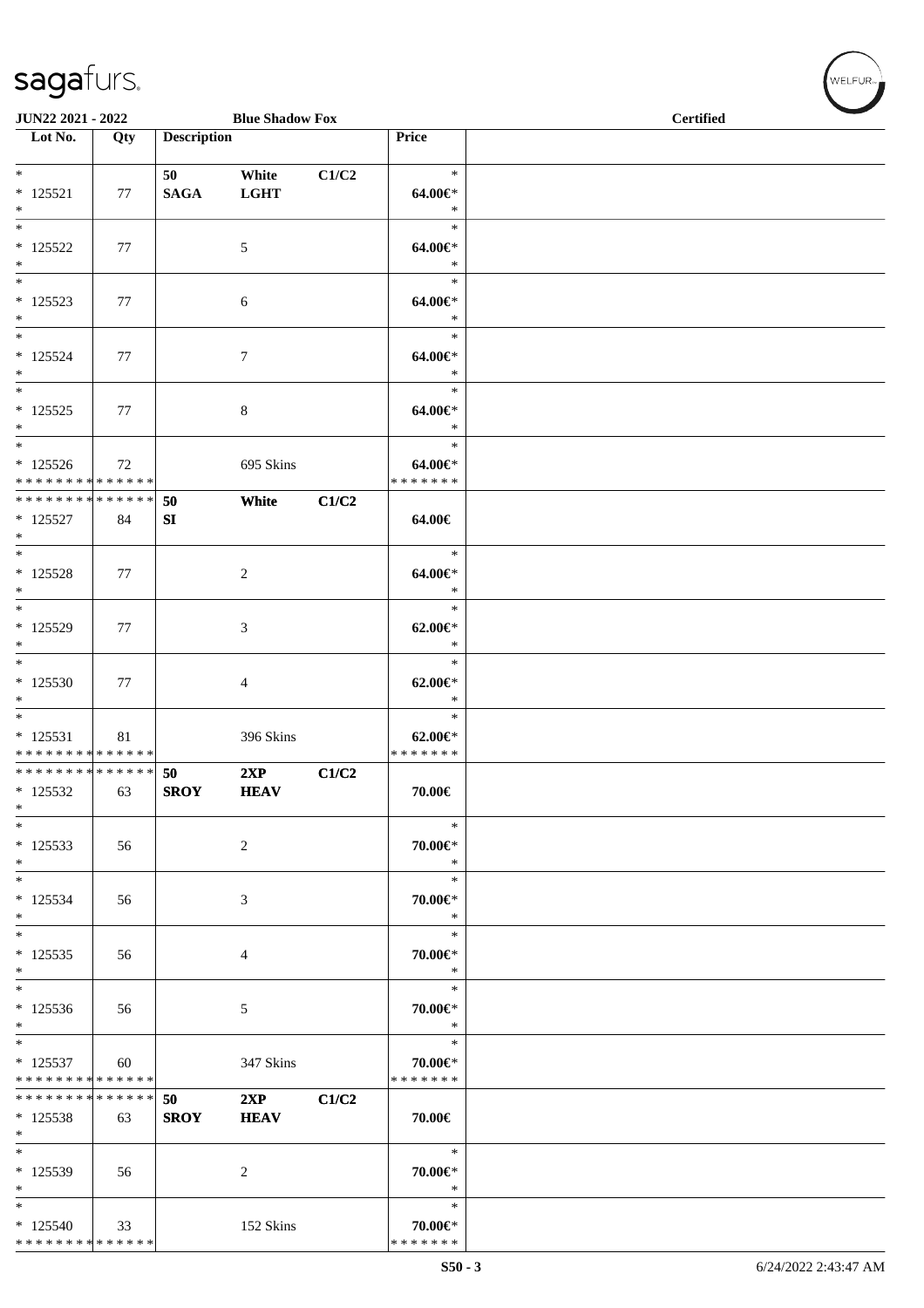| Lot No. | Qty | Description | | | Price | |
|---|---|---|---|---|---|---|
| * | | 50 | White | C1/C2 | * | |
| * 125521 | 77 | SAGA | LGHT | | 64.00€* | |
| * | | | | | * | |
| * | | | | | * | |
| * 125522 | 77 | | 5 | | 64.00€* | |
| * | | | | | * | |
| * | | | | | * | |
| * 125523 | 77 | | 6 | | 64.00€* | |
| * | | | | | * | |
| * | | | | | * | |
| * 125524 | 77 | | 7 | | 64.00€* | |
| * | | | | | * | |
| * | | | | | * | |
| * 125525 | 77 | | 8 | | 64.00€* | |
| * | | | | | * | |
| * | | | | | * | |
| * 125526 | 72 | | 695 Skins | | 64.00€* | |
| * * * * * * * * * * * * * * | | | | | * * * * * * * | |
| * * * * * * * * * * * * * * | | 50 | White | C1/C2 | | |
| * 125527 | 84 | SI | | | 64.00€ | |
| * | | | | | | |
| * | | | | | * | |
| * 125528 | 77 | | 2 | | 64.00€* | |
| * | | | | | * | |
| * | | | | | * | |
| * 125529 | 77 | | 3 | | 62.00€* | |
| * | | | | | * | |
| * | | | | | * | |
| * 125530 | 77 | | 4 | | 62.00€* | |
| * | | | | | * | |
| * | | | | | * | |
| * 125531 | 81 | | 396 Skins | | 62.00€* | |
| * * * * * * * * * * * * * * | | | | | * * * * * * * | |
| * * * * * * * * * * * * * * | | 50 | 2XP | C1/C2 | | |
| * 125532 | 63 | SROY | HEAV | | 70.00€ | |
| * | | | | | | |
| * | | | | | * | |
| * 125533 | 56 | | 2 | | 70.00€* | |
| * | | | | | * | |
| * | | | | | * | |
| * 125534 | 56 | | 3 | | 70.00€* | |
| * | | | | | * | |
| * | | | | | * | |
| * 125535 | 56 | | 4 | | 70.00€* | |
| * | | | | | * | |
| * | | | | | * | |
| * 125536 | 56 | | 5 | | 70.00€* | |
| * | | | | | * | |
| * | | | | | * | |
| * 125537 | 60 | | 347 Skins | | 70.00€* | |
| * * * * * * * * * * * * * * | | | | | * * * * * * * | |
| * * * * * * * * * * * * * * | | 50 | 2XP | C1/C2 | | |
| * 125538 | 63 | SROY | HEAV | | 70.00€ | |
| * | | | | | | |
| * | | | | | * | |
| * 125539 | 56 | | 2 | | 70.00€* | |
| * | | | | | * | |
| * | | | | | * | |
| * 125540 | 33 | | 152 Skins | | 70.00€* | |
| * * * * * * * * * * * * * * | | | | | * * * * * * * | |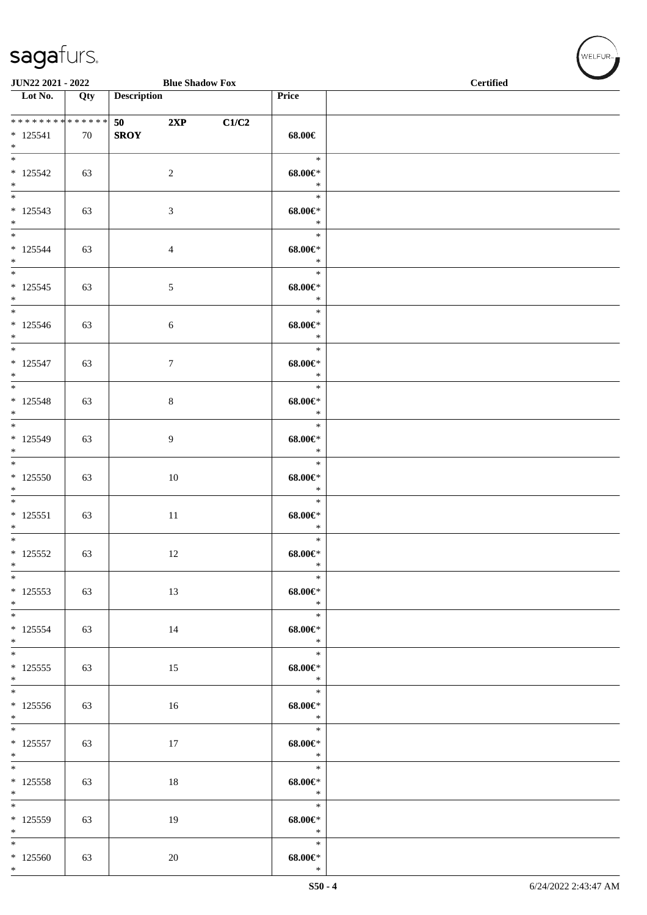**JUN22 2021 - 2022** **Blue Shadow Fox** **Certified**

| Lot No. | Qty | Description | Price | |
|---|---|---|---|---|
| * * * * * * * * * * * * * * | | **50** **2XP** **C1/C2** | | |
| * 125541 | 70 | **SROY** | **68.00€** | |
| * | | | | |
| * 125542 | 63 | 2 | **68.00€*** | |
| * 125543 | 63 | 3 | **68.00€*** | |
| * 125544 | 63 | 4 | **68.00€*** | |
| * 125545 | 63 | 5 | **68.00€*** | |
| * 125546 | 63 | 6 | **68.00€*** | |
| * 125547 | 63 | 7 | **68.00€*** | |
| * 125548 | 63 | 8 | **68.00€*** | |
| * 125549 | 63 | 9 | **68.00€*** | |
| * 125550 | 63 | 10 | **68.00€*** | |
| * 125551 | 63 | 11 | **68.00€*** | |
| * 125552 | 63 | 12 | **68.00€*** | |
| * 125553 | 63 | 13 | **68.00€*** | |
| * 125554 | 63 | 14 | **68.00€*** | |
| * 125555 | 63 | 15 | **68.00€*** | |
| * 125556 | 63 | 16 | **68.00€*** | |
| * 125557 | 63 | 17 | **68.00€*** | |
| * 125558 | 63 | 18 | **68.00€*** | |
| * 125559 | 63 | 19 | **68.00€*** | |
| * 125560 | 63 | 20 | **68.00€*** | |

6/24/2022 2:43:47 AM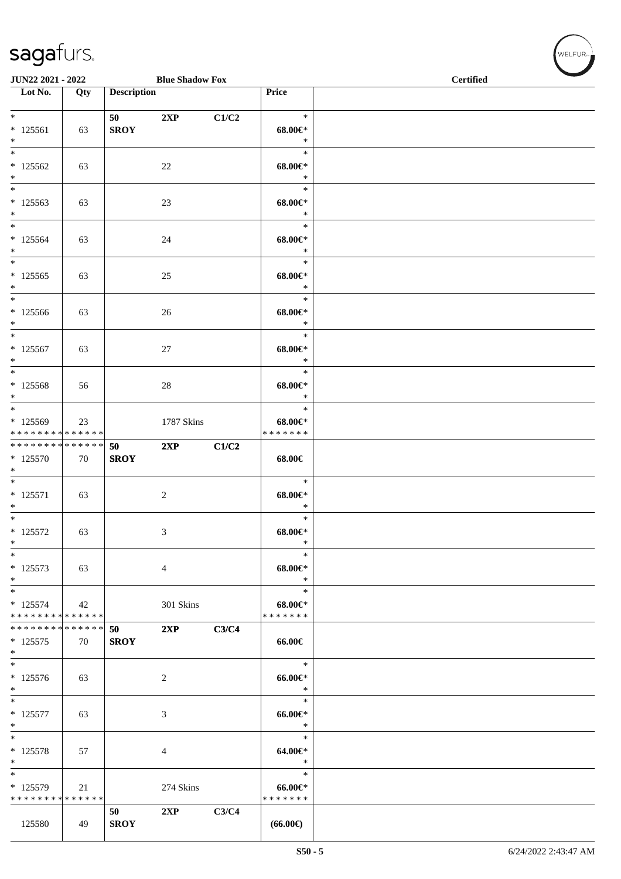JUN22 2021 - 2022 — Blue Shadow Fox — Certified

| Lot No. | Qty | Description | | | Price | |
|---|---|---|---|---|---|---|
| * | | 50 | 2XP | C1/C2 | * | |
| * 125561 | 63 | SROY | | | 68.00€* | |
| * | | | | | * | |
| * | | | | | * | |
| * 125562 | 63 | | 22 | | 68.00€* | |
| * | | | | | * | |
| * | | | | | * | |
| * 125563 | 63 | | 23 | | 68.00€* | |
| * | | | | | * | |
| * | | | | | * | |
| * 125564 | 63 | | 24 | | 68.00€* | |
| * | | | | | * | |
| * | | | | | * | |
| * 125565 | 63 | | 25 | | 68.00€* | |
| * | | | | | * | |
| * | | | | | * | |
| * 125566 | 63 | | 26 | | 68.00€* | |
| * | | | | | * | |
| * | | | | | * | |
| * 125567 | 63 | | 27 | | 68.00€* | |
| * | | | | | * | |
| * | | | | | * | |
| * 125568 | 56 | | 28 | | 68.00€* | |
| * | | | | | * | |
| * | | | | | * | |
| * 125569 | 23 | | 1787 Skins | | 68.00€* | |
| * * * * * * * * * * * * * * | | | | | * * * * * * * | |
| * * * * * * * * * * * * * * | | 50 | 2XP | C1/C2 | | |
| * 125570 | 70 | SROY | | | 68.00€ | |
| * | | | | | | |
| * | | | | | * | |
| * 125571 | 63 | | 2 | | 68.00€* | |
| * | | | | | * | |
| * | | | | | * | |
| * 125572 | 63 | | 3 | | 68.00€* | |
| * | | | | | * | |
| * | | | | | * | |
| * 125573 | 63 | | 4 | | 68.00€* | |
| * | | | | | * | |
| * | | | | | * | |
| * 125574 | 42 | | 301 Skins | | 68.00€* | |
| * * * * * * * * * * * * * * | | | | | * * * * * * * | |
| * * * * * * * * * * * * * * | | 50 | 2XP | C3/C4 | | |
| * 125575 | 70 | SROY | | | 66.00€ | |
| * | | | | | | |
| * | | | | | * | |
| * 125576 | 63 | | 2 | | 66.00€* | |
| * | | | | | * | |
| * | | | | | * | |
| * 125577 | 63 | | 3 | | 66.00€* | |
| * | | | | | * | |
| * | | | | | * | |
| * 125578 | 57 | | 4 | | 64.00€* | |
| * | | | | | * | |
| * | | | | | * | |
| * 125579 | 21 | | 274 Skins | | 66.00€* | |
| * * * * * * * * * * * * * * | | | | | * * * * * * * | |
| | | 50 | 2XP | C3/C4 | | |
| 125580 | 49 | SROY | | | (66.00€) | |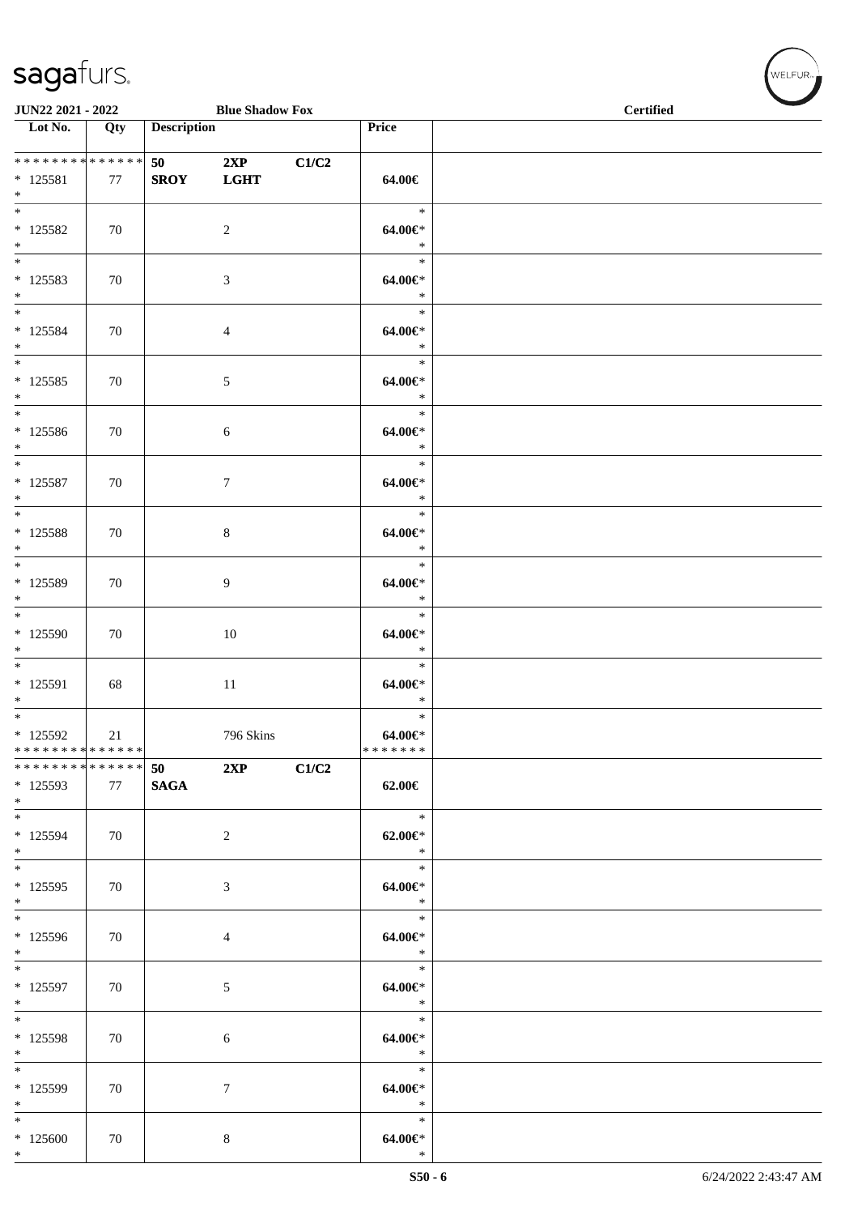JUN22 2021 - 2022 — Blue Shadow Fox — Certified

| Lot No. | Qty | Description | | | Price | |
|---|---|---|---|---|---|---|
| * * * * * * * * * * * * * * | | 50 | 2XP | C1/C2 | | |
| * 125581 | 77 | SROY | LGHT | | 64.00€ | |
| * | | | | | | |
| * | | | | | * | |
| * 125582 | 70 | | 2 | | 64.00€* | |
| * | | | | | * | |
| * | | | | | * | |
| * 125583 | 70 | | 3 | | 64.00€* | |
| * | | | | | * | |
| * | | | | | * | |
| * 125584 | 70 | | 4 | | 64.00€* | |
| * | | | | | * | |
| * | | | | | * | |
| * 125585 | 70 | | 5 | | 64.00€* | |
| * | | | | | * | |
| * | | | | | * | |
| * 125586 | 70 | | 6 | | 64.00€* | |
| * | | | | | * | |
| * | | | | | * | |
| * 125587 | 70 | | 7 | | 64.00€* | |
| * | | | | | * | |
| * | | | | | * | |
| * 125588 | 70 | | 8 | | 64.00€* | |
| * | | | | | * | |
| * | | | | | * | |
| * 125589 | 70 | | 9 | | 64.00€* | |
| * | | | | | * | |
| * | | | | | * | |
| * 125590 | 70 | | 10 | | 64.00€* | |
| * | | | | | * | |
| * | | | | | * | |
| * 125591 | 68 | | 11 | | 64.00€* | |
| * | | | | | * | |
| * | | | | | * | |
| * 125592 | 21 | | 796 Skins | | 64.00€* | |
| * * * * * * * * * * * * * * | | | | | * * * * * * * | |
| * * * * * * * * * * * * * * | | 50 | 2XP | C1/C2 | | |
| * 125593 | 77 | SAGA | | | 62.00€ | |
| * | | | | | | |
| * | | | | | * | |
| * 125594 | 70 | | 2 | | 62.00€* | |
| * | | | | | * | |
| * | | | | | * | |
| * 125595 | 70 | | 3 | | 64.00€* | |
| * | | | | | * | |
| * | | | | | * | |
| * 125596 | 70 | | 4 | | 64.00€* | |
| * | | | | | * | |
| * | | | | | * | |
| * 125597 | 70 | | 5 | | 64.00€* | |
| * | | | | | * | |
| * | | | | | * | |
| * 125598 | 70 | | 6 | | 64.00€* | |
| * | | | | | * | |
| * | | | | | * | |
| * 125599 | 70 | | 7 | | 64.00€* | |
| * | | | | | * | |
| * | | | | | * | |
| * 125600 | 70 | | 8 | | 64.00€* | |
| * | | | | | * | |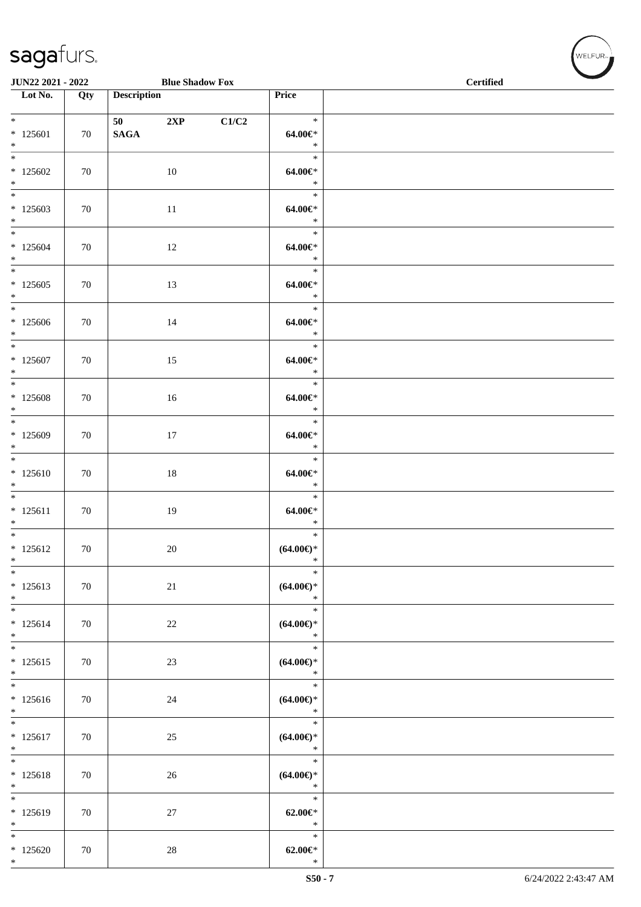**JUN22 2021 - 2022** **Blue Shadow Fox** **Certified**

| Lot No. | Qty | Description | | | Price | |
|---|---|---|---|---|---|---|
| * 125601 * | 70 | 50 SAGA | 2XP | C1/C2 | * 64.00€* * | |
| * 125602 * | 70 | | 10 | | * 64.00€* * | |
| * 125603 * | 70 | | 11 | | * 64.00€* * | |
| * 125604 * | 70 | | 12 | | * 64.00€* * | |
| * 125605 * | 70 | | 13 | | * 64.00€* * | |
| * 125606 * | 70 | | 14 | | * 64.00€* * | |
| * 125607 * | 70 | | 15 | | * 64.00€* * | |
| * 125608 * | 70 | | 16 | | * 64.00€* * | |
| * 125609 * | 70 | | 17 | | * 64.00€* * | |
| * 125610 * | 70 | | 18 | | * 64.00€* * | |
| * 125611 * | 70 | | 19 | | * 64.00€* * | |
| * 125612 * | 70 | | 20 | | * (64.00€)* * | |
| * 125613 * | 70 | | 21 | | * (64.00€)* * | |
| * 125614 * | 70 | | 22 | | * (64.00€)* * | |
| * 125615 * | 70 | | 23 | | * (64.00€)* * | |
| * 125616 * | 70 | | 24 | | * (64.00€)* * | |
| * 125617 * | 70 | | 25 | | * (64.00€)* * | |
| * 125618 * | 70 | | 26 | | * (64.00€)* * | |
| * 125619 * | 70 | | 27 | | * 62.00€* * | |
| * 125620 * | 70 | | 28 | | * 62.00€* * | |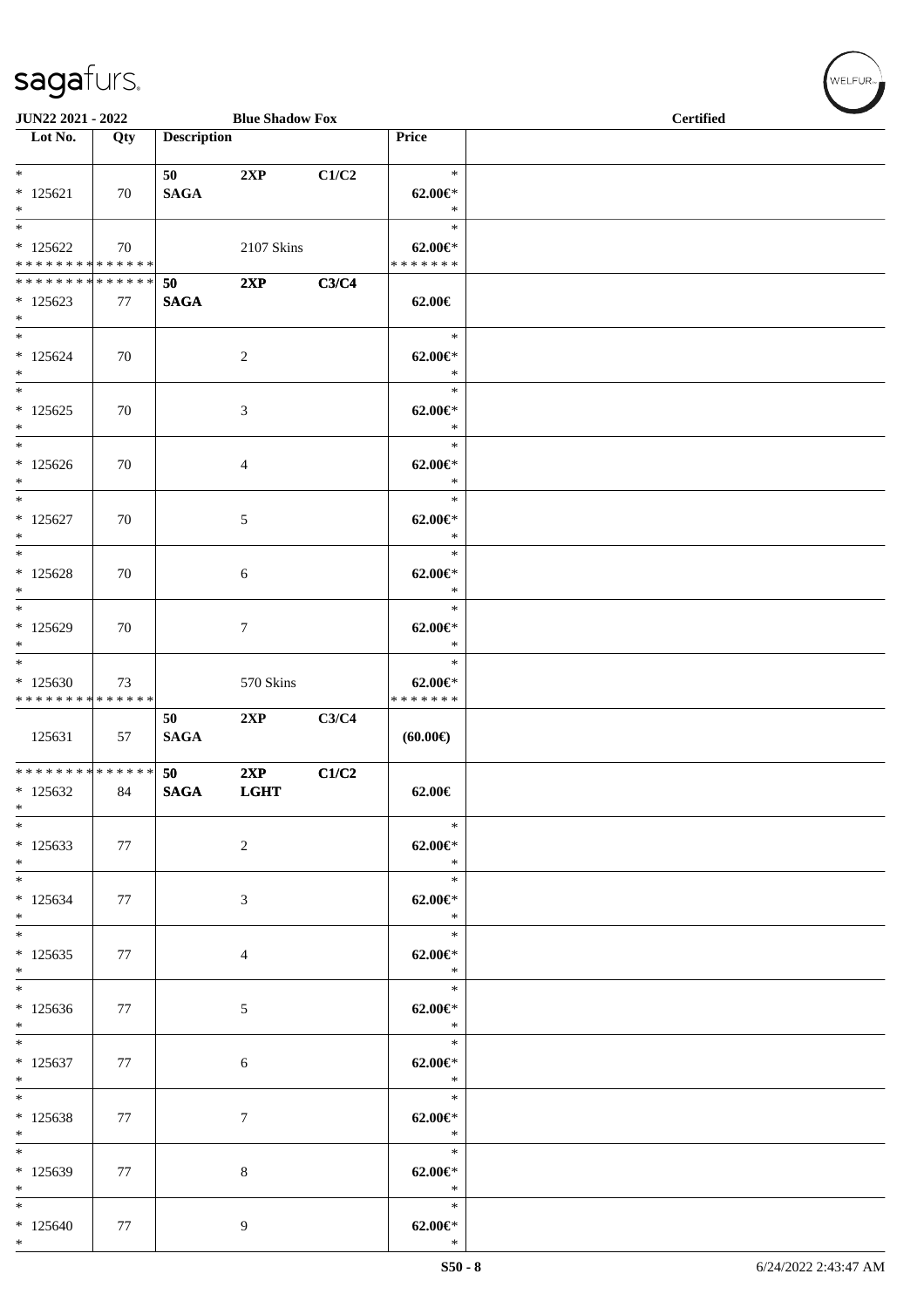**JUN22 2021 - 2022** **Blue Shadow Fox** **Certified**

| Lot No. | Qty | Description | | | Price | |
|---|---|---|---|---|---|---|
| * <br> * 125621 <br> * | 70 | **50** <br> **SAGA** | **2XP** | **C1/C2** | * <br> **62.00€*** <br> * | |
| * <br> * 125622 <br> * * * * * * * * * * * * * * | 70 | | 2107 Skins | | * <br> **62.00€*** <br> * * * * * * * | |
| * * * * * * * * * * * * * * <br> * 125623 <br> * | 77 | **50** <br> **SAGA** | **2XP** | **C3/C4** | **62.00€** | |
| * <br> * 125624 <br> * | 70 | | 2 | | * <br> **62.00€*** <br> * | |
| * <br> * 125625 <br> * | 70 | | 3 | | * <br> **62.00€*** <br> * | |
| * <br> * 125626 <br> * | 70 | | 4 | | * <br> **62.00€*** <br> * | |
| * <br> * 125627 <br> * | 70 | | 5 | | * <br> **62.00€*** <br> * | |
| * <br> * 125628 <br> * | 70 | | 6 | | * <br> **62.00€*** <br> * | |
| * <br> * 125629 <br> * | 70 | | 7 | | * <br> **62.00€*** <br> * | |
| * <br> * 125630 <br> * * * * * * * * * * * * * * | 73 | | 570 Skins | | * <br> **62.00€*** <br> * * * * * * * | |
| 125631 | 57 | **50** <br> **SAGA** | **2XP** | **C3/C4** | **(60.00€)** | |
| * * * * * * * * * * * * * * <br> * 125632 <br> * | 84 | **50** <br> **SAGA** | **2XP** <br> **LGHT** | **C1/C2** | **62.00€** | |
| * <br> * 125633 <br> * | 77 | | 2 | | * <br> **62.00€*** <br> * | |
| * <br> * 125634 <br> * | 77 | | 3 | | * <br> **62.00€*** <br> * | |
| * <br> * 125635 <br> * | 77 | | 4 | | * <br> **62.00€*** <br> * | |
| * <br> * 125636 <br> * | 77 | | 5 | | * <br> **62.00€*** <br> * | |
| * <br> * 125637 <br> * | 77 | | 6 | | * <br> **62.00€*** <br> * | |
| * <br> * 125638 <br> * | 77 | | 7 | | * <br> **62.00€*** <br> * | |
| * <br> * 125639 <br> * | 77 | | 8 | | * <br> **62.00€*** <br> * | |
| * <br> * 125640 <br> * | 77 | | 9 | | * <br> **62.00€*** <br> * | |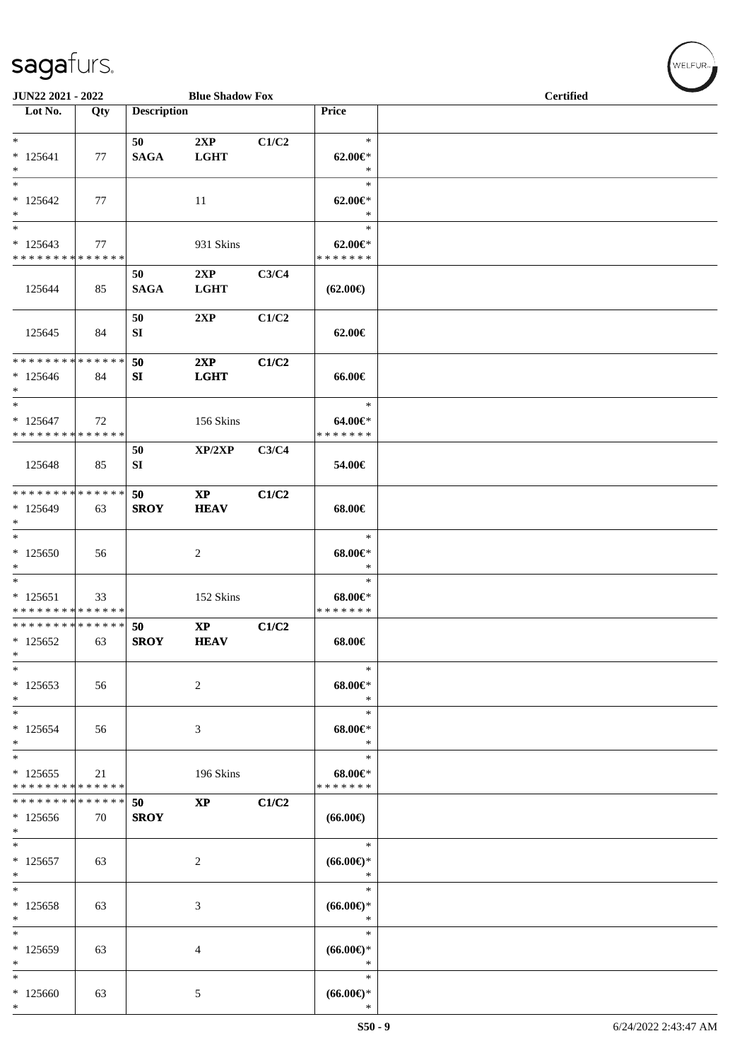JUN22 2021 - 2022 Blue Shadow Fox Certified

| Lot No. | Qty | Description | | | Price | |
|---|---|---|---|---|---|---|
| * | | 50 | 2XP | C1/C2 | * | |
| * 125641 | 77 | SAGA | LGHT | | 62.00€* | |
| * | | | | | * | |
| * | | | | | * | |
| * 125642 | 77 | | 11 | | 62.00€* | |
| * | | | | | * | |
| * | | | | | * | |
| * 125643 | 77 | | 931 Skins | | 62.00€* | |
| * * * * * * * * * * * * * * | | | | | * * * * * * * | |
| | | 50 | 2XP | C3/C4 | | |
| 125644 | 85 | SAGA | LGHT | | (62.00€) | |
| | | 50 | 2XP | C1/C2 | | |
| 125645 | 84 | SI | | | 62.00€ | |
| * * * * * * * * * * * * * * | | 50 | 2XP | C1/C2 | | |
| * 125646 | 84 | SI | LGHT | | 66.00€ | |
| * | | | | | | |
| * | | | | | * | |
| * 125647 | 72 | | 156 Skins | | 64.00€* | |
| * * * * * * * * * * * * * * | | | | | * * * * * * * | |
| | | 50 | XP/2XP | C3/C4 | | |
| 125648 | 85 | SI | | | 54.00€ | |
| * * * * * * * * * * * * * * | | 50 | XP | C1/C2 | | |
| * 125649 | 63 | SROY | HEAV | | 68.00€ | |
| * | | | | | | |
| * | | | | | * | |
| * 125650 | 56 | | 2 | | 68.00€* | |
| * | | | | | * | |
| * | | | | | * | |
| * 125651 | 33 | | 152 Skins | | 68.00€* | |
| * * * * * * * * * * * * * * | | | | | * * * * * * * | |
| * * * * * * * * * * * * * * | | 50 | XP | C1/C2 | | |
| * 125652 | 63 | SROY | HEAV | | 68.00€ | |
| * | | | | | | |
| * | | | | | * | |
| * 125653 | 56 | | 2 | | 68.00€* | |
| * | | | | | * | |
| * | | | | | * | |
| * 125654 | 56 | | 3 | | 68.00€* | |
| * | | | | | * | |
| * | | | | | * | |
| * 125655 | 21 | | 196 Skins | | 68.00€* | |
| * * * * * * * * * * * * * * | | | | | * * * * * * * | |
| * * * * * * * * * * * * * * | | 50 | XP | C1/C2 | | |
| * 125656 | 70 | SROY | | | (66.00€) | |
| * | | | | | | |
| * | | | | | * | |
| * 125657 | 63 | | 2 | | (66.00€)* | |
| * | | | | | * | |
| * | | | | | * | |
| * 125658 | 63 | | 3 | | (66.00€)* | |
| * | | | | | * | |
| * | | | | | * | |
| * 125659 | 63 | | 4 | | (66.00€)* | |
| * | | | | | * | |
| * | | | | | * | |
| * 125660 | 63 | | 5 | | (66.00€)* | |
| * | | | | | * | |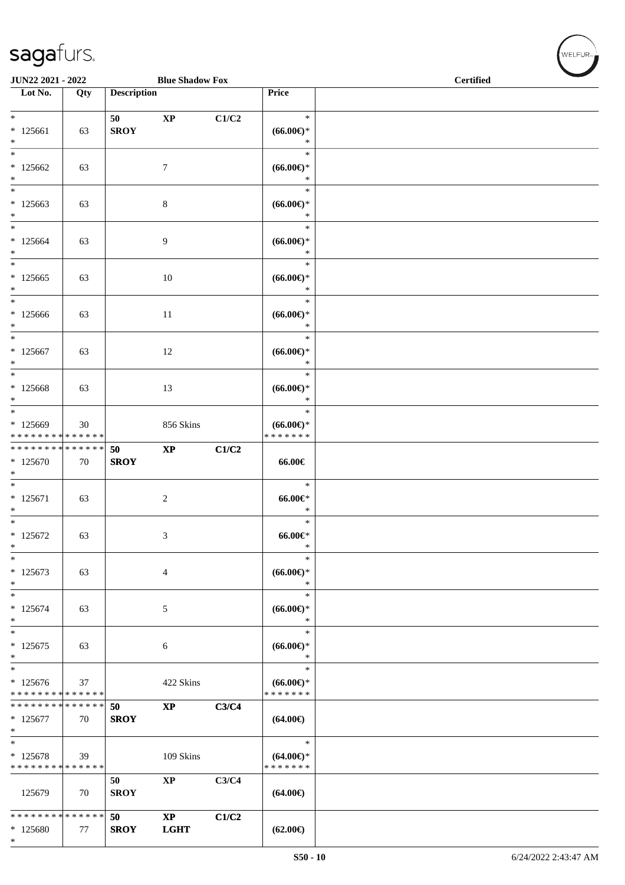| Lot No. | Qty | Description | | | Price |
|---|---|---|---|---|---|
| * 125661 * | 63 | 50 SROY | XP | C1/C2 | * (66.00€)* * |
| * 125662 * | 63 | | 7 | | * (66.00€)* * |
| * 125663 * | 63 | | 8 | | * (66.00€)* * |
| * 125664 * | 63 | | 9 | | * (66.00€)* * |
| * 125665 * | 63 | | 10 | | * (66.00€)* * |
| * 125666 * | 63 | | 11 | | * (66.00€)* * |
| * 125667 * | 63 | | 12 | | * (66.00€)* * |
| * 125668 * | 63 | | 13 | | * (66.00€)* * |
| * 125669 * * * * * * * * * * * * * * | 30 | | 856 Skins | | * (66.00€)* * * * * * * * |
| * * * * * * * * * * * * * * 125670 * | 70 | 50 SROY | XP | C1/C2 | 66.00€ |
| * 125671 * | 63 | | 2 | | * 66.00€* * |
| * 125672 * | 63 | | 3 | | * 66.00€* * |
| * 125673 * | 63 | | 4 | | * (66.00€)* * |
| * 125674 * | 63 | | 5 | | * (66.00€)* * |
| * 125675 * | 63 | | 6 | | * (66.00€)* * |
| * 125676 * * * * * * * * * * * * * * | 37 | | 422 Skins | | * (66.00€)* * * * * * * * |
| * * * * * * * * * * * * * * 125677 * | 70 | 50 SROY | XP | C3/C4 | (64.00€) |
| * 125678 * * * * * * * * * * * * * * | 39 | | 109 Skins | | * (64.00€)* * * * * * * * |
| 125679 | 70 | 50 SROY | XP | C3/C4 | (64.00€) |
| * * * * * * * * * * * * * * 125680 * | 77 | 50 SROY | XP LGHT | C1/C2 | (62.00€) |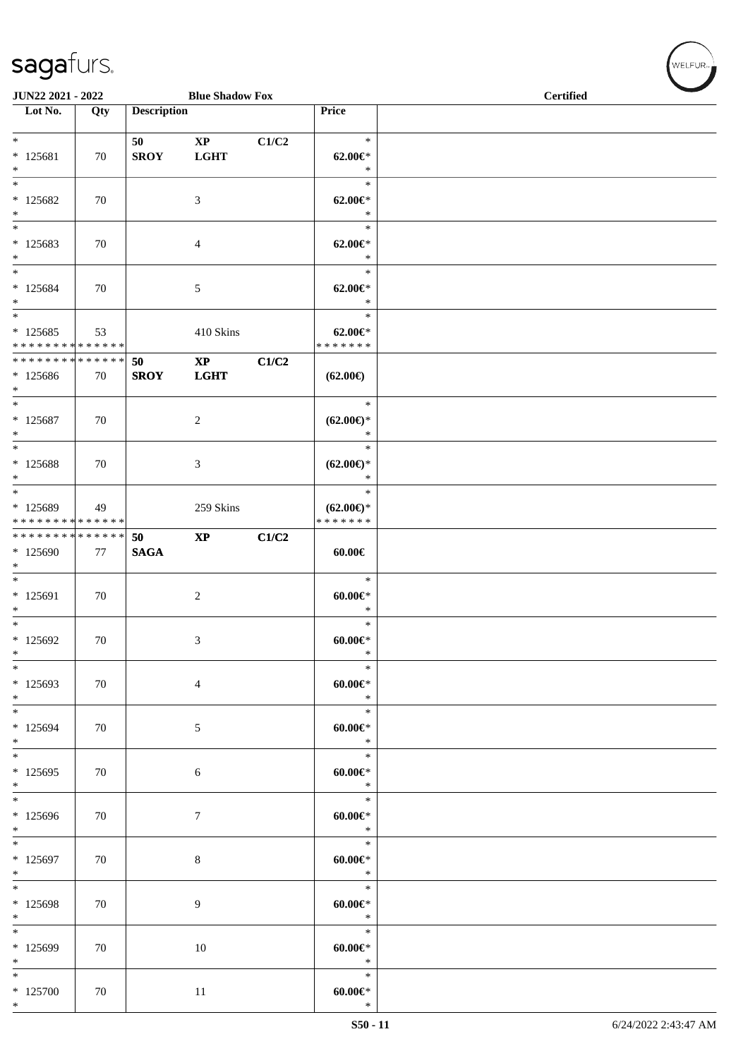**JUN22 2021 - 2022** **Blue Shadow Fox** **Certified**

| Lot No. | Qty | Description | | | Price | |
|---|---|---|---|---|---|---|
| * | | **50** | **XP** | **C1/C2** | * | |
| * 125681 | 70 | **SROY** | **LGHT** | | **62.00€*** | |
| * | | | | | * | |
| * | | | | | * | |
| * 125682 | 70 | | 3 | | **62.00€*** | |
| * | | | | | * | |
| * | | | | | * | |
| * 125683 | 70 | | 4 | | **62.00€*** | |
| * | | | | | * | |
| * | | | | | * | |
| * 125684 | 70 | | 5 | | **62.00€*** | |
| * | | | | | * | |
| * | | | | | * | |
| * 125685 | 53 | | 410 Skins | | **62.00€*** | |
| * * * * * * * * * * * * * * | | | | | * * * * * * * | |
| * * * * * * * * * * * * * * | | **50** | **XP** | **C1/C2** | | |
| * 125686 | 70 | **SROY** | **LGHT** | | **(62.00€)** | |
| * | | | | | | |
| * | | | | | * | |
| * 125687 | 70 | | 2 | | **(62.00€)*** | |
| * | | | | | * | |
| * | | | | | * | |
| * 125688 | 70 | | 3 | | **(62.00€)*** | |
| * | | | | | * | |
| * | | | | | * | |
| * 125689 | 49 | | 259 Skins | | **(62.00€)*** | |
| * * * * * * * * * * * * * * | | | | | * * * * * * * | |
| * * * * * * * * * * * * * * | | **50** | **XP** | **C1/C2** | | |
| * 125690 | 77 | **SAGA** | | | **60.00€** | |
| * | | | | | | |
| * | | | | | * | |
| * 125691 | 70 | | 2 | | **60.00€*** | |
| * | | | | | * | |
| * | | | | | * | |
| * 125692 | 70 | | 3 | | **60.00€*** | |
| * | | | | | * | |
| * | | | | | * | |
| * 125693 | 70 | | 4 | | **60.00€*** | |
| * | | | | | * | |
| * | | | | | * | |
| * 125694 | 70 | | 5 | | **60.00€*** | |
| * | | | | | * | |
| * | | | | | * | |
| * 125695 | 70 | | 6 | | **60.00€*** | |
| * | | | | | * | |
| * | | | | | * | |
| * 125696 | 70 | | 7 | | **60.00€*** | |
| * | | | | | * | |
| * | | | | | * | |
| * 125697 | 70 | | 8 | | **60.00€*** | |
| * | | | | | * | |
| * | | | | | * | |
| * 125698 | 70 | | 9 | | **60.00€*** | |
| * | | | | | * | |
| * | | | | | * | |
| * 125699 | 70 | | 10 | | **60.00€*** | |
| * | | | | | * | |
| * | | | | | * | |
| * 125700 | 70 | | 11 | | **60.00€*** | |
| * | | | | | * | |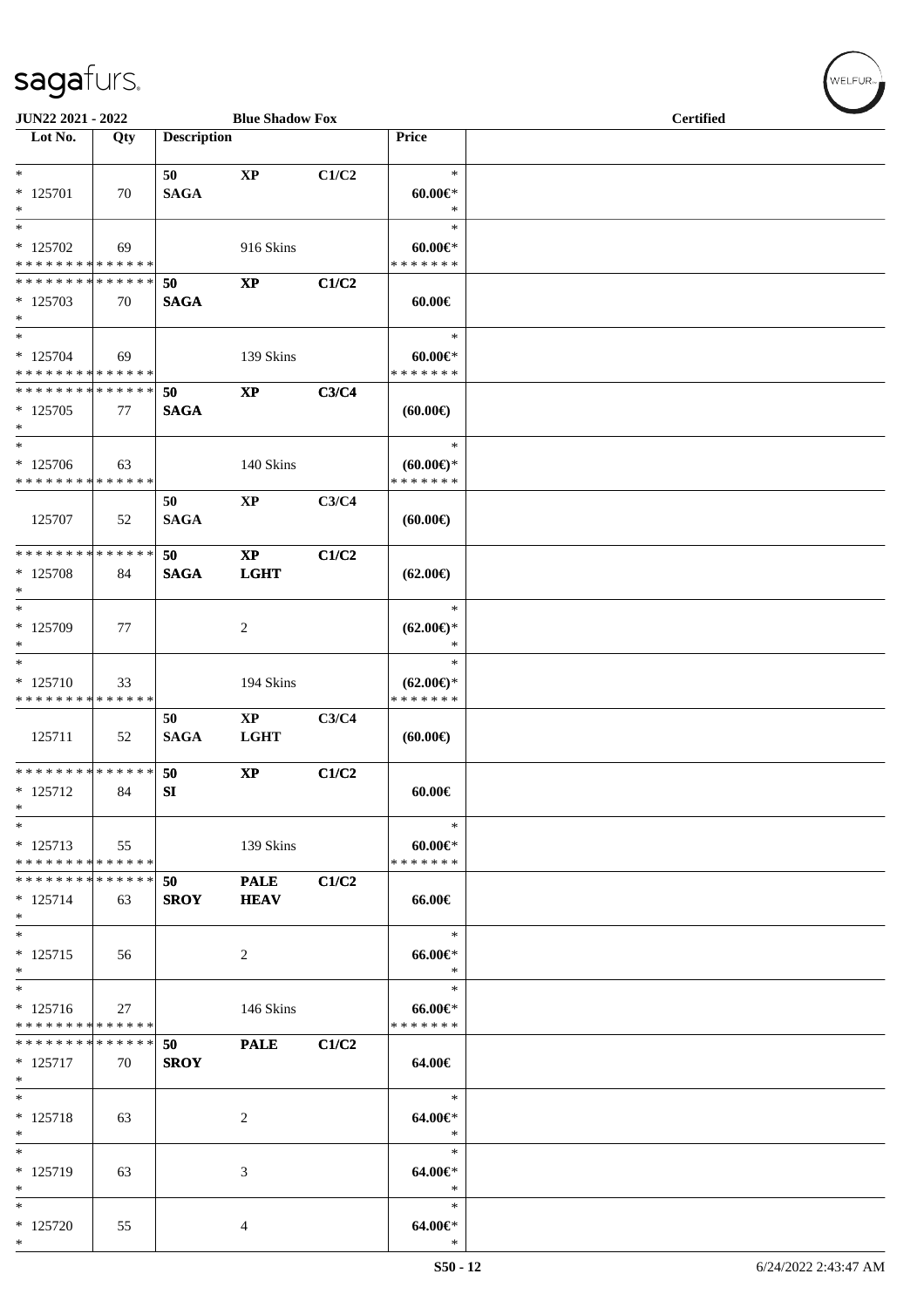**JUN22 2021 - 2022** | **Blue Shadow Fox** | **Certified**

| Lot No. | Qty | Description | | | Price | |
|---|---|---|---|---|---|---|
| * | | 50 | XP | C1/C2 | * | |
| * 125701 | 70 | SAGA | | | 60.00€* | |
| * | | | | | * | |
| * | | | | | * | |
| * 125702 | 69 | | 916 Skins | | 60.00€* | |
| * * * * * * * * * * * * * * | | | | | * * * * * * * | |
| * * * * * * * * * * * * * * | | 50 | XP | C1/C2 | | |
| * 125703 | 70 | SAGA | | | 60.00€ | |
| * | | | | | | |
| * | | | | | * | |
| * 125704 | 69 | | 139 Skins | | 60.00€* | |
| * * * * * * * * * * * * * * | | | | | * * * * * * * | |
| * * * * * * * * * * * * * * | | 50 | XP | C3/C4 | | |
| * 125705 | 77 | SAGA | | | (60.00€) | |
| * | | | | | | |
| * | | | | | * | |
| * 125706 | 63 | | 140 Skins | | (60.00€)* | |
| * * * * * * * * * * * * * * | | | | | * * * * * * * | |
| | | 50 | XP | C3/C4 | | |
| 125707 | 52 | SAGA | | | (60.00€) | |
| * * * * * * * * * * * * * * | | 50 | XP | C1/C2 | | |
| * 125708 | 84 | SAGA | LGHT | | (62.00€) | |
| * | | | | | | |
| * | | | | | * | |
| * 125709 | 77 | | 2 | | (62.00€)* | |
| * | | | | | * | |
| * | | | | | * | |
| * 125710 | 33 | | 194 Skins | | (62.00€)* | |
| * * * * * * * * * * * * * * | | | | | * * * * * * * | |
| | | 50 | XP | C3/C4 | | |
| 125711 | 52 | SAGA | LGHT | | (60.00€) | |
| * * * * * * * * * * * * * * | | 50 | XP | C1/C2 | | |
| * 125712 | 84 | SI | | | 60.00€ | |
| * | | | | | | |
| * | | | | | * | |
| * 125713 | 55 | | 139 Skins | | 60.00€* | |
| * * * * * * * * * * * * * * | | | | | * * * * * * * | |
| * * * * * * * * * * * * * * | | 50 | PALE | C1/C2 | | |
| * 125714 | 63 | SROY | HEAV | | 66.00€ | |
| * | | | | | | |
| * | | | | | * | |
| * 125715 | 56 | | 2 | | 66.00€* | |
| * | | | | | * | |
| * | | | | | * | |
| * 125716 | 27 | | 146 Skins | | 66.00€* | |
| * * * * * * * * * * * * * * | | | | | * * * * * * * | |
| * * * * * * * * * * * * * * | | 50 | PALE | C1/C2 | | |
| * 125717 | 70 | SROY | | | 64.00€ | |
| * | | | | | | |
| * | | | | | * | |
| * 125718 | 63 | | 2 | | 64.00€* | |
| * | | | | | * | |
| * | | | | | * | |
| * 125719 | 63 | | 3 | | 64.00€* | |
| * | | | | | * | |
| * | | | | | * | |
| * 125720 | 55 | | 4 | | 64.00€* | |
| * | | | | | * | |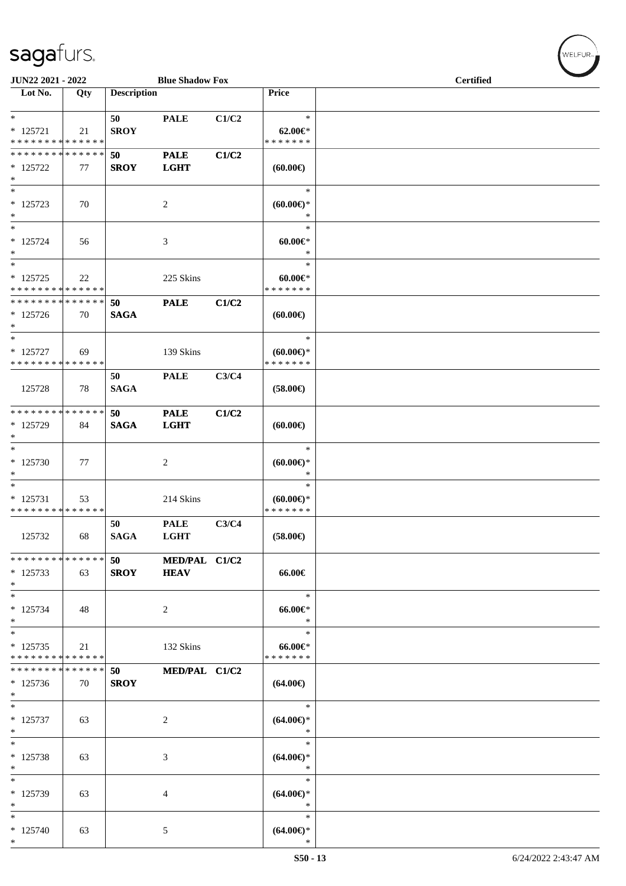JUN22 2021 - 2022 | Blue Shadow Fox | Certified

| Lot No. | Qty | Description | | | Price | |
|---|---|---|---|---|---|---|
| *<br>* 125721<br>* * * * * * * * * * * * * * | 21 | 50<br>SROY | PALE | C1/C2 | *<br>62.00€*<br>* * * * * * * | |
| * * * * * * * * * * * * * *<br>* 125722<br>* | 77 | 50<br>SROY | PALE<br>LGHT | C1/C2 | (60.00€) | |
| *<br>* 125723<br>* | 70 | | 2 | | *<br>(60.00€)*<br>* | |
| *<br>* 125724<br>* | 56 | | 3 | | *<br>60.00€*<br>* | |
| *<br>* 125725<br>* * * * * * * * * * * * * * | 22 | | 225 Skins | | *<br>60.00€*<br>* * * * * * * | |
| * * * * * * * * * * * * * *<br>* 125726<br>* | 70 | 50<br>SAGA | PALE | C1/C2 | (60.00€) | |
| *<br>* 125727<br>* * * * * * * * * * * * * * | 69 | | 139 Skins | | *<br>(60.00€)*<br>* * * * * * * | |
| 125728 | 78 | 50<br>SAGA | PALE | C3/C4 | (58.00€) | |
| * * * * * * * * * * * * * *<br>* 125729<br>* | 84 | 50<br>SAGA | PALE<br>LGHT | C1/C2 | (60.00€) | |
| *<br>* 125730<br>* | 77 | | 2 | | *<br>(60.00€)*<br>* | |
| *<br>* 125731<br>* * * * * * * * * * * * * * | 53 | | 214 Skins | | *<br>(60.00€)*<br>* * * * * * * | |
| 125732 | 68 | 50<br>SAGA | PALE<br>LGHT | C3/C4 | (58.00€) | |
| * * * * * * * * * * * * * *<br>* 125733<br>* | 63 | 50<br>SROY | MED/PAL<br>HEAV | C1/C2 | 66.00€ | |
| *<br>* 125734<br>* | 48 | | 2 | | *<br>66.00€*<br>* | |
| *<br>* 125735<br>* * * * * * * * * * * * * * | 21 | | 132 Skins | | *<br>66.00€*<br>* * * * * * * | |
| * * * * * * * * * * * * * *<br>* 125736<br>* | 70 | 50<br>SROY | MED/PAL | C1/C2 | (64.00€) | |
| *<br>* 125737<br>* | 63 | | 2 | | *<br>(64.00€)*<br>* | |
| *<br>* 125738<br>* | 63 | | 3 | | *<br>(64.00€)*<br>* | |
| *<br>* 125739<br>* | 63 | | 4 | | *<br>(64.00€)*<br>* | |
| *<br>* 125740<br>* | 63 | | 5 | | *<br>(64.00€)*<br>* | |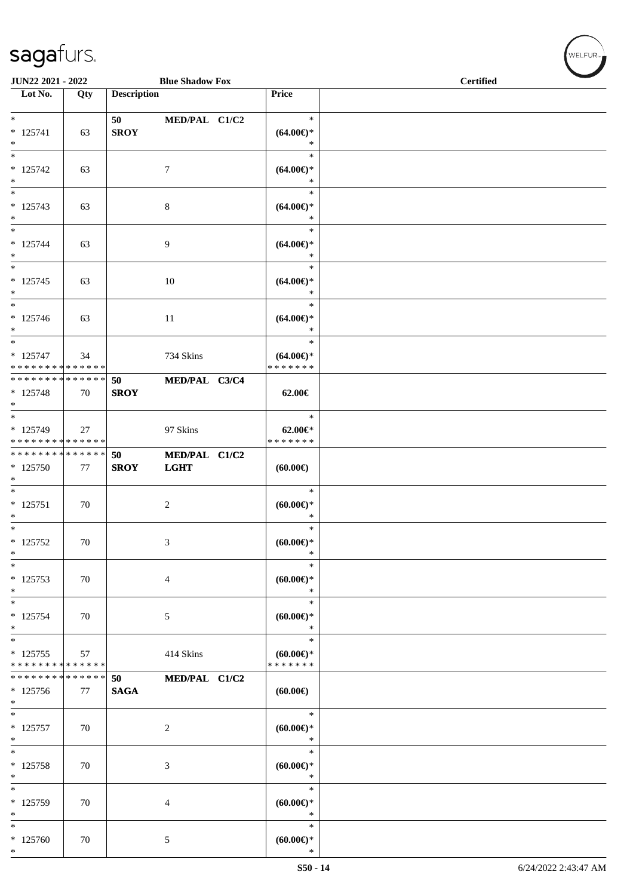| Lot No. | Qty | Description | | Price |
|---|---|---|---|---|
| * 125741 * | 63 | 50 SROY | MED/PAL C1/C2 | * (64.00€)* * |
| * 125742 * | 63 | | 7 | * (64.00€)* * |
| * 125743 * | 63 | | 8 | * (64.00€)* * |
| * 125744 * | 63 | | 9 | * (64.00€)* * |
| * 125745 * | 63 | | 10 | * (64.00€)* * |
| * 125746 * | 63 | | 11 | * (64.00€)* * |
| * 125747 * * * * * * * * * * * * * * | 34 | | 734 Skins | * (64.00€)* * * * * * * * |
| * * * * * * * * * * * * * * 125748 * | 70 | 50 SROY | MED/PAL C3/C4 | 62.00€ |
| * 125749 * * * * * * * * * * * * * * | 27 | | 97 Skins | * 62.00€* * * * * * * * |
| * * * * * * * * * * * * * * 125750 * | 77 | 50 SROY | MED/PAL C1/C2 LGHT | (60.00€) |
| * 125751 * | 70 | | 2 | * (60.00€)* * |
| * 125752 * | 70 | | 3 | * (60.00€)* * |
| * 125753 * | 70 | | 4 | * (60.00€)* * |
| * 125754 * | 70 | | 5 | * (60.00€)* * |
| * 125755 * * * * * * * * * * * * * * | 57 | | 414 Skins | * (60.00€)* * * * * * * * |
| * * * * * * * * * * * * * * 125756 * | 77 | 50 SAGA | MED/PAL C1/C2 | (60.00€) |
| * 125757 * | 70 | | 2 | * (60.00€)* * |
| * 125758 * | 70 | | 3 | * (60.00€)* * |
| * 125759 * | 70 | | 4 | * (60.00€)* * |
| * 125760 * | 70 | | 5 | * (60.00€)* * |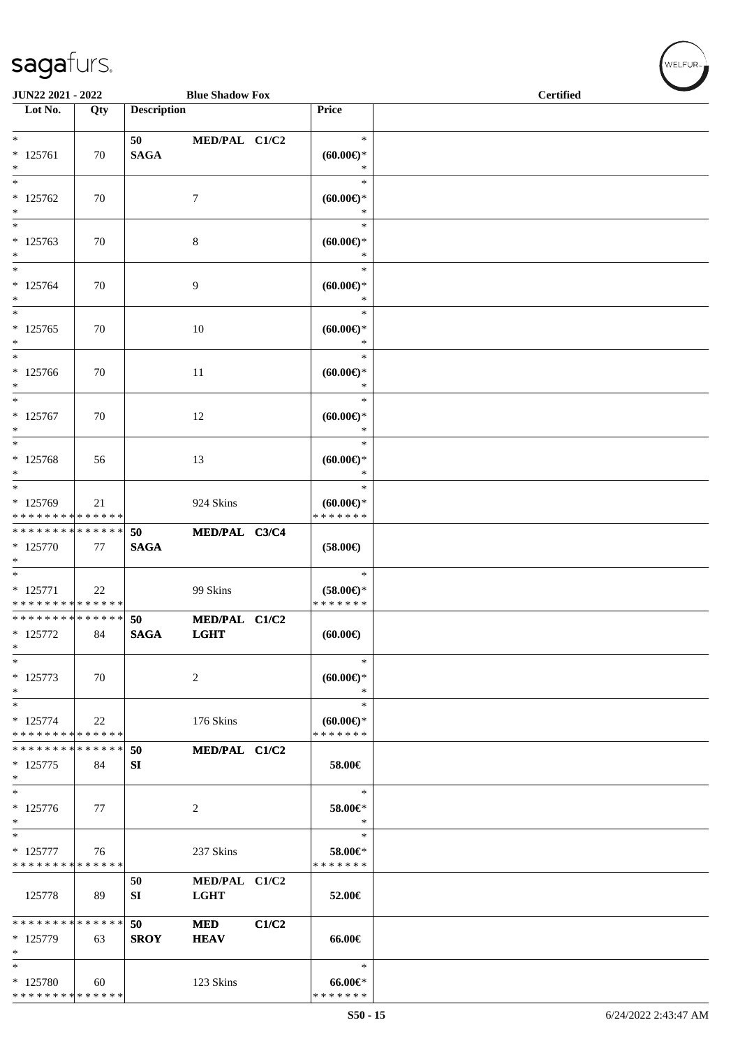# sagafurs.

**JUN22 2021 - 2022** | **Blue Shadow Fox** | **Certified**

| Lot No. | Qty | Description | | | Price |
|---|---|---|---|---|---|
| * <br> * 125761 <br> * | 70 | 50 <br> SAGA | MED/PAL | C1/C2 | * <br> (60.00€)* <br> * |
| * <br> * 125762 <br> * | 70 | | 7 | | * <br> (60.00€)* <br> * |
| * <br> * 125763 <br> * | 70 | | 8 | | * <br> (60.00€)* <br> * |
| * <br> * 125764 <br> * | 70 | | 9 | | * <br> (60.00€)* <br> * |
| * <br> * 125765 <br> * | 70 | | 10 | | * <br> (60.00€)* <br> * |
| * <br> * 125766 <br> * | 70 | | 11 | | * <br> (60.00€)* <br> * |
| * <br> * 125767 <br> * | 70 | | 12 | | * <br> (60.00€)* <br> * |
| * <br> * 125768 <br> * | 56 | | 13 | | * <br> (60.00€)* <br> * |
| * <br> * 125769 <br> * * * * * * * * * * * * * * | 21 | | 924 Skins | | * <br> (60.00€)* <br> * * * * * * * |
| * * * * * * * * * * * * * * <br> * 125770 <br> * | 77 | 50 <br> SAGA | MED/PAL | C3/C4 | (58.00€) |
| * <br> * 125771 <br> * * * * * * * * * * * * * * | 22 | | 99 Skins | | * <br> (58.00€)* <br> * * * * * * * |
| * * * * * * * * * * * * * * <br> * 125772 <br> * | 84 | 50 <br> SAGA | MED/PAL <br> LGHT | C1/C2 | (60.00€) |
| * <br> * 125773 <br> * | 70 | | 2 | | * <br> (60.00€)* <br> * |
| * <br> * 125774 <br> * * * * * * * * * * * * * * | 22 | | 176 Skins | | * <br> (60.00€)* <br> * * * * * * * |
| * * * * * * * * * * * * * * <br> * 125775 <br> * | 84 | 50 <br> SI | MED/PAL | C1/C2 | 58.00€ |
| * <br> * 125776 <br> * | 77 | | 2 | | * <br> 58.00€* <br> * |
| * <br> * 125777 <br> * * * * * * * * * * * * * * | 76 | | 237 Skins | | * <br> 58.00€* <br> * * * * * * * |
| 125778 | 89 | 50 <br> SI | MED/PAL <br> LGHT | C1/C2 | 52.00€ |
| * * * * * * * * * * * * * * <br> * 125779 <br> * | 63 | 50 <br> SROY | MED <br> HEAV | C1/C2 | 66.00€ |
| * <br> * 125780 <br> * * * * * * * * * * * * * * | 60 | | 123 Skins | | * <br> 66.00€* <br> * * * * * * * |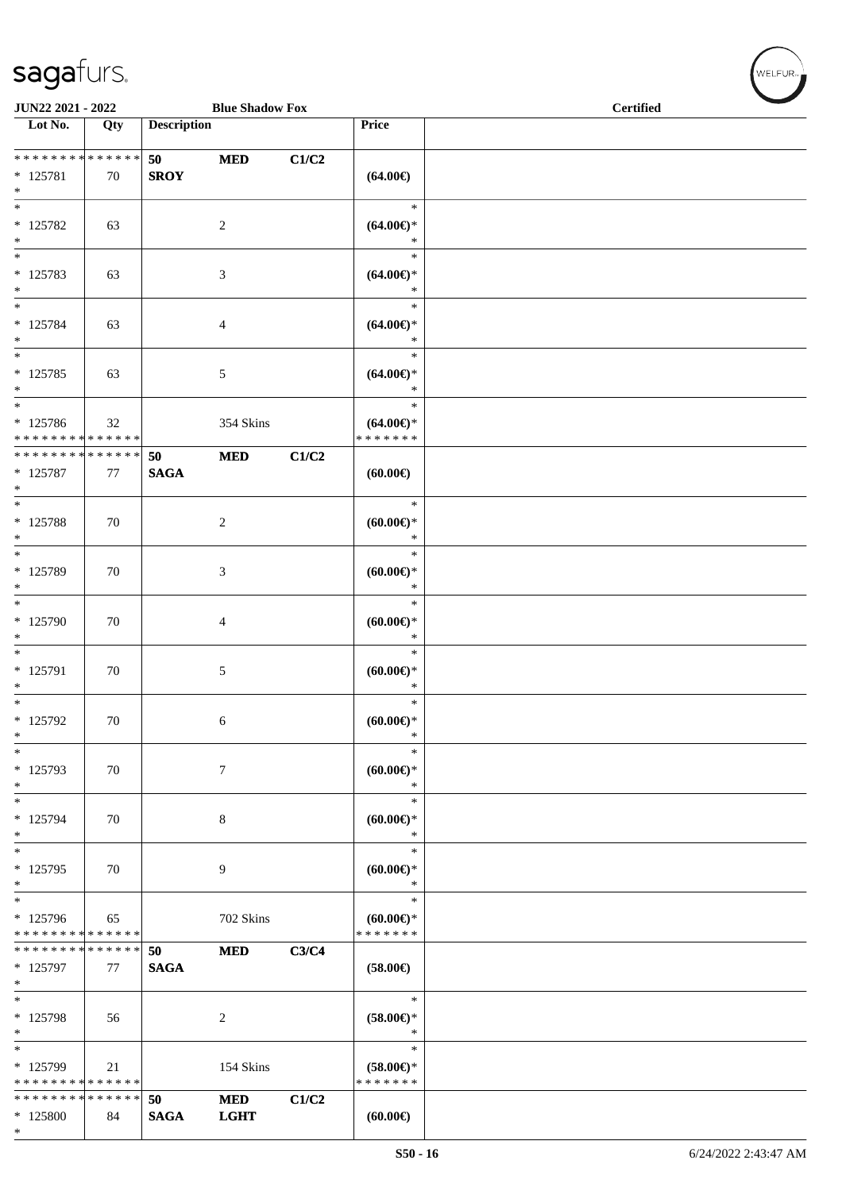| Lot No. | Qty | Description | | | Price | |
|---|---|---|---|---|---|---|
| * * * * * * * * * * * * * * | | 50 | MED | C1/C2 | | |
| * 125781 | 70 | SROY | | | (64.00€) | |
| * | | | | | | |
| * | | | | | * | |
| * 125782 | 63 | | 2 | | (64.00€)* | |
| * | | | | | * | |
| * | | | | | * | |
| * 125783 | 63 | | 3 | | (64.00€)* | |
| * | | | | | * | |
| * | | | | | * | |
| * 125784 | 63 | | 4 | | (64.00€)* | |
| * | | | | | * | |
| * | | | | | * | |
| * 125785 | 63 | | 5 | | (64.00€)* | |
| * | | | | | * | |
| * | | | | | * | |
| * 125786 | 32 | | 354 Skins | | (64.00€)* | |
| * * * * * * * * * * * * * * | | | | | * * * * * * * | |
| * * * * * * * * * * * * * * | | 50 | MED | C1/C2 | | |
| * 125787 | 77 | SAGA | | | (60.00€) | |
| * | | | | | | |
| * | | | | | * | |
| * 125788 | 70 | | 2 | | (60.00€)* | |
| * | | | | | * | |
| * | | | | | * | |
| * 125789 | 70 | | 3 | | (60.00€)* | |
| * | | | | | * | |
| * | | | | | * | |
| * 125790 | 70 | | 4 | | (60.00€)* | |
| * | | | | | * | |
| * | | | | | * | |
| * 125791 | 70 | | 5 | | (60.00€)* | |
| * | | | | | * | |
| * | | | | | * | |
| * 125792 | 70 | | 6 | | (60.00€)* | |
| * | | | | | * | |
| * | | | | | * | |
| * 125793 | 70 | | 7 | | (60.00€)* | |
| * | | | | | * | |
| * | | | | | * | |
| * 125794 | 70 | | 8 | | (60.00€)* | |
| * | | | | | * | |
| * | | | | | * | |
| * 125795 | 70 | | 9 | | (60.00€)* | |
| * | | | | | * | |
| * | | | | | * | |
| * 125796 | 65 | | 702 Skins | | (60.00€)* | |
| * * * * * * * * * * * * * * | | | | | * * * * * * * | |
| * * * * * * * * * * * * * * | | 50 | MED | C3/C4 | | |
| * 125797 | 77 | SAGA | | | (58.00€) | |
| * | | | | | | |
| * | | | | | * | |
| * 125798 | 56 | | 2 | | (58.00€)* | |
| * | | | | | * | |
| * | | | | | * | |
| * 125799 | 21 | | 154 Skins | | (58.00€)* | |
| * * * * * * * * * * * * * * | | | | | * * * * * * * | |
| * * * * * * * * * * * * * * | | 50 | MED | C1/C2 | | |
| * 125800 | 84 | SAGA | LGHT | | (60.00€) | |
| * | | | | | | |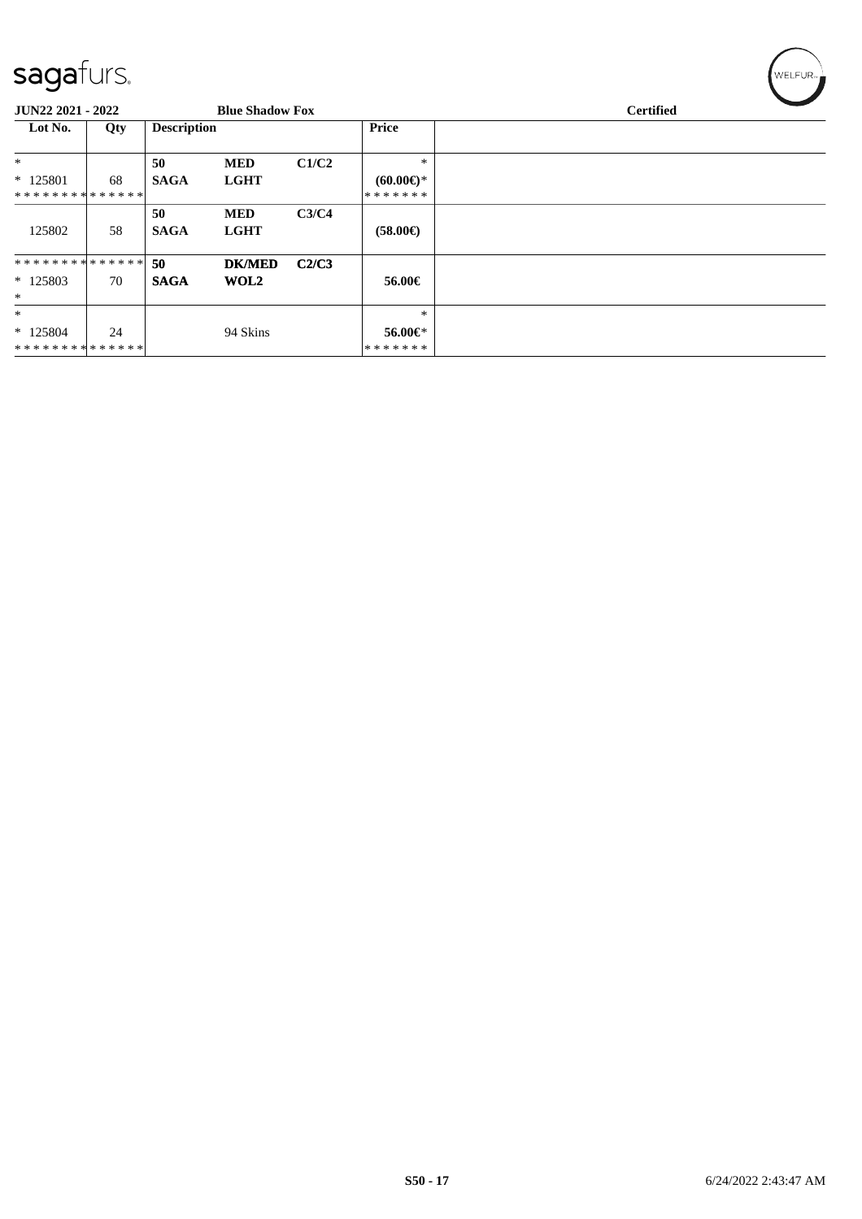JUN22 2021 - 2022 | Blue Shadow Fox | Certified

| Lot No. | Qty | Description | | | Price | |
|---|---|---|---|---|---|---|
| * | | 50 | MED | C1/C2 | * | |
| * 125801 | 68 | SAGA | LGHT | | (60.00€)* | |
| ************** | | | | | ******* | |
| | | 50 | MED | C3/C4 | | |
| 125802 | 58 | SAGA | LGHT | | (58.00€) | |
| ************** | | 50 | DK/MED | C2/C3 | | |
| * 125803 | 70 | SAGA | WOL2 | | 56.00€ | |
| * | | | | | | |
| * | | | | | * | |
| * 125804 | 24 | | 94 Skins | | 56.00€* | |
| ************** | | | | | ******* | |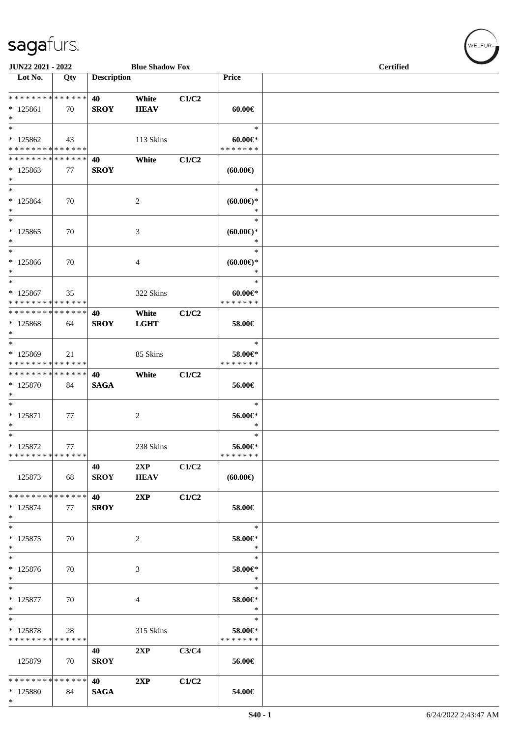sagafurs.

JUN22 2021 - 2022 | Blue Shadow Fox | Certified

| Lot No. | Qty | Description | | | Price | |
|---|---|---|---|---|---|---|
| * * * * * * * * * * * * * * | | 40 | White | C1/C2 | | |
| * 125861 | 70 | SROY | HEAV | | 60.00€ | |
| * | | | | | | |
| * | | | | | * | |
| * 125862 | 43 | | 113 Skins | | 60.00€* | |
| * * * * * * * * * * * * * * | | | | | * * * * * * * | |
| * * * * * * * * * * * * * * | | 40 | White | C1/C2 | | |
| * 125863 | 77 | SROY | | | (60.00€) | |
| * | | | | | | |
| * | | | | | * | |
| * 125864 | 70 | | 2 | | (60.00€)* | |
| * | | | | | * | |
| * | | | | | * | |
| * 125865 | 70 | | 3 | | (60.00€)* | |
| * | | | | | * | |
| * | | | | | * | |
| * 125866 | 70 | | 4 | | (60.00€)* | |
| * | | | | | * | |
| * | | | | | * | |
| * 125867 | 35 | | 322 Skins | | 60.00€* | |
| * * * * * * * * * * * * * * | | | | | * * * * * * * | |
| * * * * * * * * * * * * * * | | 40 | White | C1/C2 | | |
| * 125868 | 64 | SROY | LGHT | | 58.00€ | |
| * | | | | | | |
| * | | | | | * | |
| * 125869 | 21 | | 85 Skins | | 58.00€* | |
| * * * * * * * * * * * * * * | | | | | * * * * * * * | |
| * * * * * * * * * * * * * * | | 40 | White | C1/C2 | | |
| * 125870 | 84 | SAGA | | | 56.00€ | |
| * | | | | | | |
| * | | | | | * | |
| * 125871 | 77 | | 2 | | 56.00€* | |
| * | | | | | * | |
| * | | | | | * | |
| * 125872 | 77 | | 238 Skins | | 56.00€* | |
| * * * * * * * * * * * * * * | | | | | * * * * * * * | |
| | | 40 | 2XP | C1/C2 | | |
| 125873 | 68 | SROY | HEAV | | (60.00€) | |
| * * * * * * * * * * * * * * | | 40 | 2XP | C1/C2 | | |
| * 125874 | 77 | SROY | | | 58.00€ | |
| * | | | | | | |
| * | | | | | * | |
| * 125875 | 70 | | 2 | | 58.00€* | |
| * | | | | | * | |
| * | | | | | * | |
| * 125876 | 70 | | 3 | | 58.00€* | |
| * | | | | | * | |
| * | | | | | * | |
| * 125877 | 70 | | 4 | | 58.00€* | |
| * | | | | | * | |
| * | | | | | * | |
| * 125878 | 28 | | 315 Skins | | 58.00€* | |
| * * * * * * * * * * * * * * | | | | | * * * * * * * | |
| | | 40 | 2XP | C3/C4 | | |
| 125879 | 70 | SROY | | | 56.00€ | |
| * * * * * * * * * * * * * * | | 40 | 2XP | C1/C2 | | |
| * 125880 | 84 | SAGA | | | 54.00€ | |
| * | | | | | | |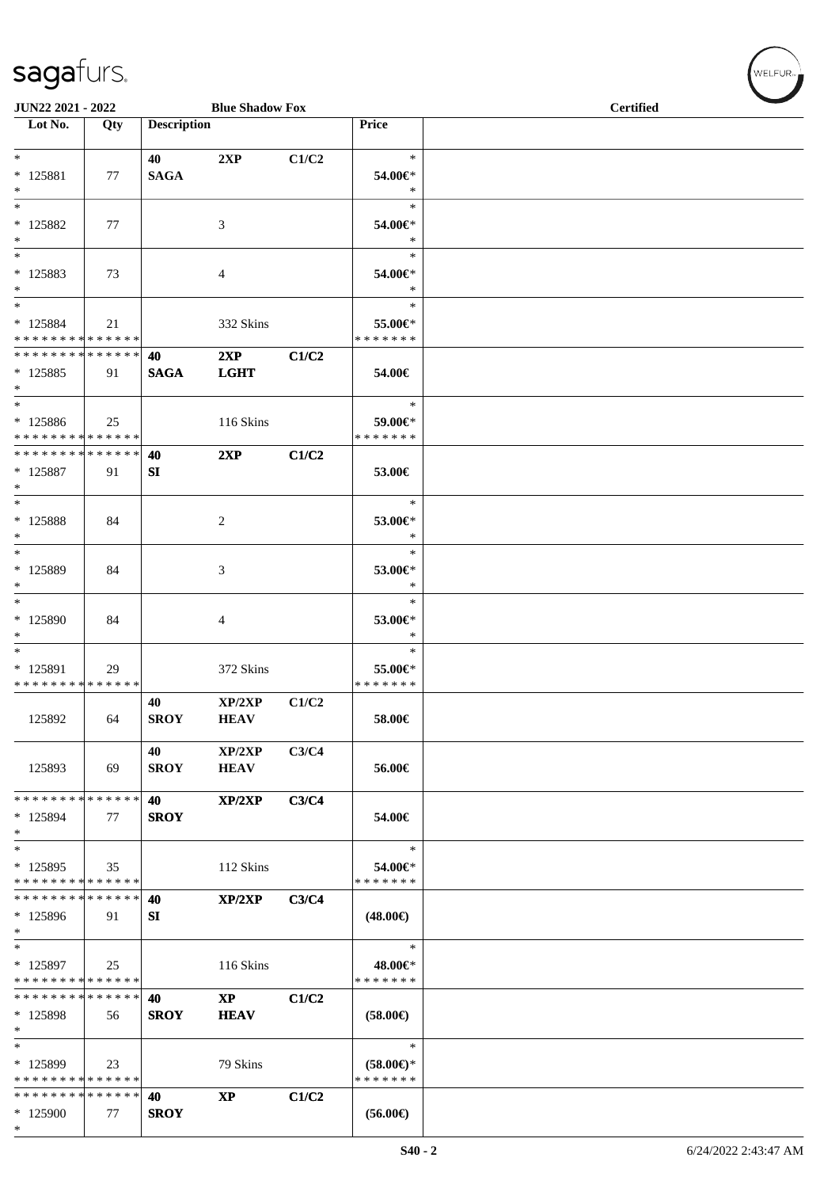JUN22 2021 - 2022 | Blue Shadow Fox | Certified

| Lot No. | Qty | Description | | | Price | |
|---|---|---|---|---|---|---|
| * 125881 * | 77 | 40 SAGA | 2XP | C1/C2 | * 54.00€* * | |
| * 125882 * | 77 | | 3 | | * 54.00€* * | |
| * 125883 * | 73 | | 4 | | * 54.00€* * | |
| * 125884 * * * * * * * * * * * * * * | 21 | | 332 Skins | | * 55.00€* * * * * * * * | |
| * * * * * * * * * * * * * * 125885 * | 91 | 40 SAGA | 2XP LGHT | C1/C2 | 54.00€ | |
| * 125886 * * * * * * * * * * * * * * | 25 | | 116 Skins | | * 59.00€* * * * * * * * | |
| * * * * * * * * * * * * * * 125887 * | 91 | 40 SI | 2XP | C1/C2 | 53.00€ | |
| * 125888 * | 84 | | 2 | | * 53.00€* * | |
| * 125889 * | 84 | | 3 | | * 53.00€* * | |
| * 125890 * | 84 | | 4 | | * 53.00€* * | |
| * 125891 * * * * * * * * * * * * * * | 29 | | 372 Skins | | * 55.00€* * * * * * * * | |
| 125892 | 64 | 40 SROY | XP/2XP HEAV | C1/C2 | 58.00€ | |
| 125893 | 69 | 40 SROY | XP/2XP HEAV | C3/C4 | 56.00€ | |
| * * * * * * * * * * * * * * 125894 * | 77 | 40 SROY | XP/2XP | C3/C4 | 54.00€ | |
| * 125895 * * * * * * * * * * * * * * | 35 | | 112 Skins | | * 54.00€* * * * * * * * | |
| * * * * * * * * * * * * * * 125896 * | 91 | 40 SI | XP/2XP | C3/C4 | (48.00€) | |
| * 125897 * * * * * * * * * * * * * * | 25 | | 116 Skins | | * 48.00€* * * * * * * * | |
| * * * * * * * * * * * * * * 125898 * | 56 | 40 SROY | XP HEAV | C1/C2 | (58.00€) | |
| * 125899 * * * * * * * * * * * * * * | 23 | | 79 Skins | | * (58.00€)* * * * * * * * | |
| * * * * * * * * * * * * * * 125900 * | 77 | 40 SROY | XP | C1/C2 | (56.00€) | |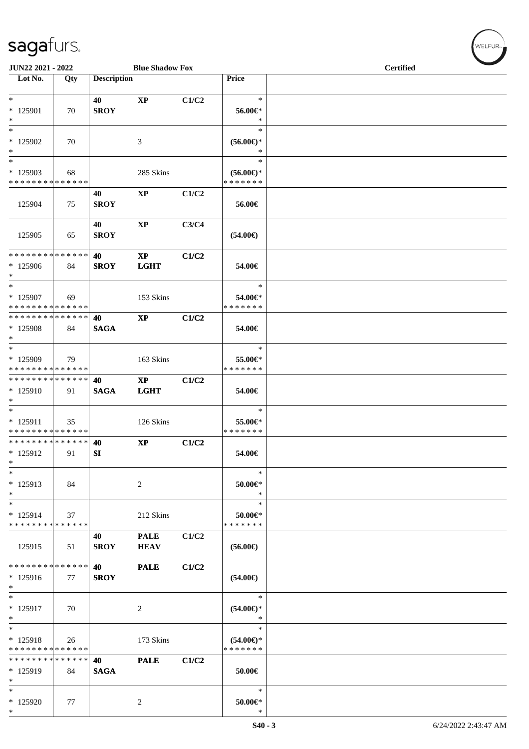JUN22 2021 - 2022 | Blue Shadow Fox | Certified

| Lot No. | Qty | Description | | | Price | |
|---|---|---|---|---|---|---|
| * | | 40 | XP | C1/C2 | * | |
| * 125901 | 70 | SROY | | | 56.00€* | |
| * | | | | | * | |
| * | | | | | * | |
| * 125902 | 70 | | 3 | | (56.00€)* | |
| * | | | | | * | |
| * | | | | | * | |
| * 125903 | 68 | | 285 Skins | | (56.00€)* | |
| * * * * * * * * * * * * * * | | | | | * * * * * * * | |
| | | 40 | XP | C1/C2 | | |
| 125904 | 75 | SROY | | | 56.00€ | |
| | | 40 | XP | C3/C4 | | |
| 125905 | 65 | SROY | | | (54.00€) | |
| * * * * * * * * * * * * * * | | 40 | XP | C1/C2 | | |
| * 125906 | 84 | SROY | LGHT | | 54.00€ | |
| * | | | | | | |
| * | | | | | * | |
| * 125907 | 69 | | 153 Skins | | 54.00€* | |
| * * * * * * * * * * * * * * | | | | | * * * * * * * | |
| * * * * * * * * * * * * * * | | 40 | XP | C1/C2 | | |
| * 125908 | 84 | SAGA | | | 54.00€ | |
| * | | | | | | |
| * | | | | | * | |
| * 125909 | 79 | | 163 Skins | | 55.00€* | |
| * * * * * * * * * * * * * * | | | | | * * * * * * * | |
| * * * * * * * * * * * * * * | | 40 | XP | C1/C2 | | |
| * 125910 | 91 | SAGA | LGHT | | 54.00€ | |
| * | | | | | | |
| * | | | | | * | |
| * 125911 | 35 | | 126 Skins | | 55.00€* | |
| * * * * * * * * * * * * * * | | | | | * * * * * * * | |
| * * * * * * * * * * * * * * | | 40 | XP | C1/C2 | | |
| * 125912 | 91 | SI | | | 54.00€ | |
| * | | | | | | |
| * | | | | | * | |
| * 125913 | 84 | | 2 | | 50.00€* | |
| * | | | | | * | |
| * | | | | | * | |
| * 125914 | 37 | | 212 Skins | | 50.00€* | |
| * * * * * * * * * * * * * * | | | | | * * * * * * * | |
| | | 40 | PALE | C1/C2 | | |
| 125915 | 51 | SROY | HEAV | | (56.00€) | |
| * * * * * * * * * * * * * * | | 40 | PALE | C1/C2 | | |
| * 125916 | 77 | SROY | | | (54.00€) | |
| * | | | | | | |
| * | | | | | * | |
| * 125917 | 70 | | 2 | | (54.00€)* | |
| * | | | | | * | |
| * | | | | | * | |
| * 125918 | 26 | | 173 Skins | | (54.00€)* | |
| * * * * * * * * * * * * * * | | | | | * * * * * * * | |
| * * * * * * * * * * * * * * | | 40 | PALE | C1/C2 | | |
| * 125919 | 84 | SAGA | | | 50.00€ | |
| * | | | | | | |
| * | | | | | * | |
| * 125920 | 77 | | 2 | | 50.00€* | |
| * | | | | | * | |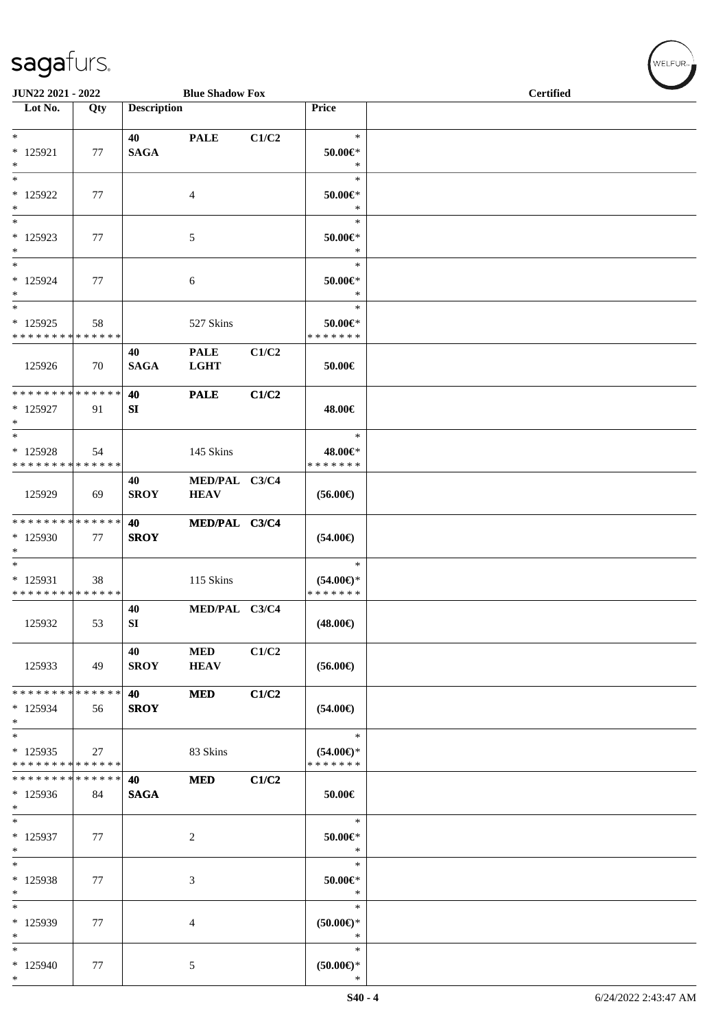| Lot No. | Qty | Description | | | Price | |
|---|---|---|---|---|---|---|
| * <br> * 125921 <br> * | 77 | 40 <br> **SAGA** | **PALE** | **C1/C2** | * <br> 50.00€* <br> * | |
| * <br> * 125922 <br> * | 77 | | 4 | | * <br> 50.00€* <br> * | |
| * <br> * 125923 <br> * | 77 | | 5 | | * <br> 50.00€* <br> * | |
| * <br> * 125924 <br> * | 77 | | 6 | | * <br> 50.00€* <br> * | |
| * <br> * 125925 <br> * * * * * * * * * * * * * * | 58 | | 527 Skins | | * <br> 50.00€* <br> * * * * * * * | |
| 125926 | 70 | 40 <br> **SAGA** | **PALE** <br> **LGHT** | **C1/C2** | 50.00€ | |
| * * * * * * * * * * * * * * <br> * 125927 <br> * | 91 | **40** <br> **SI** | **PALE** | **C1/C2** | 48.00€ | |
| * <br> * 125928 <br> * * * * * * * * * * * * * * | 54 | | 145 Skins | | * <br> 48.00€* <br> * * * * * * * | |
| 125929 | 69 | 40 <br> **SROY** | **MED/PAL** <br> **HEAV** | **C3/C4** | (56.00€) | |
| * * * * * * * * * * * * * * <br> * 125930 <br> * | 77 | **40** <br> **SROY** | **MED/PAL** | **C3/C4** | (54.00€) | |
| * <br> * 125931 <br> * * * * * * * * * * * * * * | 38 | | 115 Skins | | * <br> (54.00€)* <br> * * * * * * * | |
| 125932 | 53 | 40 <br> **SI** | **MED/PAL** | **C3/C4** | (48.00€) | |
| 125933 | 49 | 40 <br> **SROY** | **MED** <br> **HEAV** | **C1/C2** | (56.00€) | |
| * * * * * * * * * * * * * * <br> * 125934 <br> * | 56 | **40** <br> **SROY** | **MED** | **C1/C2** | (54.00€) | |
| * <br> * 125935 <br> * * * * * * * * * * * * * * | 27 | | 83 Skins | | * <br> (54.00€)* <br> * * * * * * * | |
| * * * * * * * * * * * * * * <br> * 125936 <br> * | 84 | **40** <br> **SAGA** | **MED** | **C1/C2** | 50.00€ | |
| * <br> * 125937 <br> * | 77 | | 2 | | * <br> 50.00€* <br> * | |
| * <br> * 125938 <br> * | 77 | | 3 | | * <br> 50.00€* <br> * | |
| * <br> * 125939 <br> * | 77 | | 4 | | * <br> (50.00€)* <br> * | |
| * <br> * 125940 <br> * | 77 | | 5 | | * <br> (50.00€)* <br> * | |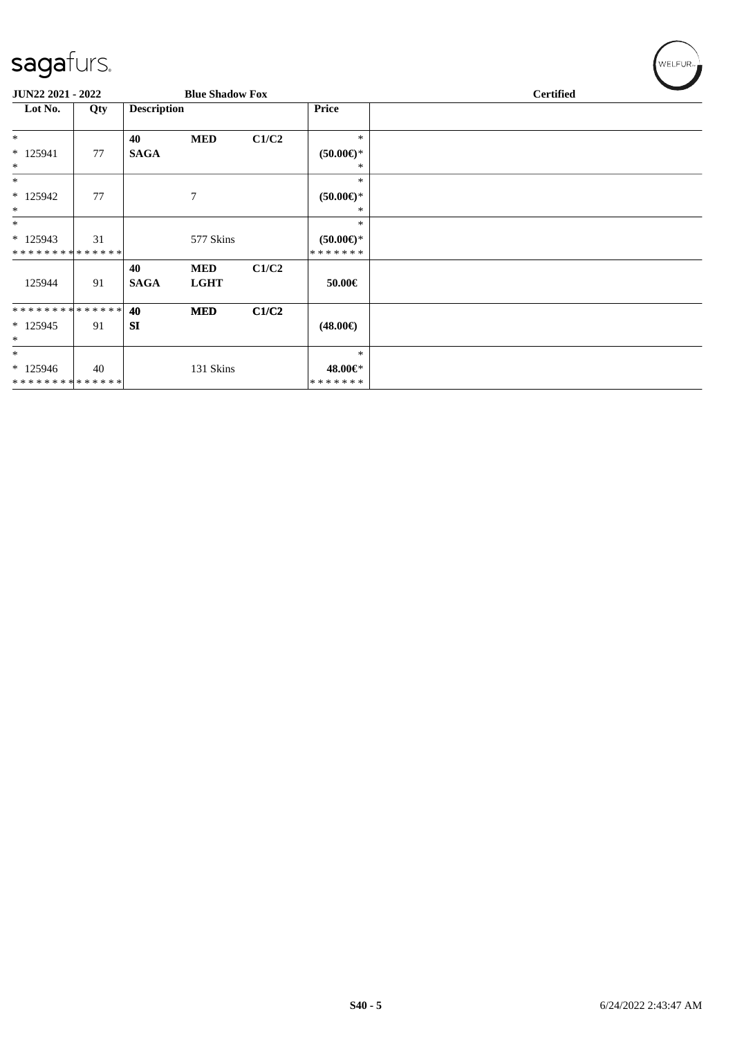| JUN22 2021 - 2022 | | Blue Shadow Fox | | | | Certified |
|---|---|---|---|---|---|---|
| **Lot No.** | **Qty** | **Description** | | | **Price** | |
| * | | **40** | **MED** | **C1/C2** | * | |
| * 125941 | 77 | **SAGA** | | | **(50.00€)*** | |
| * | | | | | * | |
| * | | | | | * | |
| * 125942 | 77 | | 7 | | **(50.00€)*** | |
| * | | | | | * | |
| * | | | | | * | |
| * 125943 | 31 | | 577 Skins | | **(50.00€)*** | |
| * * * * * * * * * * * * * * | | | | | * * * * * * * | |
| | | **40** | **MED** | **C1/C2** | | |
| 125944 | 91 | **SAGA** | **LGHT** | | **50.00€** | |
| * * * * * * * * * * * * * * | | **40** | **MED** | **C1/C2** | | |
| * 125945 | 91 | **SI** | | | **(48.00€)** | |
| * | | | | | | |
| * | | | | | * | |
| * 125946 | 40 | | 131 Skins | | **48.00€*** | |
| * * * * * * * * * * * * * * | | | | | * * * * * * * | |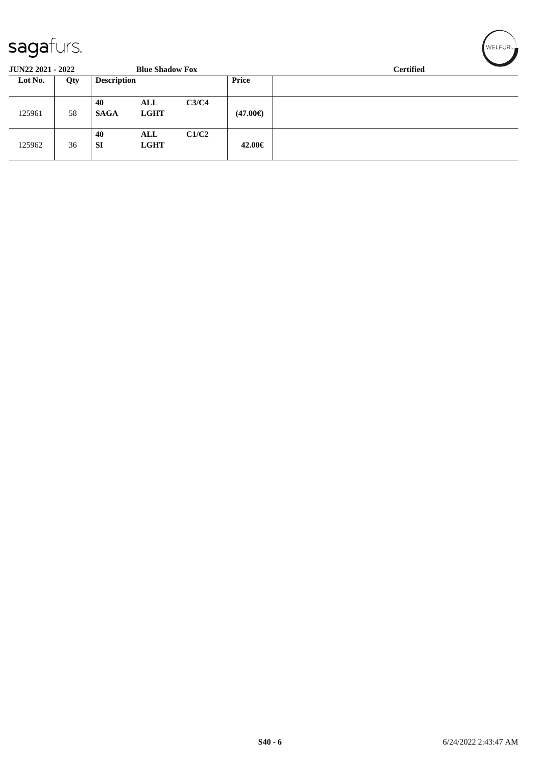**JUN22 2021 - 2022** **Blue Shadow Fox** **Certified**

| Lot No. | Qty | Description | | | Price | |
|---|---|---|---|---|---|---|
| 125961 | 58 | 40 SAGA | ALL LGHT | C3/C4 | (47.00€) | |
| 125962 | 36 | 40 SI | ALL LGHT | C1/C2 | 42.00€ | |